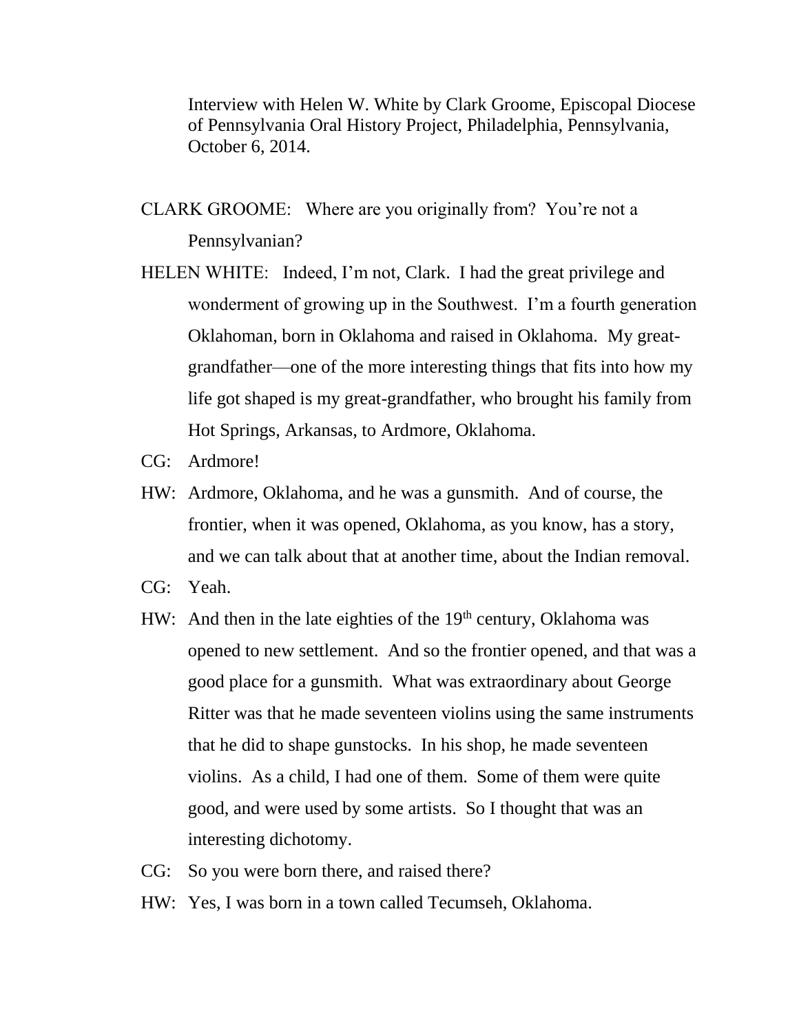Interview with Helen W. White by Clark Groome, Episcopal Diocese of Pennsylvania Oral History Project, Philadelphia, Pennsylvania, October 6, 2014.

CLARK GROOME: Where are you originally from? You're not a Pennsylvanian?

HELEN WHITE: Indeed, I'm not, Clark. I had the great privilege and wonderment of growing up in the Southwest. I'm a fourth generation Oklahoman, born in Oklahoma and raised in Oklahoma. My great-grandfather—one of the more interesting things that fits into how my life got shaped is my great-grandfather, who brought his family from Hot Springs, Arkansas, to Ardmore, Oklahoma.

CG: Ardmore!

HW: Ardmore, Oklahoma, and he was a gunsmith. And of course, the frontier, when it was opened, Oklahoma, as you know, has a story, and we can talk about that at another time, about the Indian removal.

CG: Yeah.

HW: And then in the late eighties of the 19th century, Oklahoma was opened to new settlement. And so the frontier opened, and that was a good place for a gunsmith. What was extraordinary about George Ritter was that he made seventeen violins using the same instruments that he did to shape gunstocks. In his shop, he made seventeen violins. As a child, I had one of them. Some of them were quite good, and were used by some artists. So I thought that was an interesting dichotomy.

CG: So you were born there, and raised there?

HW: Yes, I was born in a town called Tecumseh, Oklahoma.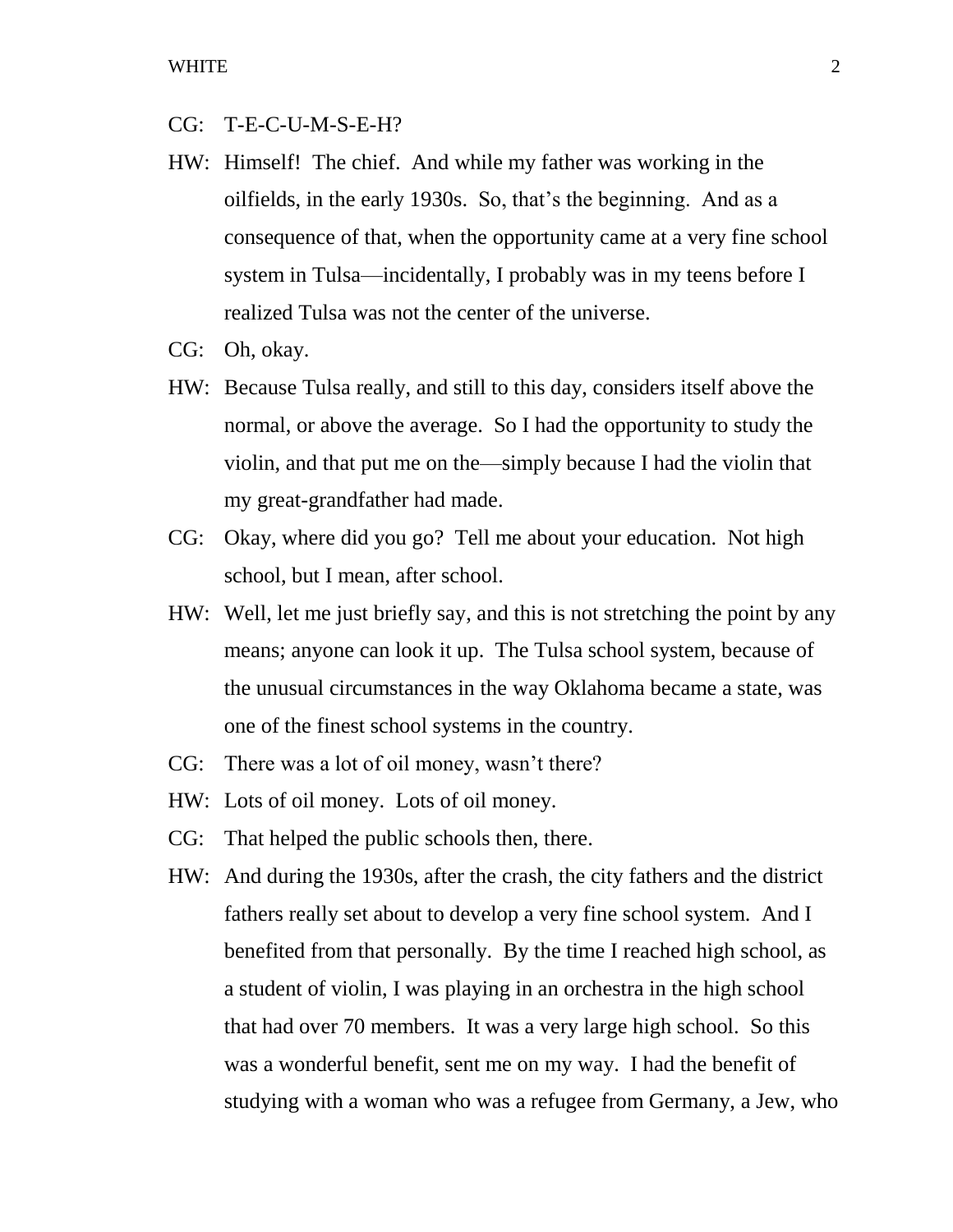CG: T-E-C-U-M-S-E-H?

HW: Himself! The chief. And while my father was working in the oilfields, in the early 1930s. So, that's the beginning. And as a consequence of that, when the opportunity came at a very fine school system in Tulsa—incidentally, I probably was in my teens before I realized Tulsa was not the center of the universe.

CG: Oh, okay.

HW: Because Tulsa really, and still to this day, considers itself above the normal, or above the average. So I had the opportunity to study the violin, and that put me on the—simply because I had the violin that my great-grandfather had made.

CG: Okay, where did you go? Tell me about your education. Not high school, but I mean, after school.

HW: Well, let me just briefly say, and this is not stretching the point by any means; anyone can look it up. The Tulsa school system, because of the unusual circumstances in the way Oklahoma became a state, was one of the finest school systems in the country.

CG: There was a lot of oil money, wasn't there?

HW: Lots of oil money. Lots of oil money.

CG: That helped the public schools then, there.

HW: And during the 1930s, after the crash, the city fathers and the district fathers really set about to develop a very fine school system. And I benefited from that personally. By the time I reached high school, as a student of violin, I was playing in an orchestra in the high school that had over 70 members. It was a very large high school. So this was a wonderful benefit, sent me on my way. I had the benefit of studying with a woman who was a refugee from Germany, a Jew, who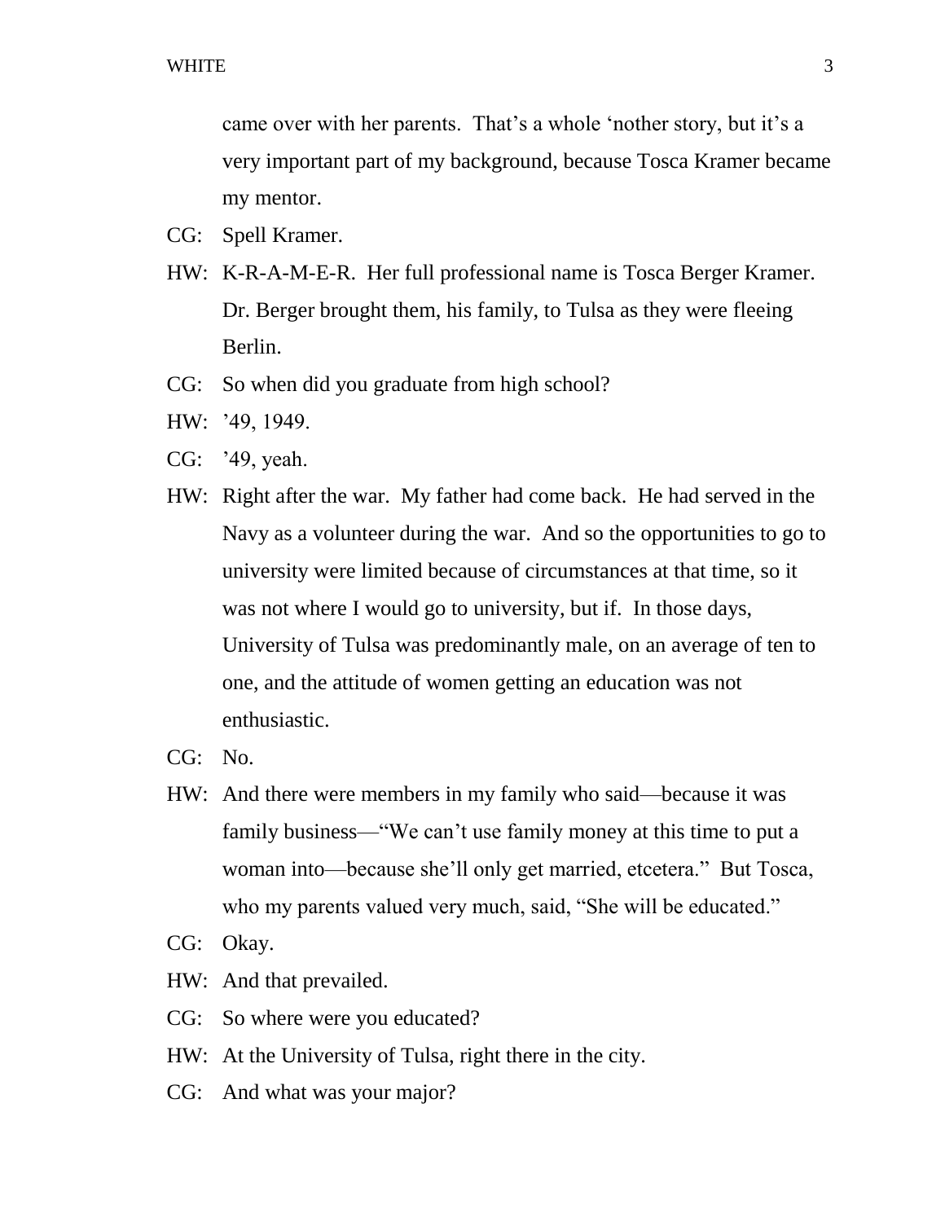came over with her parents. That's a whole 'nother story, but it's a very important part of my background, because Tosca Kramer became my mentor.

CG: Spell Kramer.

HW: K-R-A-M-E-R. Her full professional name is Tosca Berger Kramer. Dr. Berger brought them, his family, to Tulsa as they were fleeing Berlin.

CG: So when did you graduate from high school?

HW: '49, 1949.

CG: '49, yeah.

HW: Right after the war. My father had come back. He had served in the Navy as a volunteer during the war. And so the opportunities to go to university were limited because of circumstances at that time, so it was not where I would go to university, but if. In those days, University of Tulsa was predominantly male, on an average of ten to one, and the attitude of women getting an education was not enthusiastic.

CG: No.

HW: And there were members in my family who said—because it was family business—"We can't use family money at this time to put a woman into—because she'll only get married, etcetera." But Tosca, who my parents valued very much, said, "She will be educated."

CG: Okay.

HW: And that prevailed.

CG: So where were you educated?

HW: At the University of Tulsa, right there in the city.

CG: And what was your major?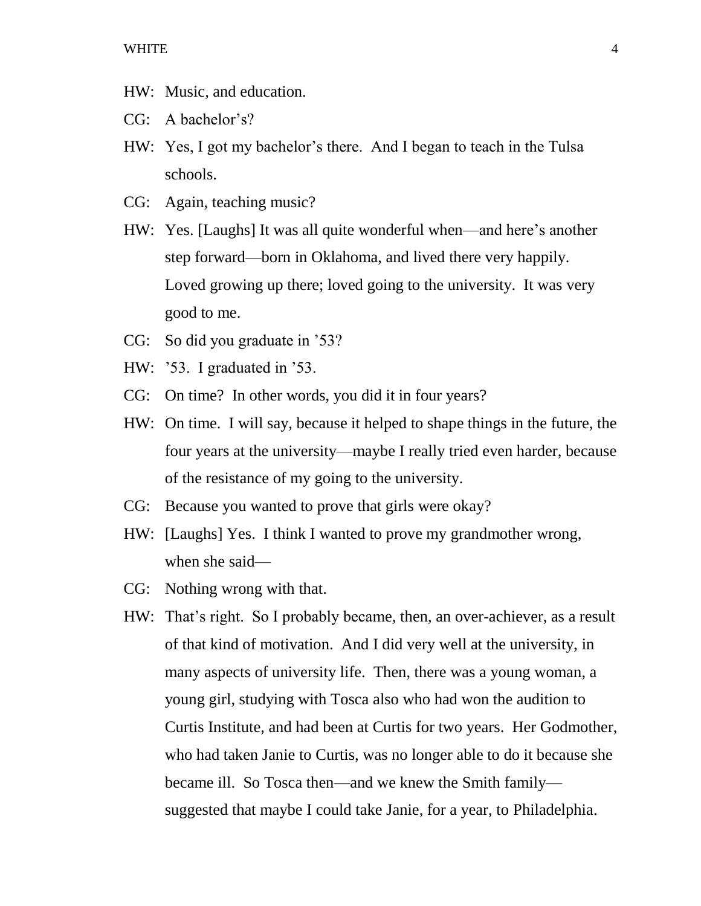HW: Music, and education.

CG: A bachelor's?

HW: Yes, I got my bachelor's there. And I began to teach in the Tulsa schools.

CG: Again, teaching music?

HW: Yes. [Laughs] It was all quite wonderful when—and here's another step forward—born in Oklahoma, and lived there very happily. Loved growing up there; loved going to the university. It was very good to me.

CG: So did you graduate in '53?

HW: '53. I graduated in '53.

CG: On time? In other words, you did it in four years?

HW: On time. I will say, because it helped to shape things in the future, the four years at the university—maybe I really tried even harder, because of the resistance of my going to the university.

CG: Because you wanted to prove that girls were okay?

HW: [Laughs] Yes. I think I wanted to prove my grandmother wrong, when she said—

CG: Nothing wrong with that.

HW: That's right. So I probably became, then, an over-achiever, as a result of that kind of motivation. And I did very well at the university, in many aspects of university life. Then, there was a young woman, a young girl, studying with Tosca also who had won the audition to Curtis Institute, and had been at Curtis for two years. Her Godmother, who had taken Janie to Curtis, was no longer able to do it because she became ill. So Tosca then—and we knew the Smith family—suggested that maybe I could take Janie, for a year, to Philadelphia.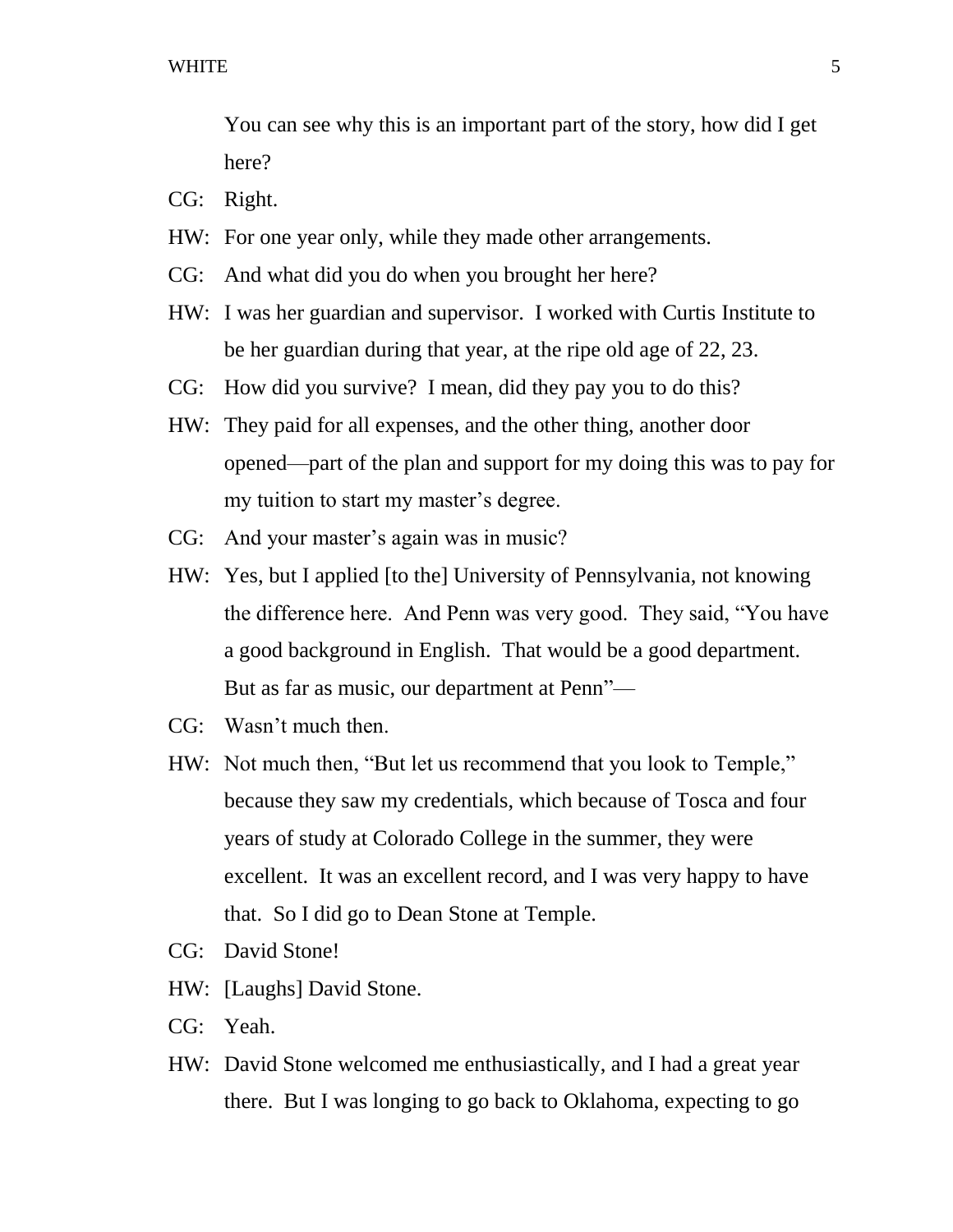You can see why this is an important part of the story, how did I get here?

CG: Right.

HW: For one year only, while they made other arrangements.

CG: And what did you do when you brought her here?

HW: I was her guardian and supervisor. I worked with Curtis Institute to be her guardian during that year, at the ripe old age of 22, 23.

CG: How did you survive? I mean, did they pay you to do this?

HW: They paid for all expenses, and the other thing, another door opened—part of the plan and support for my doing this was to pay for my tuition to start my master's degree.

CG: And your master's again was in music?

HW: Yes, but I applied [to the] University of Pennsylvania, not knowing the difference here. And Penn was very good. They said, "You have a good background in English. That would be a good department. But as far as music, our department at Penn"—

CG: Wasn't much then.

HW: Not much then, "But let us recommend that you look to Temple," because they saw my credentials, which because of Tosca and four years of study at Colorado College in the summer, they were excellent. It was an excellent record, and I was very happy to have that. So I did go to Dean Stone at Temple.

CG: David Stone!

HW: [Laughs] David Stone.

CG: Yeah.

HW: David Stone welcomed me enthusiastically, and I had a great year there. But I was longing to go back to Oklahoma, expecting to go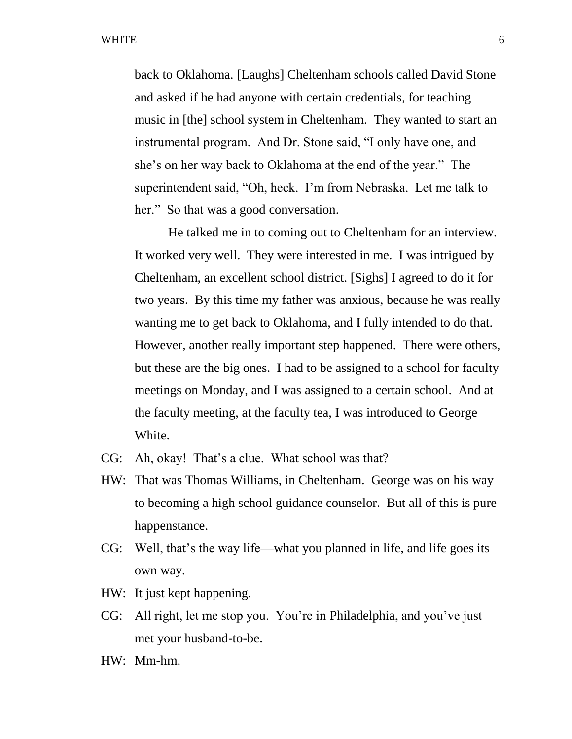back to Oklahoma. [Laughs] Cheltenham schools called David Stone and asked if he had anyone with certain credentials, for teaching music in [the] school system in Cheltenham. They wanted to start an instrumental program. And Dr. Stone said, "I only have one, and she's on her way back to Oklahoma at the end of the year." The superintendent said, "Oh, heck. I'm from Nebraska. Let me talk to her." So that was a good conversation.

He talked me in to coming out to Cheltenham for an interview. It worked very well. They were interested in me. I was intrigued by Cheltenham, an excellent school district. [Sighs] I agreed to do it for two years. By this time my father was anxious, because he was really wanting me to get back to Oklahoma, and I fully intended to do that. However, another really important step happened. There were others, but these are the big ones. I had to be assigned to a school for faculty meetings on Monday, and I was assigned to a certain school. And at the faculty meeting, at the faculty tea, I was introduced to George White.

CG: Ah, okay! That's a clue. What school was that?

HW: That was Thomas Williams, in Cheltenham. George was on his way to becoming a high school guidance counselor. But all of this is pure happenstance.

CG: Well, that's the way life—what you planned in life, and life goes its own way.

HW: It just kept happening.

CG: All right, let me stop you. You're in Philadelphia, and you've just met your husband-to-be.

HW: Mm-hm.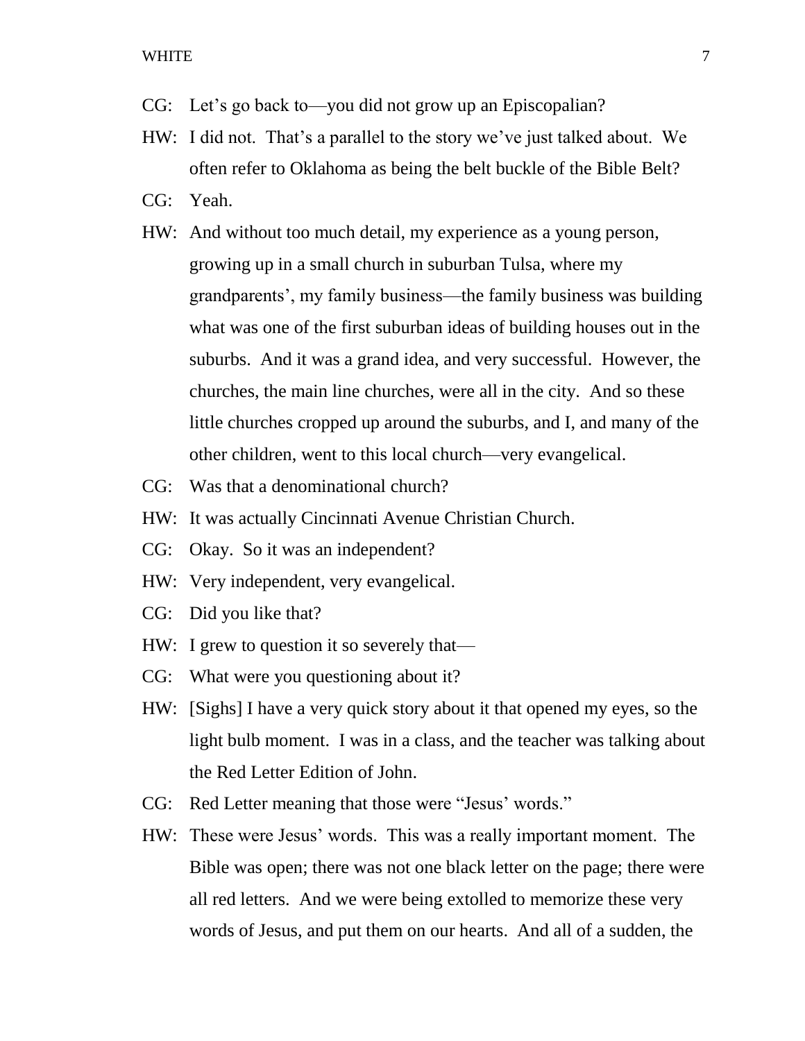CG: Let's go back to—you did not grow up an Episcopalian?

HW: I did not. That's a parallel to the story we've just talked about. We often refer to Oklahoma as being the belt buckle of the Bible Belt?

CG: Yeah.

HW: And without too much detail, my experience as a young person, growing up in a small church in suburban Tulsa, where my grandparents', my family business—the family business was building what was one of the first suburban ideas of building houses out in the suburbs. And it was a grand idea, and very successful. However, the churches, the main line churches, were all in the city. And so these little churches cropped up around the suburbs, and I, and many of the other children, went to this local church—very evangelical.

CG: Was that a denominational church?

HW: It was actually Cincinnati Avenue Christian Church.

CG: Okay. So it was an independent?

HW: Very independent, very evangelical.

CG: Did you like that?

HW: I grew to question it so severely that—

CG: What were you questioning about it?

HW: [Sighs] I have a very quick story about it that opened my eyes, so the light bulb moment. I was in a class, and the teacher was talking about the Red Letter Edition of John.

CG: Red Letter meaning that those were "Jesus' words."

HW: These were Jesus' words. This was a really important moment. The Bible was open; there was not one black letter on the page; there were all red letters. And we were being extolled to memorize these very words of Jesus, and put them on our hearts. And all of a sudden, the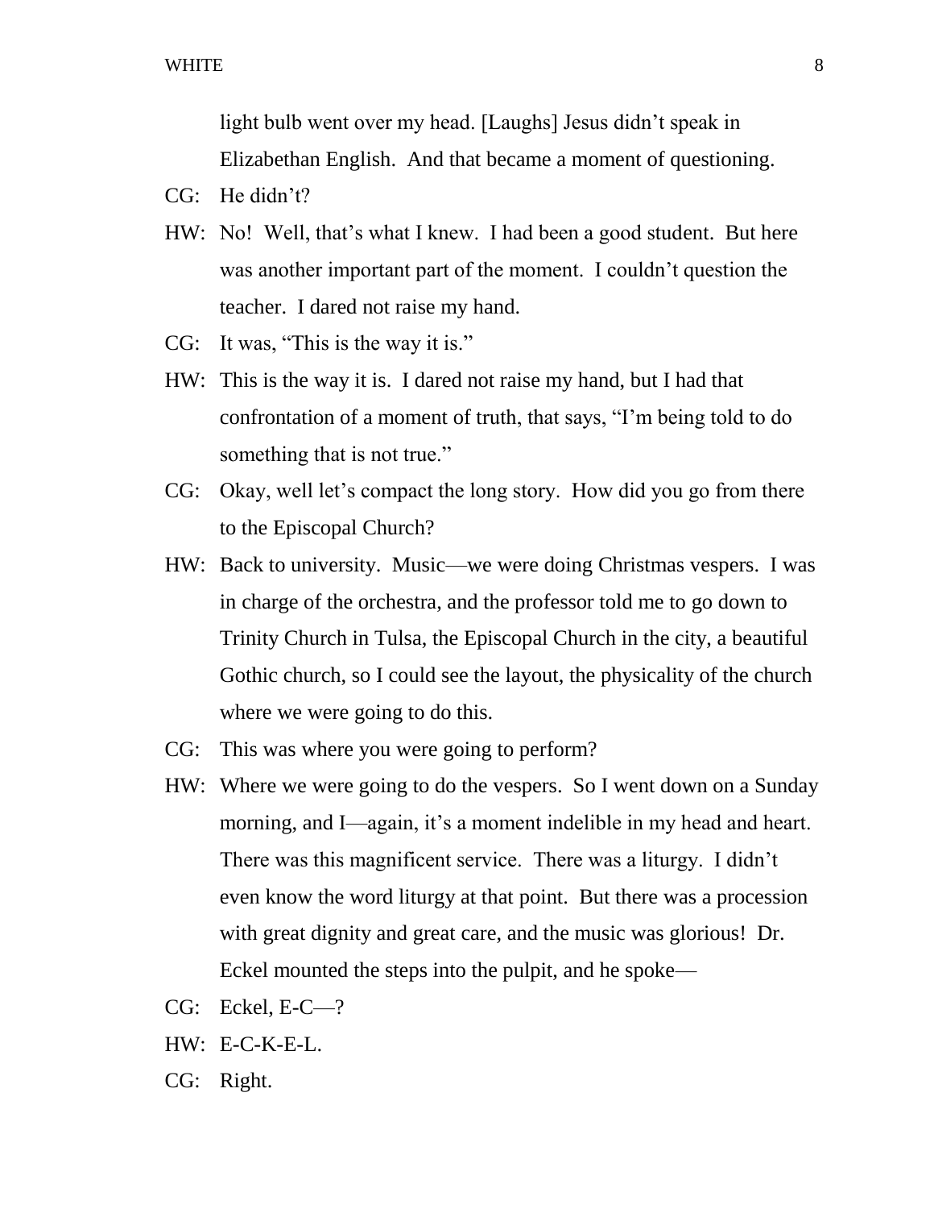light bulb went over my head. [Laughs] Jesus didn't speak in Elizabethan English. And that became a moment of questioning.

CG: He didn't?

HW: No! Well, that's what I knew. I had been a good student. But here was another important part of the moment. I couldn't question the teacher. I dared not raise my hand.

CG: It was, "This is the way it is."

HW: This is the way it is. I dared not raise my hand, but I had that confrontation of a moment of truth, that says, "I'm being told to do something that is not true."

CG: Okay, well let's compact the long story. How did you go from there to the Episcopal Church?

HW: Back to university. Music—we were doing Christmas vespers. I was in charge of the orchestra, and the professor told me to go down to Trinity Church in Tulsa, the Episcopal Church in the city, a beautiful Gothic church, so I could see the layout, the physicality of the church where we were going to do this.

CG: This was where you were going to perform?

HW: Where we were going to do the vespers. So I went down on a Sunday morning, and I—again, it's a moment indelible in my head and heart. There was this magnificent service. There was a liturgy. I didn't even know the word liturgy at that point. But there was a procession with great dignity and great care, and the music was glorious! Dr. Eckel mounted the steps into the pulpit, and he spoke—

CG: Eckel, E-C—?

HW: E-C-K-E-L.

CG: Right.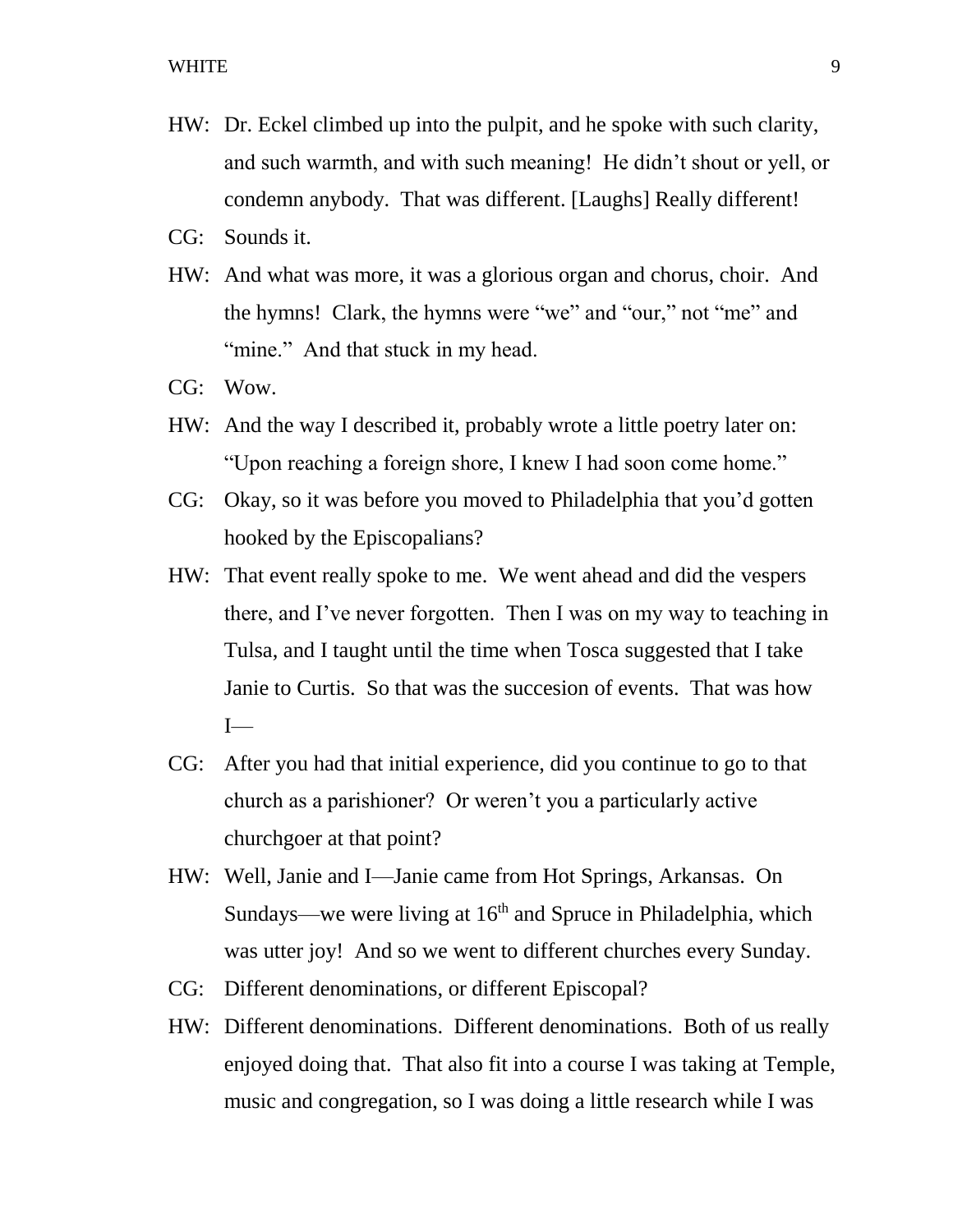HW: Dr. Eckel climbed up into the pulpit, and he spoke with such clarity, and such warmth, and with such meaning! He didn't shout or yell, or condemn anybody. That was different. [Laughs] Really different!

CG: Sounds it.

HW: And what was more, it was a glorious organ and chorus, choir. And the hymns! Clark, the hymns were "we" and "our," not "me" and "mine." And that stuck in my head.

CG: Wow.

HW: And the way I described it, probably wrote a little poetry later on: "Upon reaching a foreign shore, I knew I had soon come home."

CG: Okay, so it was before you moved to Philadelphia that you'd gotten hooked by the Episcopalians?

HW: That event really spoke to me. We went ahead and did the vespers there, and I've never forgotten. Then I was on my way to teaching in Tulsa, and I taught until the time when Tosca suggested that I take Janie to Curtis. So that was the succesion of events. That was how I—

CG: After you had that initial experience, did you continue to go to that church as a parishioner? Or weren't you a particularly active churchgoer at that point?

HW: Well, Janie and I—Janie came from Hot Springs, Arkansas. On Sundays—we were living at 16th and Spruce in Philadelphia, which was utter joy! And so we went to different churches every Sunday.

CG: Different denominations, or different Episcopal?

HW: Different denominations. Different denominations. Both of us really enjoyed doing that. That also fit into a course I was taking at Temple, music and congregation, so I was doing a little research while I was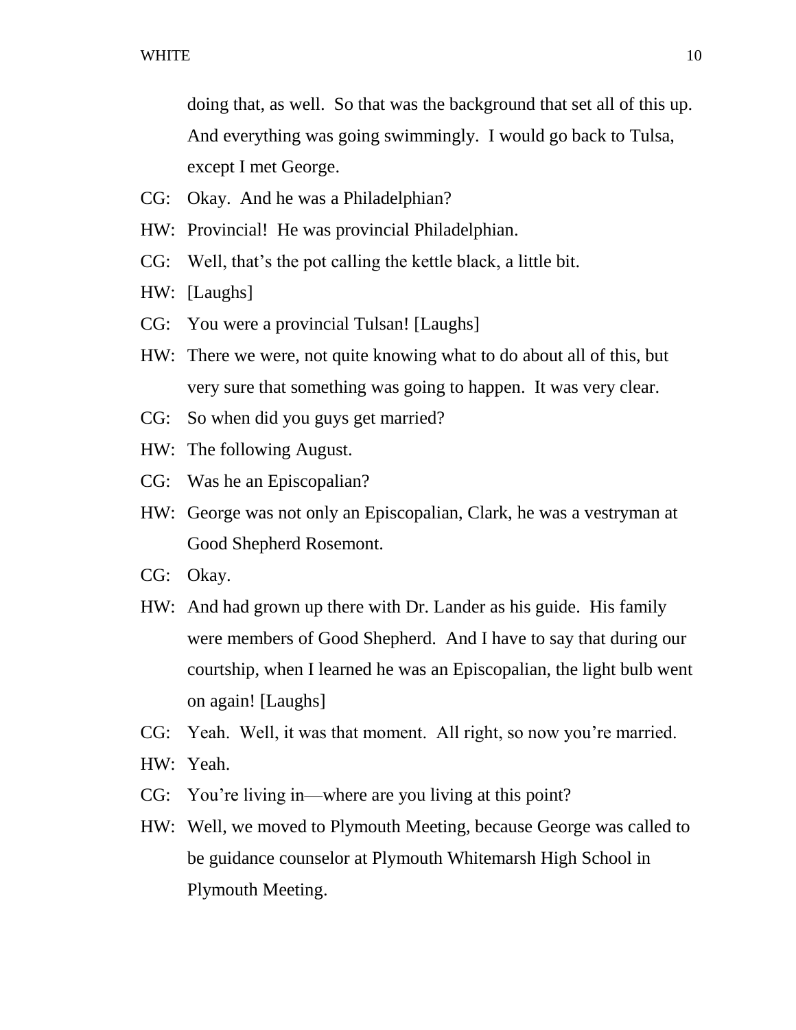doing that, as well. So that was the background that set all of this up. And everything was going swimmingly. I would go back to Tulsa, except I met George.

CG: Okay. And he was a Philadelphian?

HW: Provincial! He was provincial Philadelphian.

CG: Well, that's the pot calling the kettle black, a little bit.

HW: [Laughs]

CG: You were a provincial Tulsan! [Laughs]

HW: There we were, not quite knowing what to do about all of this, but very sure that something was going to happen. It was very clear.

CG: So when did you guys get married?

HW: The following August.

CG: Was he an Episcopalian?

HW: George was not only an Episcopalian, Clark, he was a vestryman at Good Shepherd Rosemont.

CG: Okay.

HW: And had grown up there with Dr. Lander as his guide. His family were members of Good Shepherd. And I have to say that during our courtship, when I learned he was an Episcopalian, the light bulb went on again! [Laughs]

CG: Yeah. Well, it was that moment. All right, so now you're married.

HW: Yeah.

CG: You're living in—where are you living at this point?

HW: Well, we moved to Plymouth Meeting, because George was called to be guidance counselor at Plymouth Whitemarsh High School in Plymouth Meeting.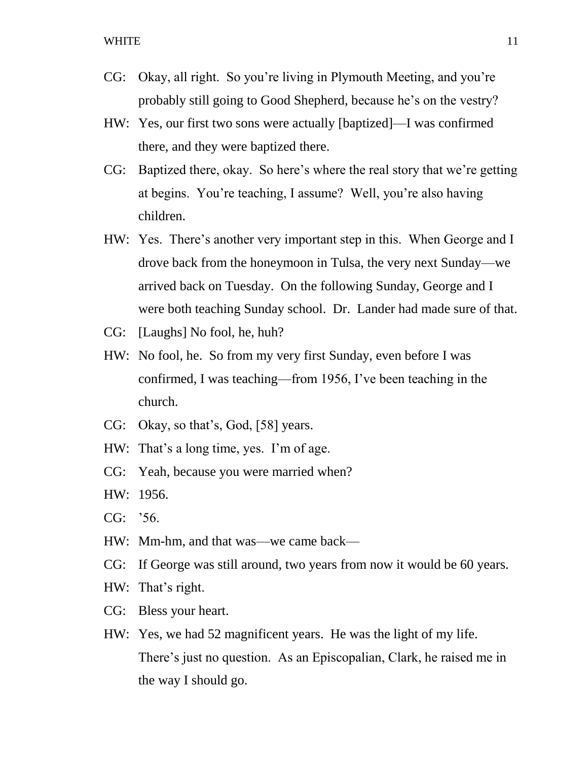CG: Okay, all right. So you're living in Plymouth Meeting, and you're probably still going to Good Shepherd, because he's on the vestry?

HW: Yes, our first two sons were actually [baptized]—I was confirmed there, and they were baptized there.

CG: Baptized there, okay. So here's where the real story that we're getting at begins. You're teaching, I assume? Well, you're also having children.

HW: Yes. There's another very important step in this. When George and I drove back from the honeymoon in Tulsa, the very next Sunday—we arrived back on Tuesday. On the following Sunday, George and I were both teaching Sunday school. Dr. Lander had made sure of that.

CG: [Laughs] No fool, he, huh?

HW: No fool, he. So from my very first Sunday, even before I was confirmed, I was teaching—from 1956, I've been teaching in the church.

CG: Okay, so that's, God, [58] years.

HW: That's a long time, yes. I'm of age.

CG: Yeah, because you were married when?

HW: 1956.

CG: '56.

HW: Mm-hm, and that was—we came back—

CG: If George was still around, two years from now it would be 60 years.

HW: That's right.

CG: Bless your heart.

HW: Yes, we had 52 magnificent years. He was the light of my life. There's just no question. As an Episcopalian, Clark, he raised me in the way I should go.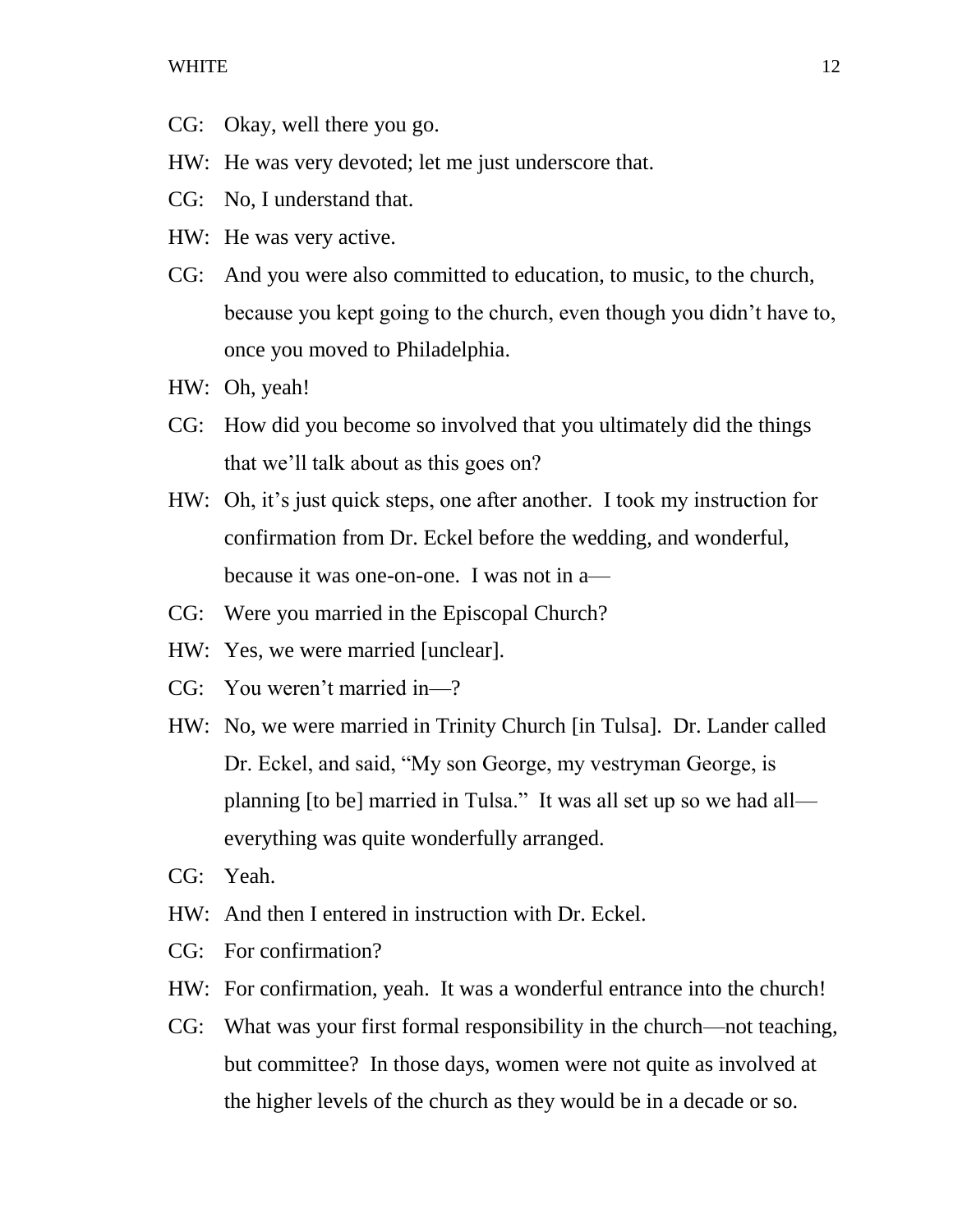CG: Okay, well there you go.

HW: He was very devoted; let me just underscore that.

CG: No, I understand that.

HW: He was very active.

CG: And you were also committed to education, to music, to the church, because you kept going to the church, even though you didn't have to, once you moved to Philadelphia.

HW: Oh, yeah!

CG: How did you become so involved that you ultimately did the things that we'll talk about as this goes on?

HW: Oh, it's just quick steps, one after another. I took my instruction for confirmation from Dr. Eckel before the wedding, and wonderful, because it was one-on-one. I was not in a—

CG: Were you married in the Episcopal Church?

HW: Yes, we were married [unclear].

CG: You weren't married in—?

HW: No, we were married in Trinity Church [in Tulsa]. Dr. Lander called Dr. Eckel, and said, "My son George, my vestryman George, is planning [to be] married in Tulsa." It was all set up so we had all—everything was quite wonderfully arranged.

CG: Yeah.

HW: And then I entered in instruction with Dr. Eckel.

CG: For confirmation?

HW: For confirmation, yeah. It was a wonderful entrance into the church!

CG: What was your first formal responsibility in the church—not teaching, but committee? In those days, women were not quite as involved at the higher levels of the church as they would be in a decade or so.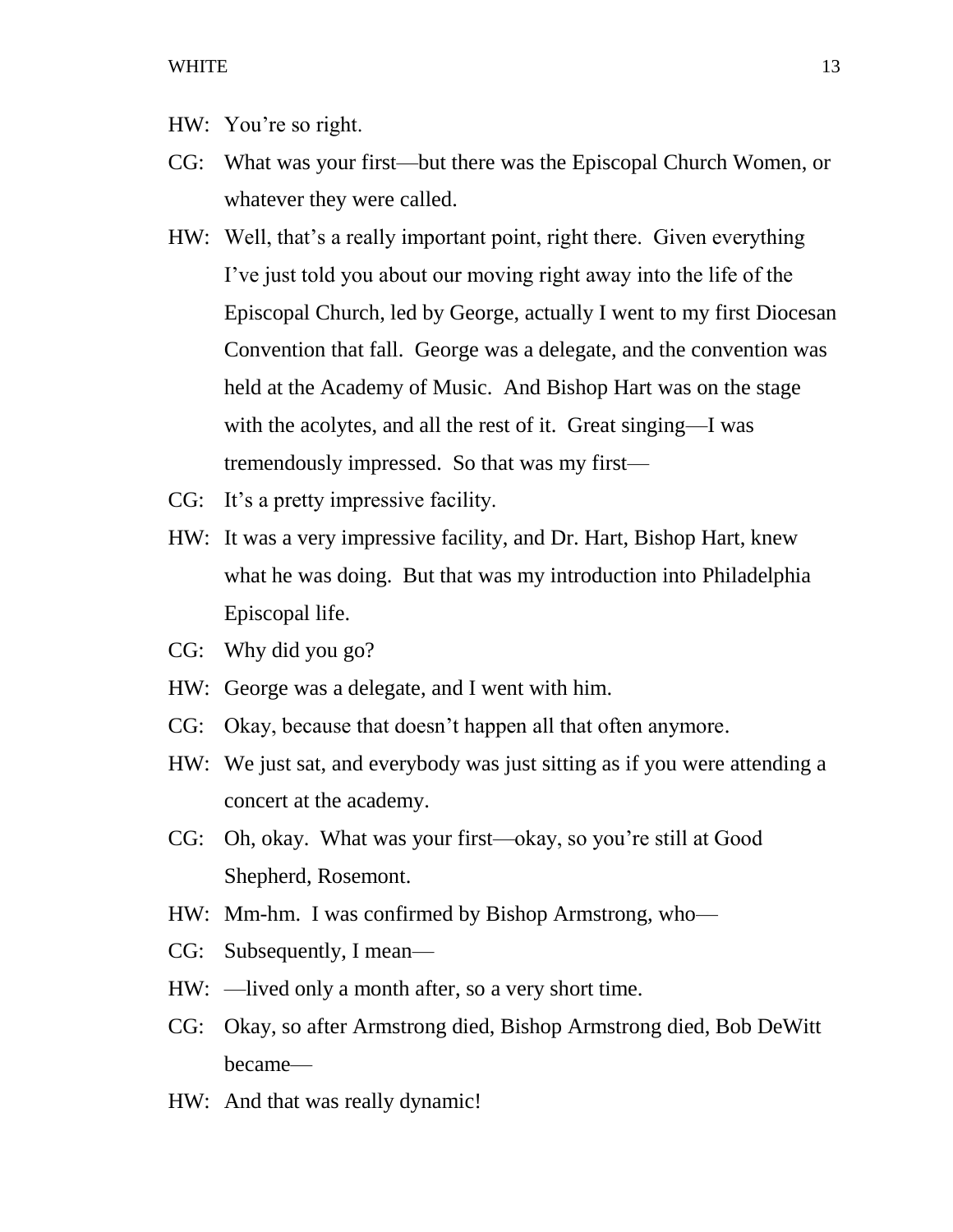HW: You're so right.

CG: What was your first—but there was the Episcopal Church Women, or whatever they were called.

HW: Well, that's a really important point, right there. Given everything I've just told you about our moving right away into the life of the Episcopal Church, led by George, actually I went to my first Diocesan Convention that fall. George was a delegate, and the convention was held at the Academy of Music. And Bishop Hart was on the stage with the acolytes, and all the rest of it. Great singing—I was tremendously impressed. So that was my first—

CG: It's a pretty impressive facility.

HW: It was a very impressive facility, and Dr. Hart, Bishop Hart, knew what he was doing. But that was my introduction into Philadelphia Episcopal life.

CG: Why did you go?

HW: George was a delegate, and I went with him.

CG: Okay, because that doesn't happen all that often anymore.

HW: We just sat, and everybody was just sitting as if you were attending a concert at the academy.

CG: Oh, okay. What was your first—okay, so you're still at Good Shepherd, Rosemont.

HW: Mm-hm. I was confirmed by Bishop Armstrong, who—

CG: Subsequently, I mean—

HW: —lived only a month after, so a very short time.

CG: Okay, so after Armstrong died, Bishop Armstrong died, Bob DeWitt became—

HW: And that was really dynamic!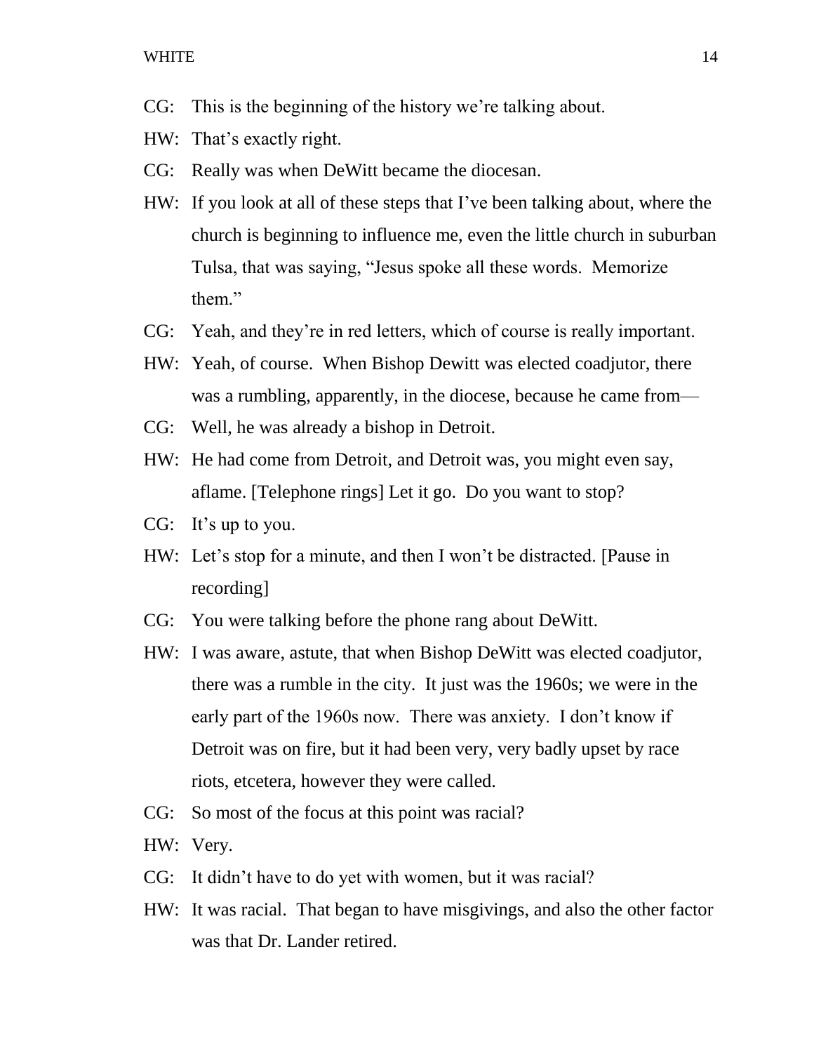CG: This is the beginning of the history we're talking about.

HW: That's exactly right.

CG: Really was when DeWitt became the diocesan.

HW: If you look at all of these steps that I've been talking about, where the church is beginning to influence me, even the little church in suburban Tulsa, that was saying, "Jesus spoke all these words. Memorize them."

CG: Yeah, and they're in red letters, which of course is really important.

HW: Yeah, of course. When Bishop Dewitt was elected coadjutor, there was a rumbling, apparently, in the diocese, because he came from—

CG: Well, he was already a bishop in Detroit.

HW: He had come from Detroit, and Detroit was, you might even say, aflame. [Telephone rings] Let it go. Do you want to stop?

CG: It's up to you.

HW: Let's stop for a minute, and then I won't be distracted. [Pause in recording]

CG: You were talking before the phone rang about DeWitt.

HW: I was aware, astute, that when Bishop DeWitt was elected coadjutor, there was a rumble in the city. It just was the 1960s; we were in the early part of the 1960s now. There was anxiety. I don't know if Detroit was on fire, but it had been very, very badly upset by race riots, etcetera, however they were called.

CG: So most of the focus at this point was racial?

HW: Very.

CG: It didn't have to do yet with women, but it was racial?

HW: It was racial. That began to have misgivings, and also the other factor was that Dr. Lander retired.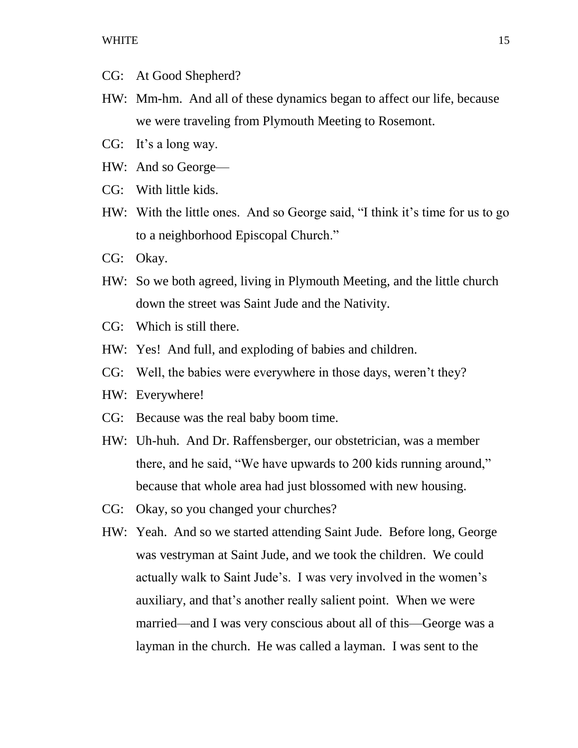CG: At Good Shepherd?

HW: Mm-hm. And all of these dynamics began to affect our life, because we were traveling from Plymouth Meeting to Rosemont.

CG: It's a long way.

HW: And so George—

CG: With little kids.

HW: With the little ones. And so George said, "I think it's time for us to go to a neighborhood Episcopal Church."

CG: Okay.

HW: So we both agreed, living in Plymouth Meeting, and the little church down the street was Saint Jude and the Nativity.

CG: Which is still there.

HW: Yes! And full, and exploding of babies and children.

CG: Well, the babies were everywhere in those days, weren't they?

HW: Everywhere!

CG: Because was the real baby boom time.

HW: Uh-huh. And Dr. Raffensberger, our obstetrician, was a member there, and he said, "We have upwards to 200 kids running around," because that whole area had just blossomed with new housing.

CG: Okay, so you changed your churches?

HW: Yeah. And so we started attending Saint Jude. Before long, George was vestryman at Saint Jude, and we took the children. We could actually walk to Saint Jude's. I was very involved in the women's auxiliary, and that's another really salient point. When we were married—and I was very conscious about all of this—George was a layman in the church. He was called a layman. I was sent to the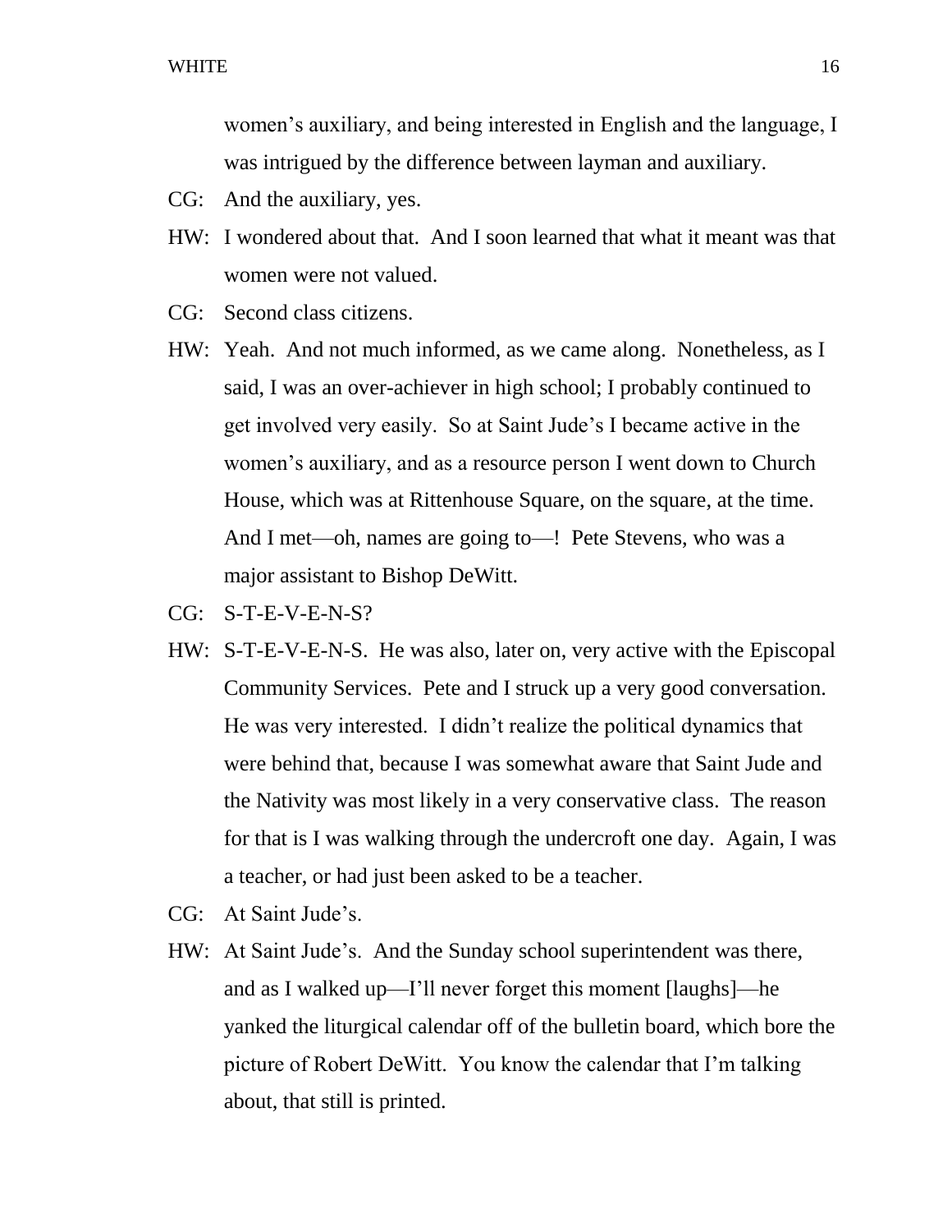women's auxiliary, and being interested in English and the language, I was intrigued by the difference between layman and auxiliary.

CG: And the auxiliary, yes.

HW: I wondered about that. And I soon learned that what it meant was that women were not valued.

CG: Second class citizens.

HW: Yeah. And not much informed, as we came along. Nonetheless, as I said, I was an over-achiever in high school; I probably continued to get involved very easily. So at Saint Jude's I became active in the women's auxiliary, and as a resource person I went down to Church House, which was at Rittenhouse Square, on the square, at the time. And I met—oh, names are going to—! Pete Stevens, who was a major assistant to Bishop DeWitt.

CG: S-T-E-V-E-N-S?

HW: S-T-E-V-E-N-S. He was also, later on, very active with the Episcopal Community Services. Pete and I struck up a very good conversation. He was very interested. I didn't realize the political dynamics that were behind that, because I was somewhat aware that Saint Jude and the Nativity was most likely in a very conservative class. The reason for that is I was walking through the undercroft one day. Again, I was a teacher, or had just been asked to be a teacher.

CG: At Saint Jude's.

HW: At Saint Jude's. And the Sunday school superintendent was there, and as I walked up—I'll never forget this moment [laughs]—he yanked the liturgical calendar off of the bulletin board, which bore the picture of Robert DeWitt. You know the calendar that I'm talking about, that still is printed.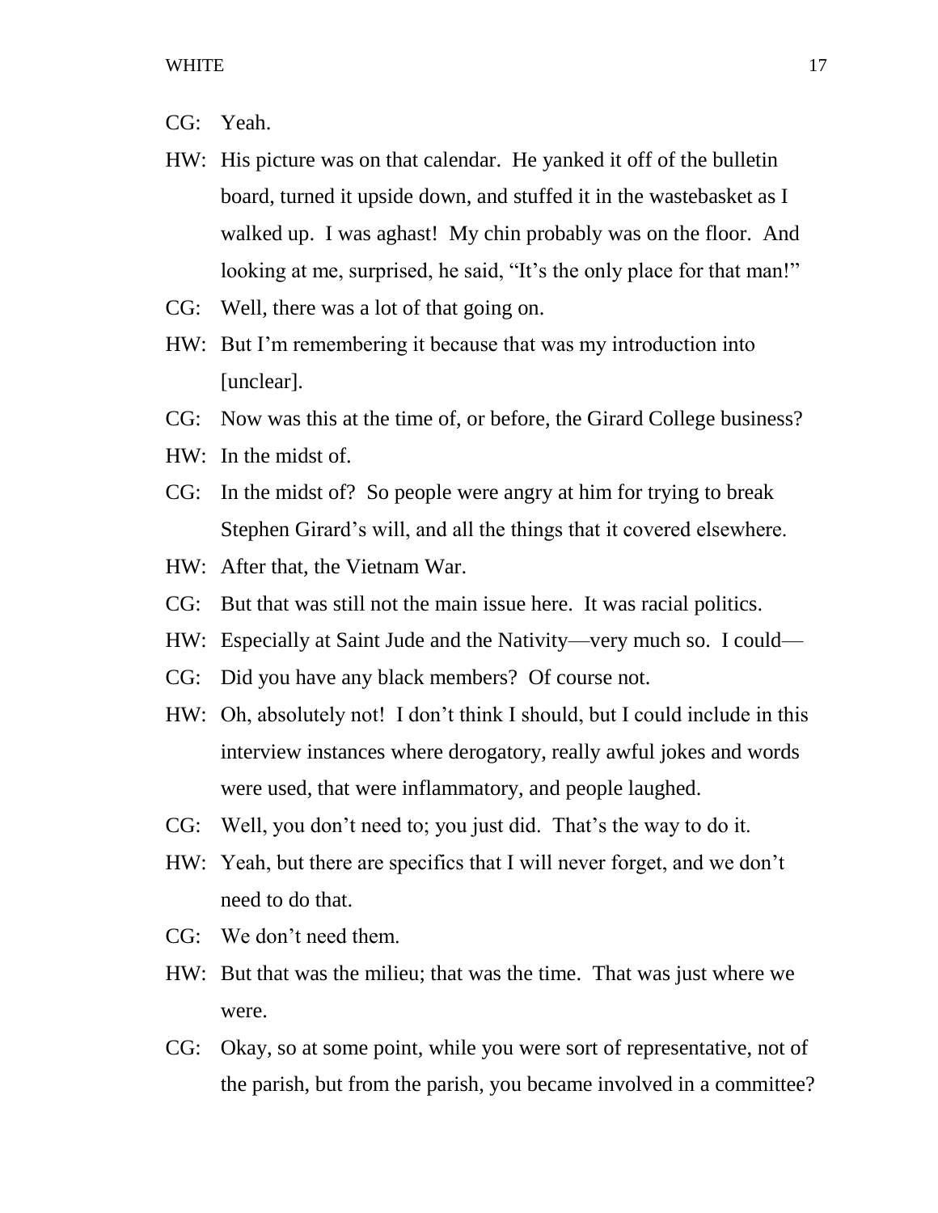CG: Yeah.

HW: His picture was on that calendar. He yanked it off of the bulletin board, turned it upside down, and stuffed it in the wastebasket as I walked up. I was aghast! My chin probably was on the floor. And looking at me, surprised, he said, "It's the only place for that man!"

CG: Well, there was a lot of that going on.

HW: But I'm remembering it because that was my introduction into [unclear].

CG: Now was this at the time of, or before, the Girard College business?

HW: In the midst of.

CG: In the midst of? So people were angry at him for trying to break Stephen Girard's will, and all the things that it covered elsewhere.

HW: After that, the Vietnam War.

CG: But that was still not the main issue here. It was racial politics.

HW: Especially at Saint Jude and the Nativity—very much so. I could—

CG: Did you have any black members? Of course not.

HW: Oh, absolutely not! I don't think I should, but I could include in this interview instances where derogatory, really awful jokes and words were used, that were inflammatory, and people laughed.

CG: Well, you don't need to; you just did. That's the way to do it.

HW: Yeah, but there are specifics that I will never forget, and we don't need to do that.

CG: We don't need them.

HW: But that was the milieu; that was the time. That was just where we were.

CG: Okay, so at some point, while you were sort of representative, not of the parish, but from the parish, you became involved in a committee?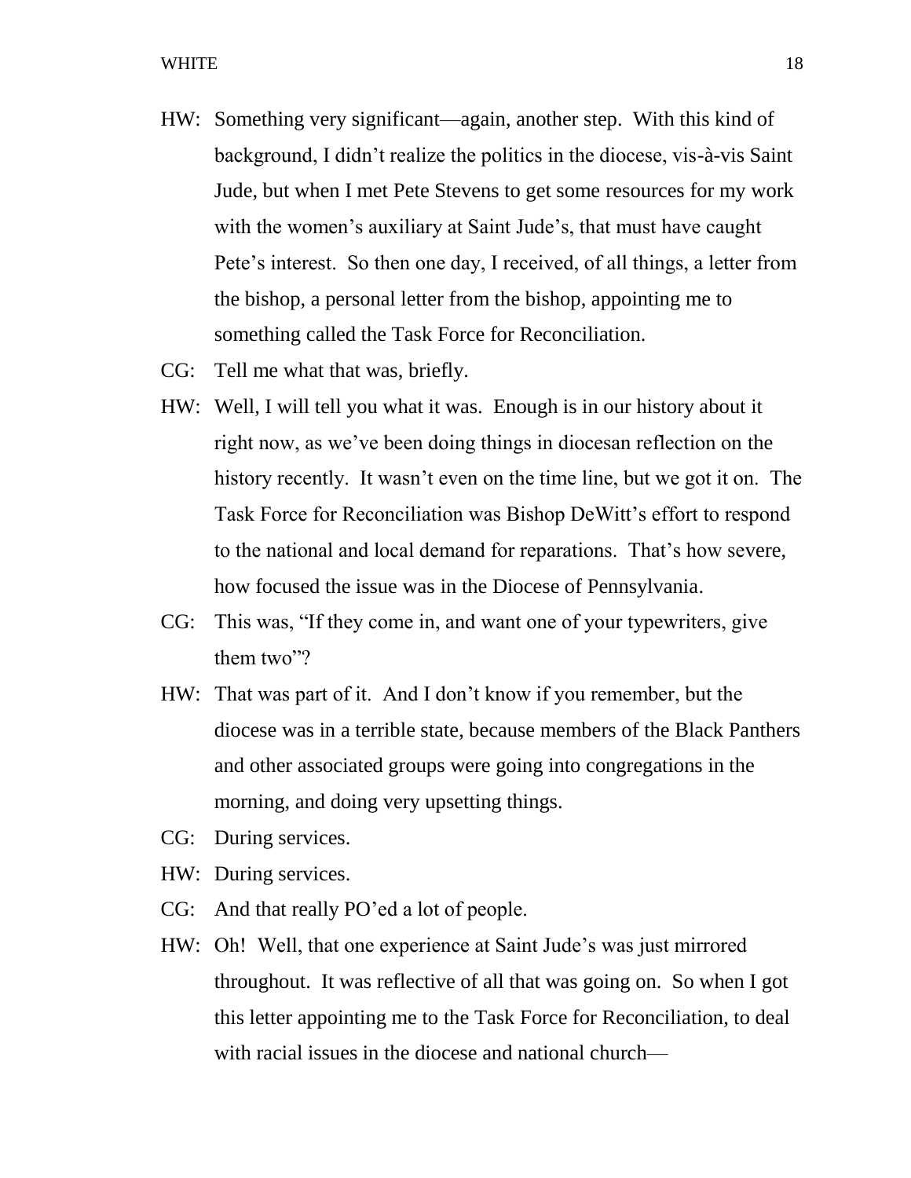HW: Something very significant—again, another step. With this kind of background, I didn't realize the politics in the diocese, vis-à-vis Saint Jude, but when I met Pete Stevens to get some resources for my work with the women's auxiliary at Saint Jude's, that must have caught Pete's interest. So then one day, I received, of all things, a letter from the bishop, a personal letter from the bishop, appointing me to something called the Task Force for Reconciliation.

CG: Tell me what that was, briefly.

HW: Well, I will tell you what it was. Enough is in our history about it right now, as we've been doing things in diocesan reflection on the history recently. It wasn't even on the time line, but we got it on. The Task Force for Reconciliation was Bishop DeWitt's effort to respond to the national and local demand for reparations. That's how severe, how focused the issue was in the Diocese of Pennsylvania.

CG: This was, "If they come in, and want one of your typewriters, give them two"?

HW: That was part of it. And I don't know if you remember, but the diocese was in a terrible state, because members of the Black Panthers and other associated groups were going into congregations in the morning, and doing very upsetting things.

CG: During services.

HW: During services.

CG: And that really PO'ed a lot of people.

HW: Oh! Well, that one experience at Saint Jude's was just mirrored throughout. It was reflective of all that was going on. So when I got this letter appointing me to the Task Force for Reconciliation, to deal with racial issues in the diocese and national church—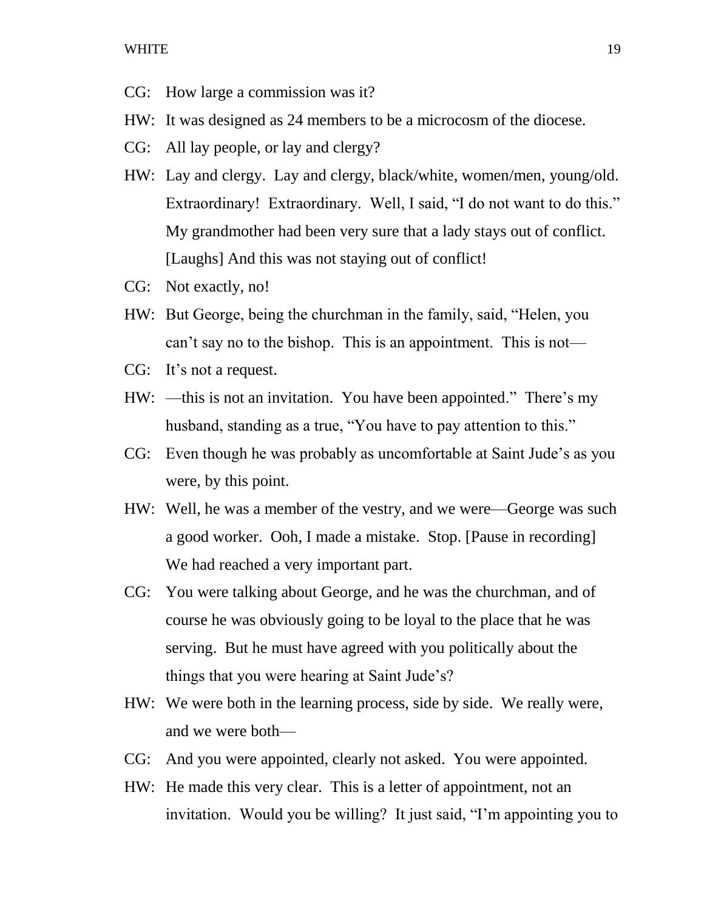CG: How large a commission was it?

HW: It was designed as 24 members to be a microcosm of the diocese.

CG: All lay people, or lay and clergy?

HW: Lay and clergy. Lay and clergy, black/white, women/men, young/old. Extraordinary! Extraordinary. Well, I said, "I do not want to do this." My grandmother had been very sure that a lady stays out of conflict. [Laughs] And this was not staying out of conflict!

CG: Not exactly, no!

HW: But George, being the churchman in the family, said, "Helen, you can't say no to the bishop. This is an appointment. This is not—

CG: It's not a request.

HW: —this is not an invitation. You have been appointed." There's my husband, standing as a true, "You have to pay attention to this."

CG: Even though he was probably as uncomfortable at Saint Jude's as you were, by this point.

HW: Well, he was a member of the vestry, and we were—George was such a good worker. Ooh, I made a mistake. Stop. [Pause in recording] We had reached a very important part.

CG: You were talking about George, and he was the churchman, and of course he was obviously going to be loyal to the place that he was serving. But he must have agreed with you politically about the things that you were hearing at Saint Jude's?

HW: We were both in the learning process, side by side. We really were, and we were both—

CG: And you were appointed, clearly not asked. You were appointed.

HW: He made this very clear. This is a letter of appointment, not an invitation. Would you be willing? It just said, "I'm appointing you to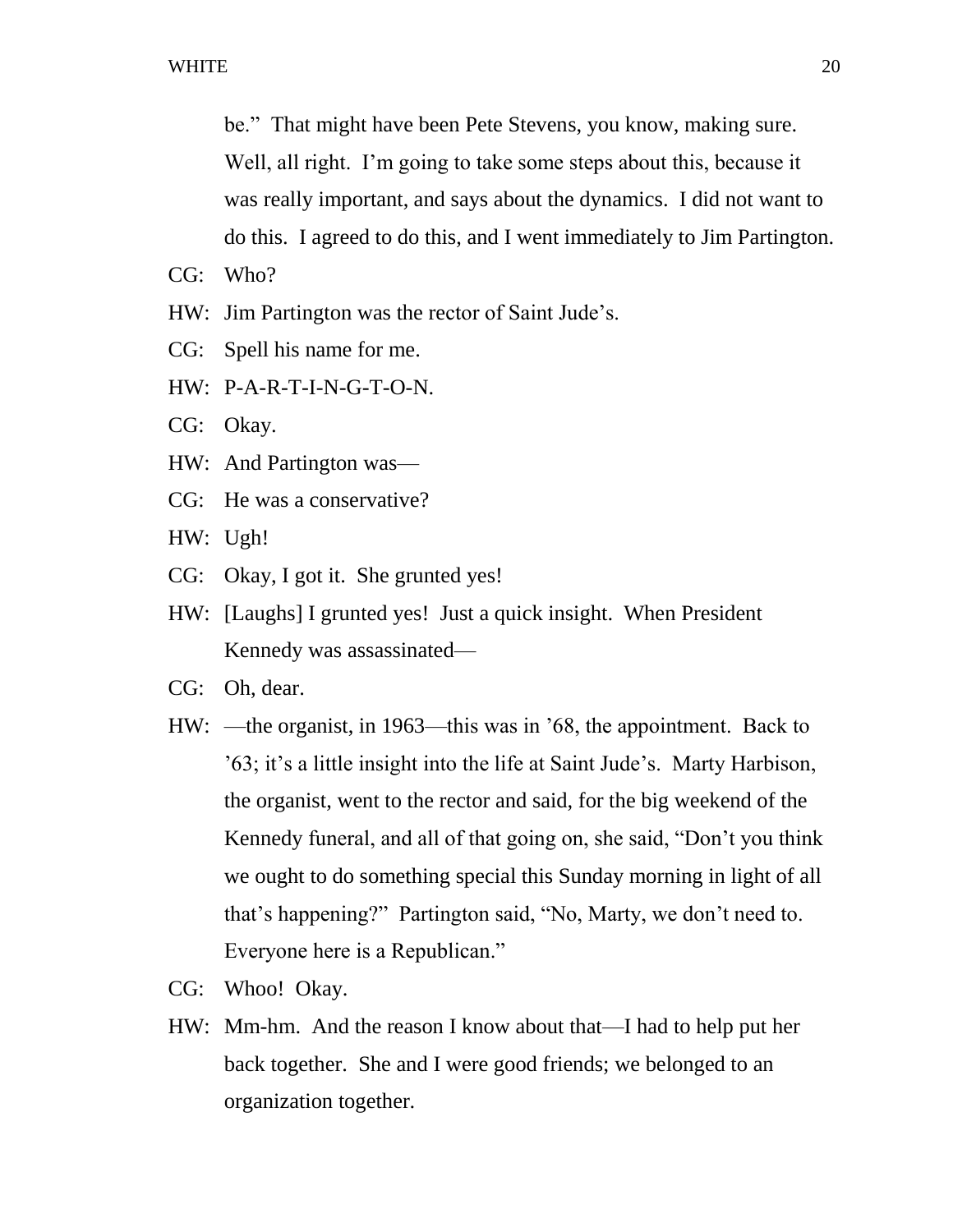be." That might have been Pete Stevens, you know, making sure. Well, all right. I'm going to take some steps about this, because it was really important, and says about the dynamics. I did not want to do this. I agreed to do this, and I went immediately to Jim Partington.

CG: Who?

HW: Jim Partington was the rector of Saint Jude's.

CG: Spell his name for me.

HW: P-A-R-T-I-N-G-T-O-N.

CG: Okay.

HW: And Partington was—

CG: He was a conservative?

HW: Ugh!

CG: Okay, I got it. She grunted yes!

HW: [Laughs] I grunted yes! Just a quick insight. When President Kennedy was assassinated—

CG: Oh, dear.

HW: —the organist, in 1963—this was in '68, the appointment. Back to '63; it's a little insight into the life at Saint Jude's. Marty Harbison, the organist, went to the rector and said, for the big weekend of the Kennedy funeral, and all of that going on, she said, "Don't you think we ought to do something special this Sunday morning in light of all that's happening?" Partington said, "No, Marty, we don't need to. Everyone here is a Republican."

CG: Whoo! Okay.

HW: Mm-hm. And the reason I know about that—I had to help put her back together. She and I were good friends; we belonged to an organization together.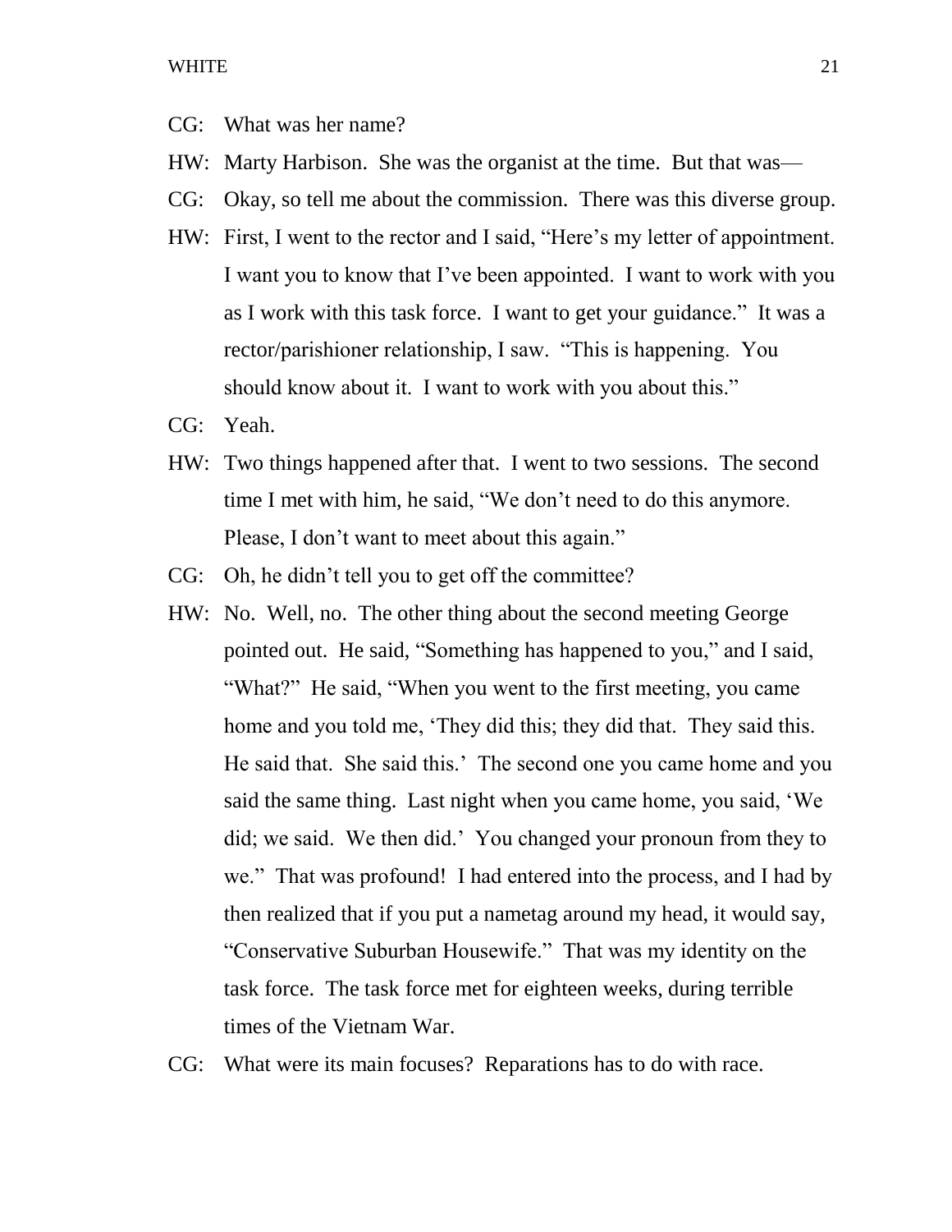CG: What was her name?

HW: Marty Harbison. She was the organist at the time. But that was—

CG: Okay, so tell me about the commission. There was this diverse group.

HW: First, I went to the rector and I said, "Here's my letter of appointment. I want you to know that I've been appointed. I want to work with you as I work with this task force. I want to get your guidance." It was a rector/parishioner relationship, I saw. "This is happening. You should know about it. I want to work with you about this."

CG: Yeah.

HW: Two things happened after that. I went to two sessions. The second time I met with him, he said, "We don't need to do this anymore. Please, I don't want to meet about this again."

CG: Oh, he didn't tell you to get off the committee?

HW: No. Well, no. The other thing about the second meeting George pointed out. He said, "Something has happened to you," and I said, "What?" He said, "When you went to the first meeting, you came home and you told me, 'They did this; they did that. They said this. He said that. She said this.' The second one you came home and you said the same thing. Last night when you came home, you said, 'We did; we said. We then did.' You changed your pronoun from they to we." That was profound! I had entered into the process, and I had by then realized that if you put a nametag around my head, it would say, "Conservative Suburban Housewife." That was my identity on the task force. The task force met for eighteen weeks, during terrible times of the Vietnam War.

CG: What were its main focuses? Reparations has to do with race.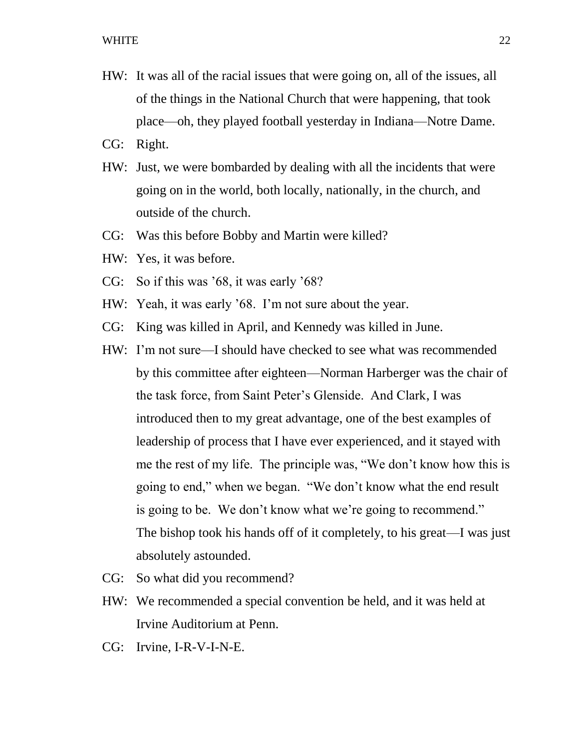HW: It was all of the racial issues that were going on, all of the issues, all of the things in the National Church that were happening, that took place—oh, they played football yesterday in Indiana—Notre Dame.

CG: Right.

HW: Just, we were bombarded by dealing with all the incidents that were going on in the world, both locally, nationally, in the church, and outside of the church.

CG: Was this before Bobby and Martin were killed?

HW: Yes, it was before.

CG: So if this was '68, it was early '68?

HW: Yeah, it was early '68. I'm not sure about the year.

CG: King was killed in April, and Kennedy was killed in June.

HW: I'm not sure—I should have checked to see what was recommended by this committee after eighteen—Norman Harberger was the chair of the task force, from Saint Peter's Glenside. And Clark, I was introduced then to my great advantage, one of the best examples of leadership of process that I have ever experienced, and it stayed with me the rest of my life. The principle was, "We don't know how this is going to end," when we began. "We don't know what the end result is going to be. We don't know what we're going to recommend." The bishop took his hands off of it completely, to his great—I was just absolutely astounded.

CG: So what did you recommend?

HW: We recommended a special convention be held, and it was held at Irvine Auditorium at Penn.

CG: Irvine, I-R-V-I-N-E.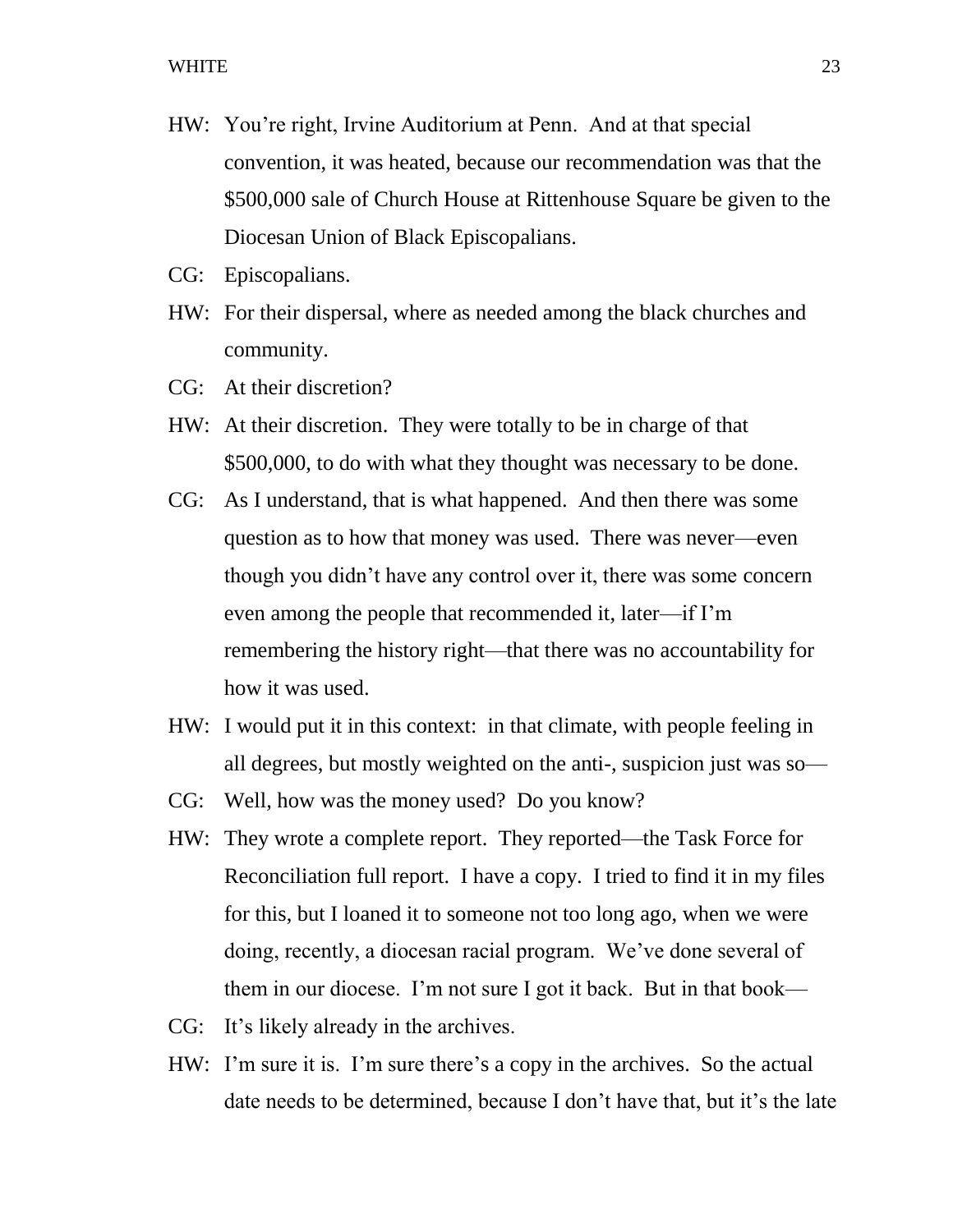HW: You're right, Irvine Auditorium at Penn. And at that special convention, it was heated, because our recommendation was that the $500,000 sale of Church House at Rittenhouse Square be given to the Diocesan Union of Black Episcopalians.

CG: Episcopalians.

HW: For their dispersal, where as needed among the black churches and community.

CG: At their discretion?

HW: At their discretion. They were totally to be in charge of that $500,000, to do with what they thought was necessary to be done.

CG: As I understand, that is what happened. And then there was some question as to how that money was used. There was never—even though you didn't have any control over it, there was some concern even among the people that recommended it, later—if I'm remembering the history right—that there was no accountability for how it was used.

HW: I would put it in this context: in that climate, with people feeling in all degrees, but mostly weighted on the anti-, suspicion just was so—

CG: Well, how was the money used? Do you know?

HW: They wrote a complete report. They reported—the Task Force for Reconciliation full report. I have a copy. I tried to find it in my files for this, but I loaned it to someone not too long ago, when we were doing, recently, a diocesan racial program. We've done several of them in our diocese. I'm not sure I got it back. But in that book—

CG: It's likely already in the archives.

HW: I'm sure it is. I'm sure there's a copy in the archives. So the actual date needs to be determined, because I don't have that, but it's the late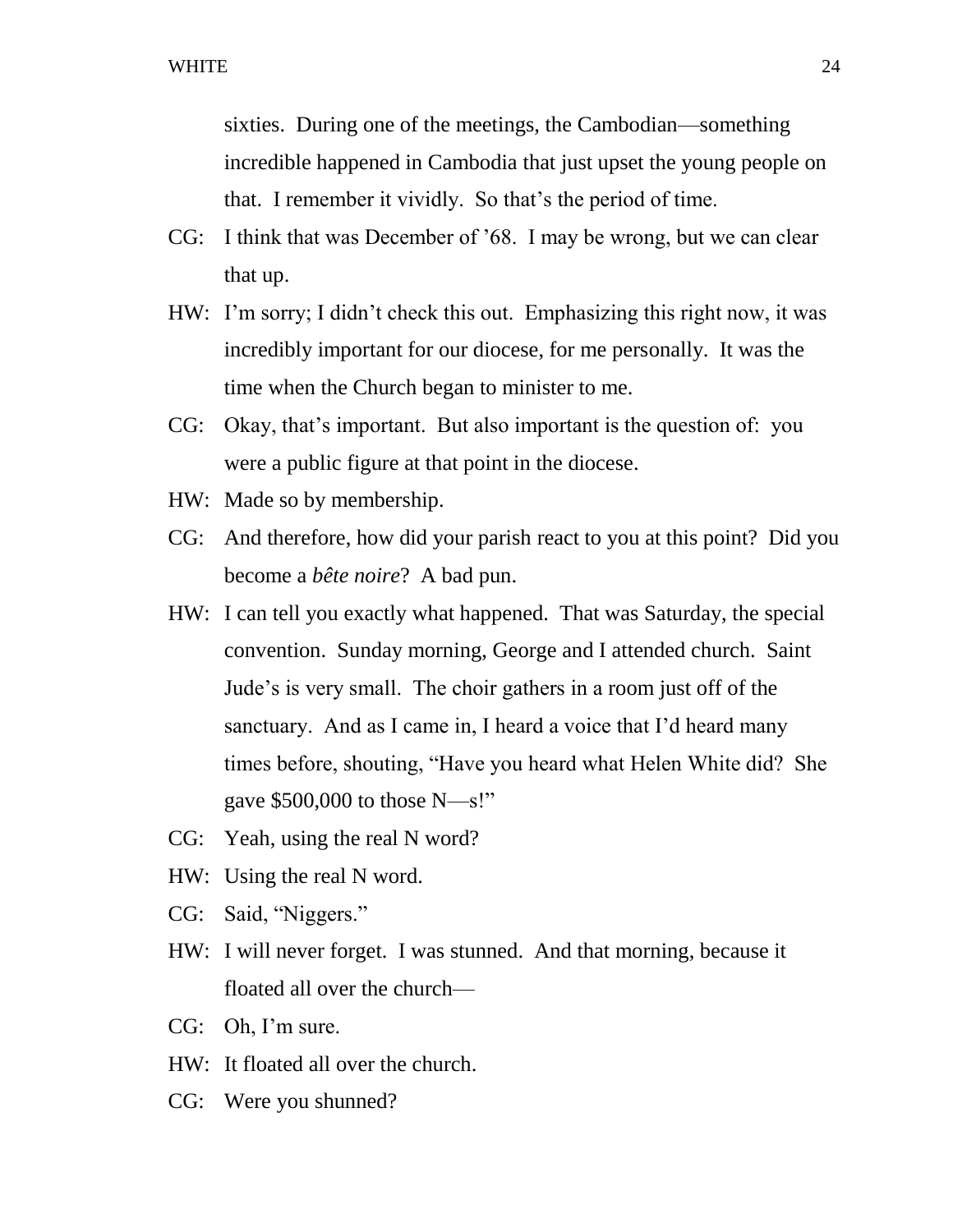sixties. During one of the meetings, the Cambodian—something incredible happened in Cambodia that just upset the young people on that. I remember it vividly. So that's the period of time.

CG: I think that was December of '68. I may be wrong, but we can clear that up.

HW: I'm sorry; I didn't check this out. Emphasizing this right now, it was incredibly important for our diocese, for me personally. It was the time when the Church began to minister to me.

CG: Okay, that's important. But also important is the question of: you were a public figure at that point in the diocese.

HW: Made so by membership.

CG: And therefore, how did your parish react to you at this point? Did you become a *bête noire*? A bad pun.

HW: I can tell you exactly what happened. That was Saturday, the special convention. Sunday morning, George and I attended church. Saint Jude's is very small. The choir gathers in a room just off of the sanctuary. And as I came in, I heard a voice that I'd heard many times before, shouting, "Have you heard what Helen White did? She gave $500,000 to those N—s!"

CG: Yeah, using the real N word?

HW: Using the real N word.

CG: Said, "Niggers."

HW: I will never forget. I was stunned. And that morning, because it floated all over the church—

CG: Oh, I'm sure.

HW: It floated all over the church.

CG: Were you shunned?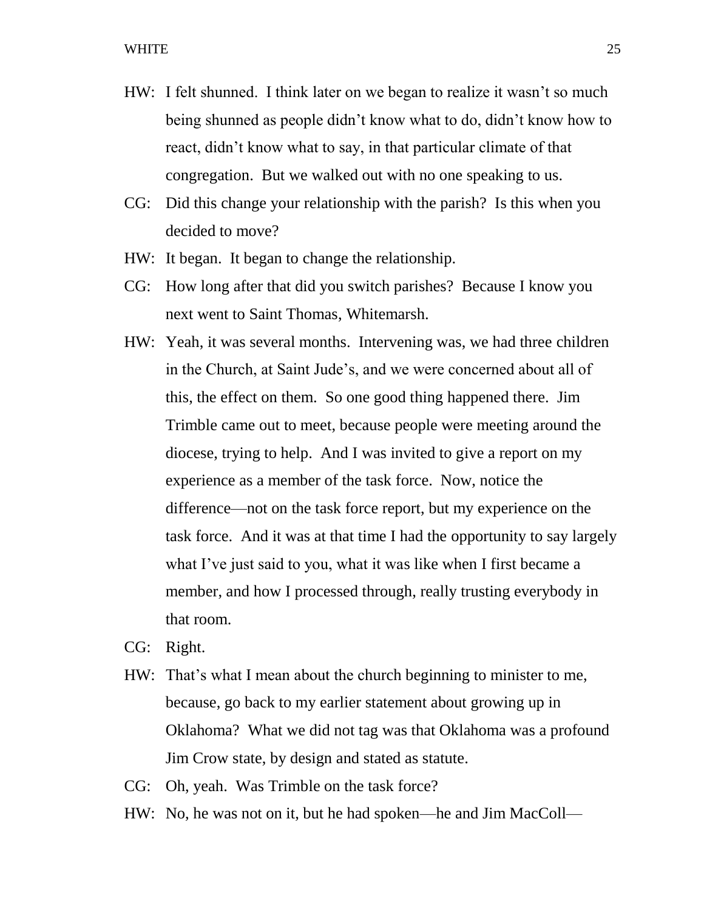HW: I felt shunned. I think later on we began to realize it wasn't so much being shunned as people didn't know what to do, didn't know how to react, didn't know what to say, in that particular climate of that congregation. But we walked out with no one speaking to us.

CG: Did this change your relationship with the parish? Is this when you decided to move?

HW: It began. It began to change the relationship.

CG: How long after that did you switch parishes? Because I know you next went to Saint Thomas, Whitemarsh.

HW: Yeah, it was several months. Intervening was, we had three children in the Church, at Saint Jude's, and we were concerned about all of this, the effect on them. So one good thing happened there. Jim Trimble came out to meet, because people were meeting around the diocese, trying to help. And I was invited to give a report on my experience as a member of the task force. Now, notice the difference—not on the task force report, but my experience on the task force. And it was at that time I had the opportunity to say largely what I've just said to you, what it was like when I first became a member, and how I processed through, really trusting everybody in that room.

CG: Right.

HW: That's what I mean about the church beginning to minister to me, because, go back to my earlier statement about growing up in Oklahoma? What we did not tag was that Oklahoma was a profound Jim Crow state, by design and stated as statute.

CG: Oh, yeah. Was Trimble on the task force?

HW: No, he was not on it, but he had spoken—he and Jim MacColl—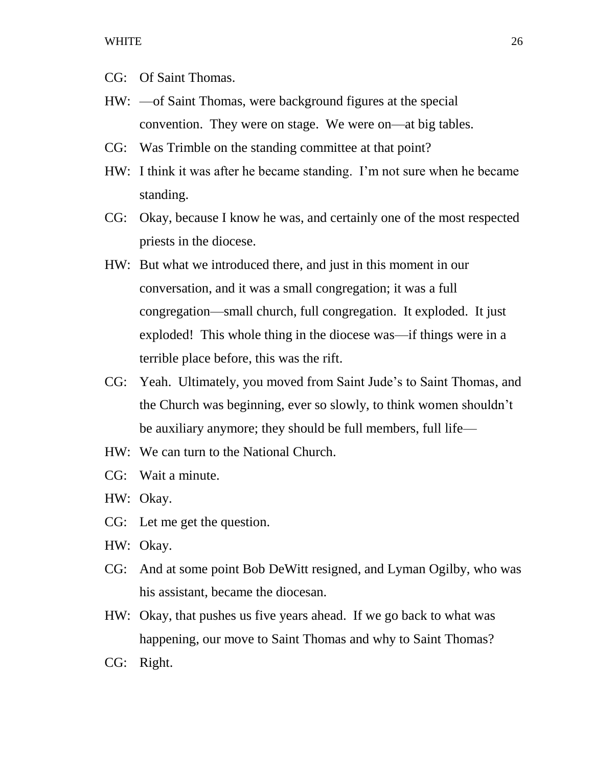CG: Of Saint Thomas.

HW: —of Saint Thomas, were background figures at the special convention. They were on stage. We were on—at big tables.

CG: Was Trimble on the standing committee at that point?

HW: I think it was after he became standing. I'm not sure when he became standing.

CG: Okay, because I know he was, and certainly one of the most respected priests in the diocese.

HW: But what we introduced there, and just in this moment in our conversation, and it was a small congregation; it was a full congregation—small church, full congregation. It exploded. It just exploded! This whole thing in the diocese was—if things were in a terrible place before, this was the rift.

CG: Yeah. Ultimately, you moved from Saint Jude's to Saint Thomas, and the Church was beginning, ever so slowly, to think women shouldn't be auxiliary anymore; they should be full members, full life—

HW: We can turn to the National Church.

CG: Wait a minute.

HW: Okay.

CG: Let me get the question.

HW: Okay.

CG: And at some point Bob DeWitt resigned, and Lyman Ogilby, who was his assistant, became the diocesan.

HW: Okay, that pushes us five years ahead. If we go back to what was happening, our move to Saint Thomas and why to Saint Thomas?

CG: Right.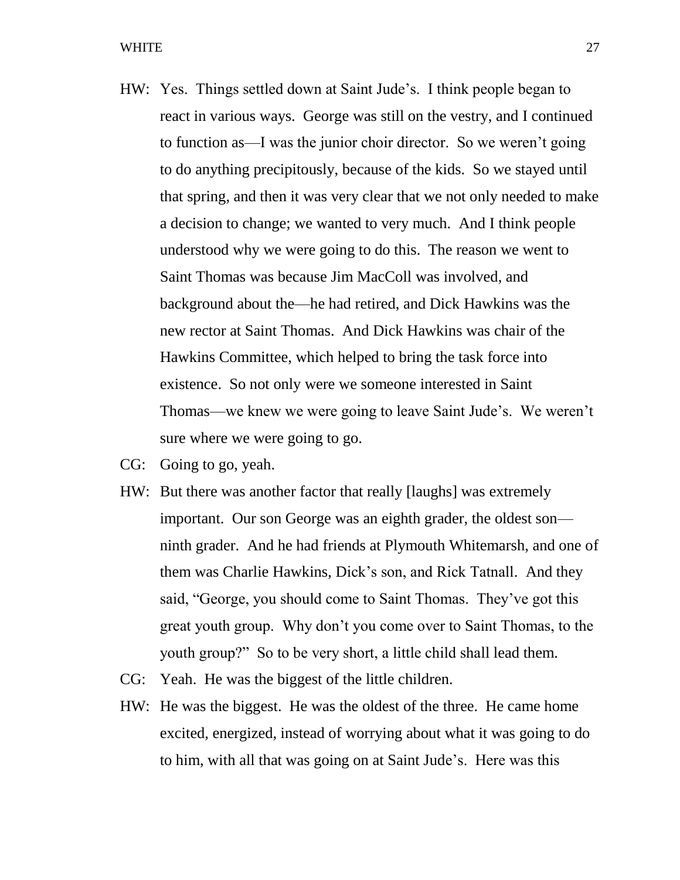HW: Yes. Things settled down at Saint Jude's. I think people began to react in various ways. George was still on the vestry, and I continued to function as—I was the junior choir director. So we weren't going to do anything precipitously, because of the kids. So we stayed until that spring, and then it was very clear that we not only needed to make a decision to change; we wanted to very much. And I think people understood why we were going to do this. The reason we went to Saint Thomas was because Jim MacColl was involved, and background about the—he had retired, and Dick Hawkins was the new rector at Saint Thomas. And Dick Hawkins was chair of the Hawkins Committee, which helped to bring the task force into existence. So not only were we someone interested in Saint Thomas—we knew we were going to leave Saint Jude's. We weren't sure where we were going to go.

CG: Going to go, yeah.

HW: But there was another factor that really [laughs] was extremely important. Our son George was an eighth grader, the oldest son—ninth grader. And he had friends at Plymouth Whitemarsh, and one of them was Charlie Hawkins, Dick's son, and Rick Tatnall. And they said, "George, you should come to Saint Thomas. They've got this great youth group. Why don't you come over to Saint Thomas, to the youth group?" So to be very short, a little child shall lead them.

CG: Yeah. He was the biggest of the little children.

HW: He was the biggest. He was the oldest of the three. He came home excited, energized, instead of worrying about what it was going to do to him, with all that was going on at Saint Jude's. Here was this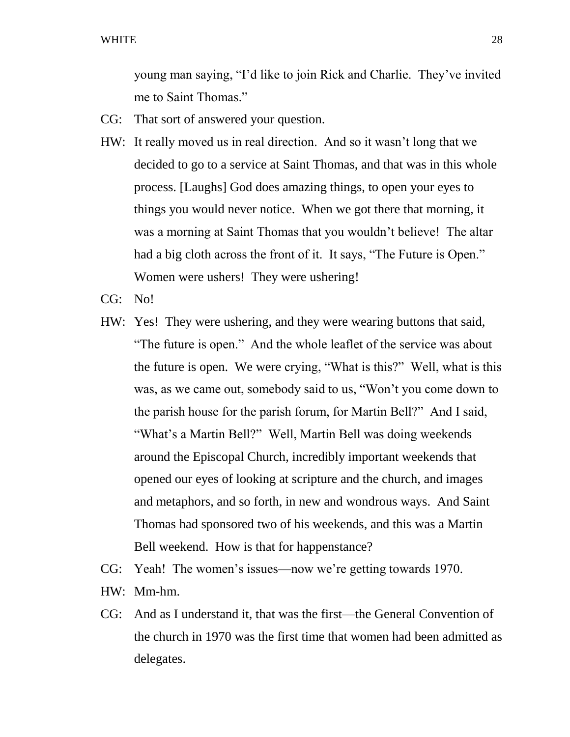young man saying, "I'd like to join Rick and Charlie. They've invited me to Saint Thomas."

CG: That sort of answered your question.

HW: It really moved us in real direction. And so it wasn't long that we decided to go to a service at Saint Thomas, and that was in this whole process. [Laughs] God does amazing things, to open your eyes to things you would never notice. When we got there that morning, it was a morning at Saint Thomas that you wouldn't believe! The altar had a big cloth across the front of it. It says, "The Future is Open." Women were ushers! They were ushering!

CG: No!

HW: Yes! They were ushering, and they were wearing buttons that said, "The future is open." And the whole leaflet of the service was about the future is open. We were crying, "What is this?" Well, what is this was, as we came out, somebody said to us, "Won't you come down to the parish house for the parish forum, for Martin Bell?" And I said, "What's a Martin Bell?" Well, Martin Bell was doing weekends around the Episcopal Church, incredibly important weekends that opened our eyes of looking at scripture and the church, and images and metaphors, and so forth, in new and wondrous ways. And Saint Thomas had sponsored two of his weekends, and this was a Martin Bell weekend. How is that for happenstance?

CG: Yeah! The women's issues—now we're getting towards 1970.

HW: Mm-hm.

CG: And as I understand it, that was the first—the General Convention of the church in 1970 was the first time that women had been admitted as delegates.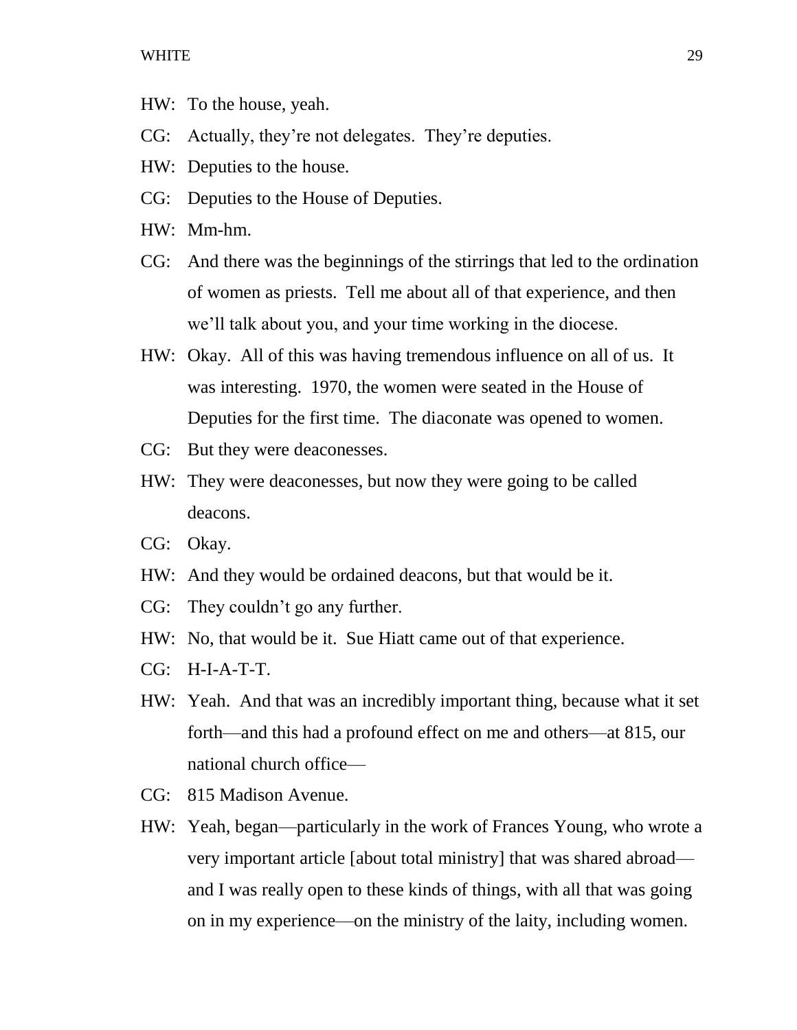HW: To the house, yeah.

CG: Actually, they're not delegates. They're deputies.

HW: Deputies to the house.

CG: Deputies to the House of Deputies.

HW: Mm-hm.

CG: And there was the beginnings of the stirrings that led to the ordination of women as priests. Tell me about all of that experience, and then we'll talk about you, and your time working in the diocese.

HW: Okay. All of this was having tremendous influence on all of us. It was interesting. 1970, the women were seated in the House of Deputies for the first time. The diaconate was opened to women.

CG: But they were deaconesses.

HW: They were deaconesses, but now they were going to be called deacons.

CG: Okay.

HW: And they would be ordained deacons, but that would be it.

CG: They couldn't go any further.

HW: No, that would be it. Sue Hiatt came out of that experience.

CG: H-I-A-T-T.

HW: Yeah. And that was an incredibly important thing, because what it set forth—and this had a profound effect on me and others—at 815, our national church office—

CG: 815 Madison Avenue.

HW: Yeah, began—particularly in the work of Frances Young, who wrote a very important article [about total ministry] that was shared abroad—and I was really open to these kinds of things, with all that was going on in my experience—on the ministry of the laity, including women.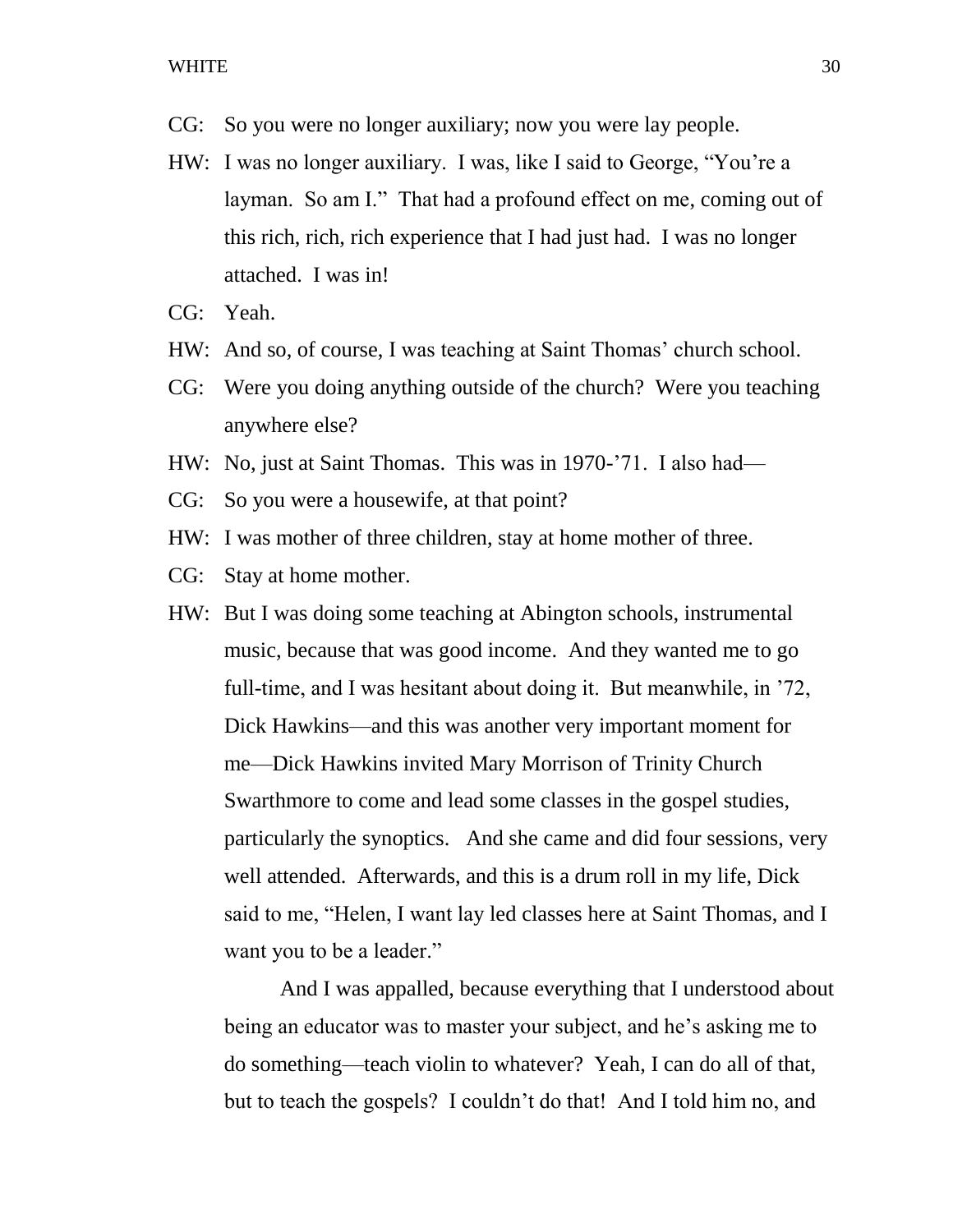CG: So you were no longer auxiliary; now you were lay people.

HW: I was no longer auxiliary. I was, like I said to George, "You're a layman. So am I." That had a profound effect on me, coming out of this rich, rich, rich experience that I had just had. I was no longer attached. I was in!

CG: Yeah.

HW: And so, of course, I was teaching at Saint Thomas' church school.

CG: Were you doing anything outside of the church? Were you teaching anywhere else?

HW: No, just at Saint Thomas. This was in 1970-'71. I also had—

CG: So you were a housewife, at that point?

HW: I was mother of three children, stay at home mother of three.

CG: Stay at home mother.

HW: But I was doing some teaching at Abington schools, instrumental music, because that was good income. And they wanted me to go full-time, and I was hesitant about doing it. But meanwhile, in '72, Dick Hawkins—and this was another very important moment for me—Dick Hawkins invited Mary Morrison of Trinity Church Swarthmore to come and lead some classes in the gospel studies, particularly the synoptics. And she came and did four sessions, very well attended. Afterwards, and this is a drum roll in my life, Dick said to me, "Helen, I want lay led classes here at Saint Thomas, and I want you to be a leader."

And I was appalled, because everything that I understood about being an educator was to master your subject, and he's asking me to do something—teach violin to whatever? Yeah, I can do all of that, but to teach the gospels? I couldn't do that! And I told him no, and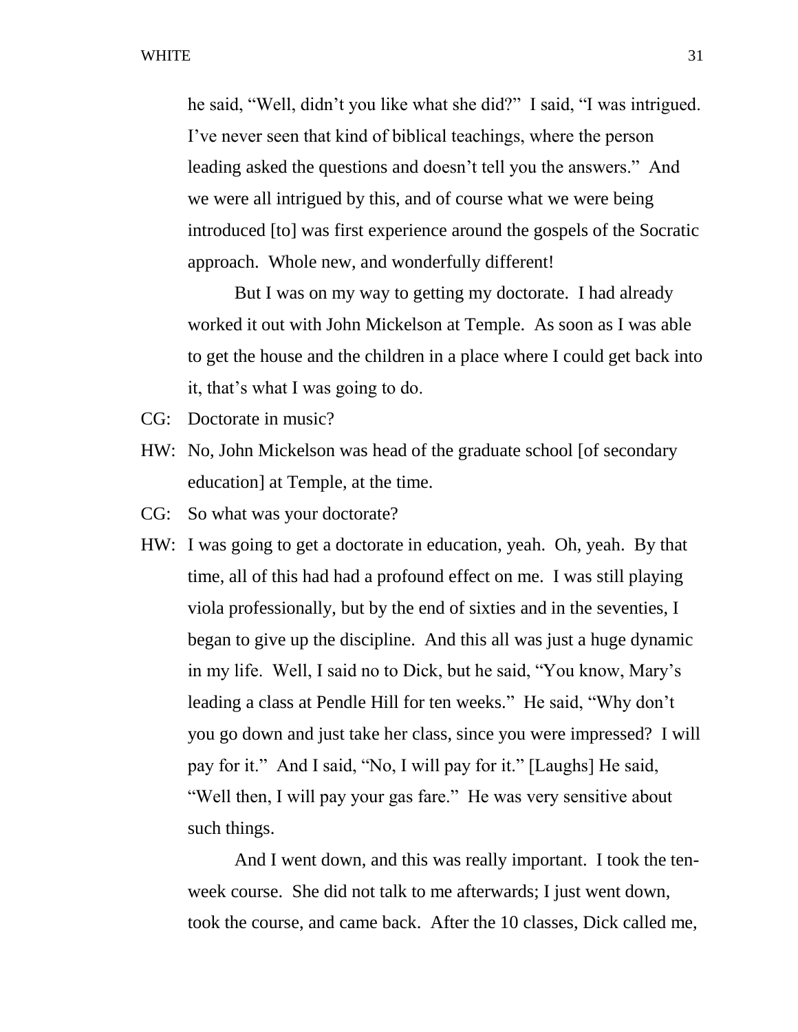he said, "Well, didn't you like what she did?" I said, "I was intrigued. I've never seen that kind of biblical teachings, where the person leading asked the questions and doesn't tell you the answers." And we were all intrigued by this, and of course what we were being introduced [to] was first experience around the gospels of the Socratic approach. Whole new, and wonderfully different!

But I was on my way to getting my doctorate. I had already worked it out with John Mickelson at Temple. As soon as I was able to get the house and the children in a place where I could get back into it, that's what I was going to do.

CG: Doctorate in music?

HW: No, John Mickelson was head of the graduate school [of secondary education] at Temple, at the time.

CG: So what was your doctorate?

HW: I was going to get a doctorate in education, yeah. Oh, yeah. By that time, all of this had had a profound effect on me. I was still playing viola professionally, but by the end of sixties and in the seventies, I began to give up the discipline. And this all was just a huge dynamic in my life. Well, I said no to Dick, but he said, "You know, Mary's leading a class at Pendle Hill for ten weeks." He said, "Why don't you go down and just take her class, since you were impressed? I will pay for it." And I said, "No, I will pay for it." [Laughs] He said, "Well then, I will pay your gas fare." He was very sensitive about such things.

And I went down, and this was really important. I took the ten-week course. She did not talk to me afterwards; I just went down, took the course, and came back. After the 10 classes, Dick called me,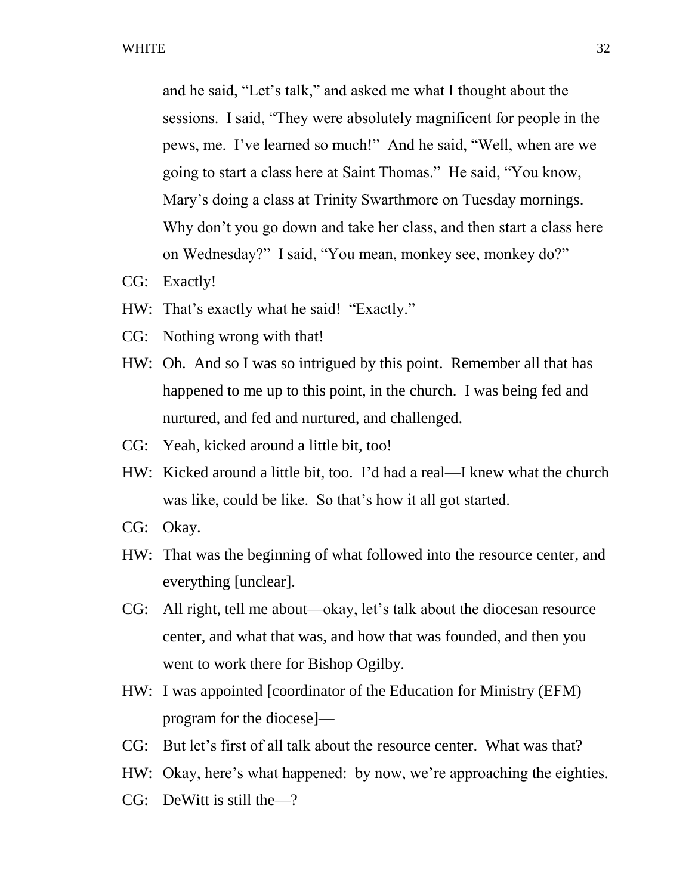and he said, "Let's talk," and asked me what I thought about the sessions. I said, "They were absolutely magnificent for people in the pews, me. I've learned so much!" And he said, "Well, when are we going to start a class here at Saint Thomas." He said, "You know, Mary's doing a class at Trinity Swarthmore on Tuesday mornings. Why don't you go down and take her class, and then start a class here on Wednesday?" I said, "You mean, monkey see, monkey do?"

CG: Exactly!

HW: That's exactly what he said! "Exactly."

CG: Nothing wrong with that!

HW: Oh. And so I was so intrigued by this point. Remember all that has happened to me up to this point, in the church. I was being fed and nurtured, and fed and nurtured, and challenged.

CG: Yeah, kicked around a little bit, too!

HW: Kicked around a little bit, too. I'd had a real—I knew what the church was like, could be like. So that's how it all got started.

CG: Okay.

HW: That was the beginning of what followed into the resource center, and everything [unclear].

CG: All right, tell me about—okay, let's talk about the diocesan resource center, and what that was, and how that was founded, and then you went to work there for Bishop Ogilby.

HW: I was appointed [coordinator of the Education for Ministry (EFM) program for the diocese]—

CG: But let's first of all talk about the resource center. What was that?

HW: Okay, here's what happened: by now, we're approaching the eighties.

CG: DeWitt is still the—?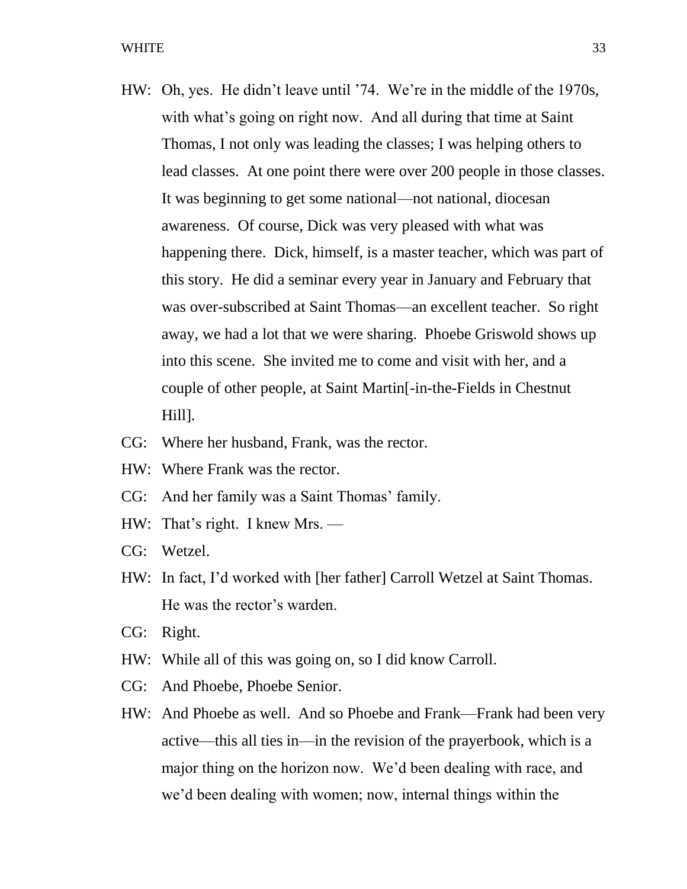HW: Oh, yes. He didn't leave until '74. We're in the middle of the 1970s, with what's going on right now. And all during that time at Saint Thomas, I not only was leading the classes; I was helping others to lead classes. At one point there were over 200 people in those classes. It was beginning to get some national—not national, diocesan awareness. Of course, Dick was very pleased with what was happening there. Dick, himself, is a master teacher, which was part of this story. He did a seminar every year in January and February that was over-subscribed at Saint Thomas—an excellent teacher. So right away, we had a lot that we were sharing. Phoebe Griswold shows up into this scene. She invited me to come and visit with her, and a couple of other people, at Saint Martin[-in-the-Fields in Chestnut Hill].

CG: Where her husband, Frank, was the rector.

HW: Where Frank was the rector.

CG: And her family was a Saint Thomas' family.

HW: That's right. I knew Mrs. —

CG: Wetzel.

HW: In fact, I'd worked with [her father] Carroll Wetzel at Saint Thomas. He was the rector's warden.

CG: Right.

HW: While all of this was going on, so I did know Carroll.

CG: And Phoebe, Phoebe Senior.

HW: And Phoebe as well. And so Phoebe and Frank—Frank had been very active—this all ties in—in the revision of the prayerbook, which is a major thing on the horizon now. We'd been dealing with race, and we'd been dealing with women; now, internal things within the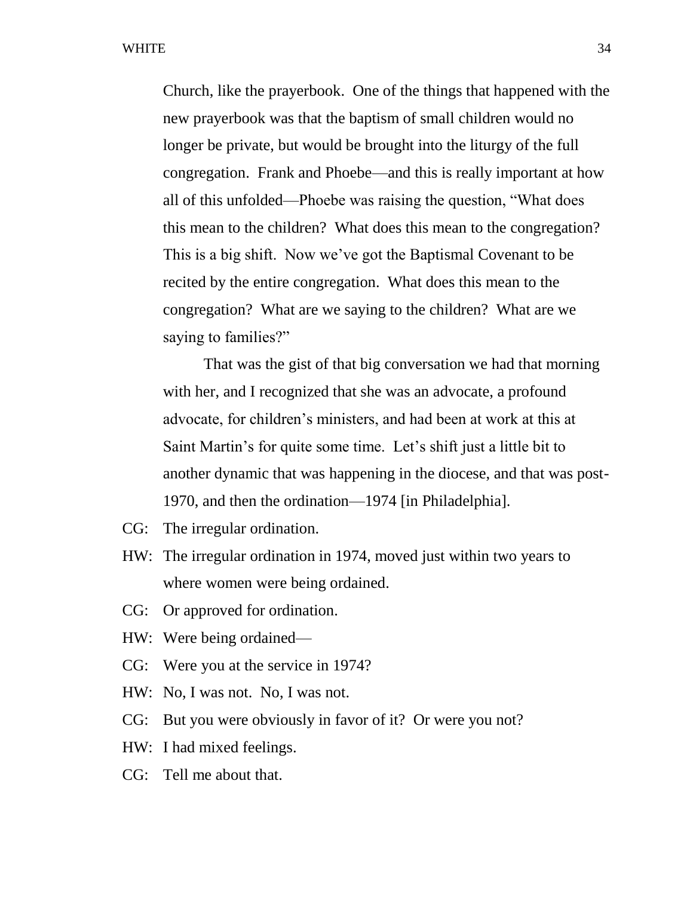Church, like the prayerbook. One of the things that happened with the new prayerbook was that the baptism of small children would no longer be private, but would be brought into the liturgy of the full congregation. Frank and Phoebe—and this is really important at how all of this unfolded—Phoebe was raising the question, "What does this mean to the children? What does this mean to the congregation? This is a big shift. Now we've got the Baptismal Covenant to be recited by the entire congregation. What does this mean to the congregation? What are we saying to the children? What are we saying to families?"

That was the gist of that big conversation we had that morning with her, and I recognized that she was an advocate, a profound advocate, for children's ministers, and had been at work at this at Saint Martin's for quite some time. Let's shift just a little bit to another dynamic that was happening in the diocese, and that was post-1970, and then the ordination—1974 [in Philadelphia].

CG: The irregular ordination.

HW: The irregular ordination in 1974, moved just within two years to where women were being ordained.

CG: Or approved for ordination.

HW: Were being ordained—

CG: Were you at the service in 1974?

HW: No, I was not. No, I was not.

CG: But you were obviously in favor of it? Or were you not?

HW: I had mixed feelings.

CG: Tell me about that.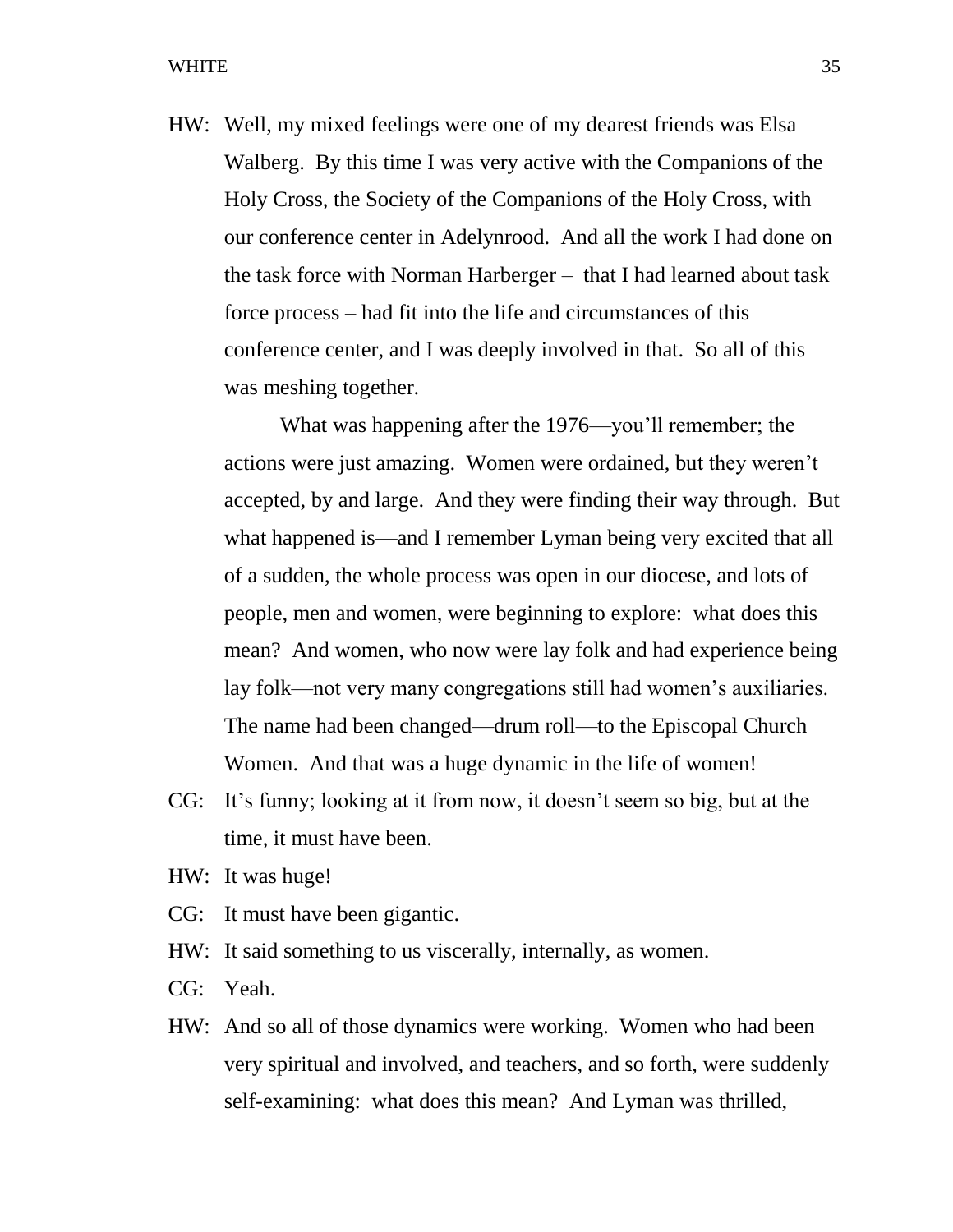HW: Well, my mixed feelings were one of my dearest friends was Elsa Walberg. By this time I was very active with the Companions of the Holy Cross, the Society of the Companions of the Holy Cross, with our conference center in Adelynrood. And all the work I had done on the task force with Norman Harberger – that I had learned about task force process – had fit into the life and circumstances of this conference center, and I was deeply involved in that. So all of this was meshing together.

What was happening after the 1976—you'll remember; the actions were just amazing. Women were ordained, but they weren't accepted, by and large. And they were finding their way through. But what happened is—and I remember Lyman being very excited that all of a sudden, the whole process was open in our diocese, and lots of people, men and women, were beginning to explore: what does this mean? And women, who now were lay folk and had experience being lay folk—not very many congregations still had women's auxiliaries. The name had been changed—drum roll—to the Episcopal Church Women. And that was a huge dynamic in the life of women!

CG: It's funny; looking at it from now, it doesn't seem so big, but at the time, it must have been.

HW: It was huge!

CG: It must have been gigantic.

HW: It said something to us viscerally, internally, as women.

CG: Yeah.

HW: And so all of those dynamics were working. Women who had been very spiritual and involved, and teachers, and so forth, were suddenly self-examining: what does this mean? And Lyman was thrilled,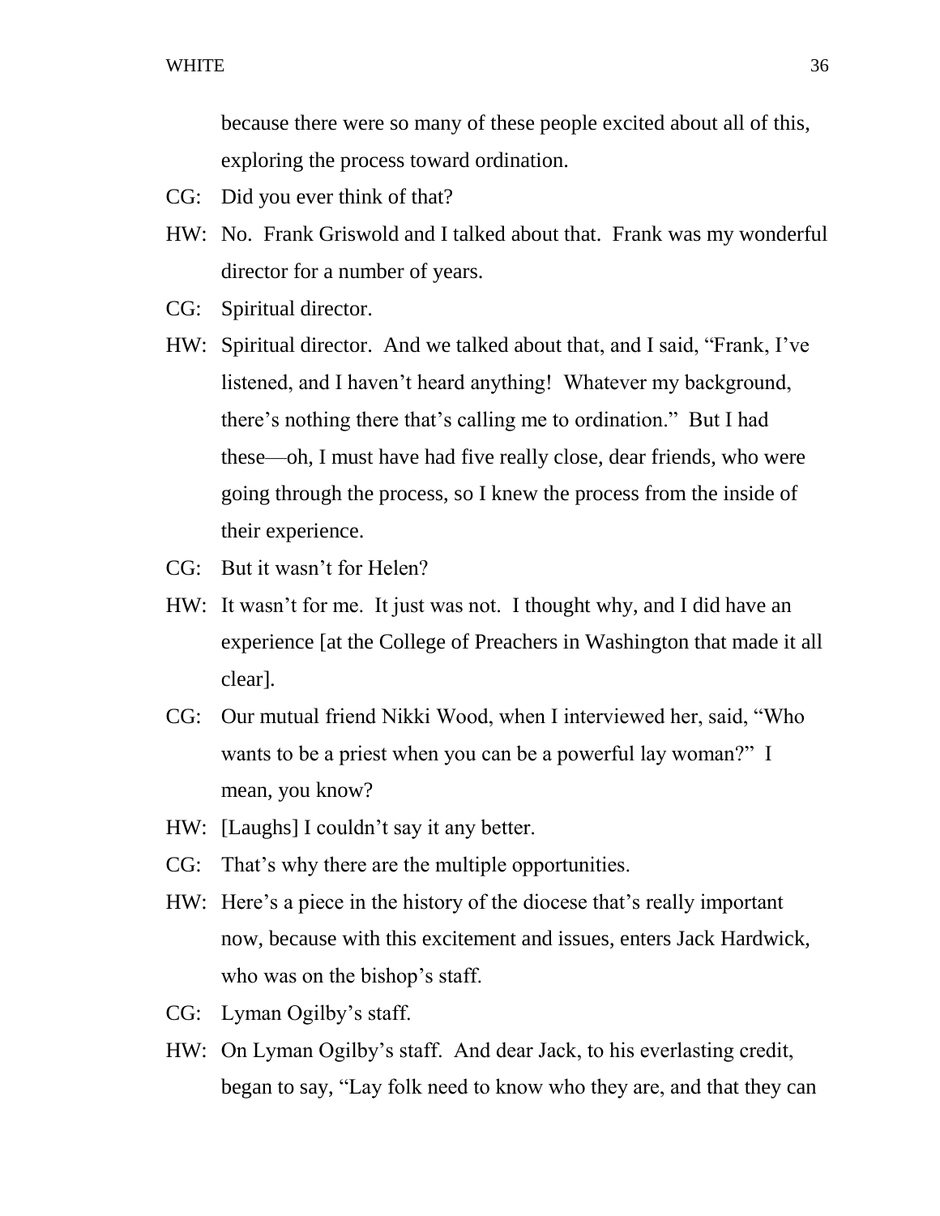because there were so many of these people excited about all of this, exploring the process toward ordination.

CG: Did you ever think of that?

HW: No. Frank Griswold and I talked about that. Frank was my wonderful director for a number of years.

CG: Spiritual director.

HW: Spiritual director. And we talked about that, and I said, "Frank, I've listened, and I haven't heard anything! Whatever my background, there's nothing there that's calling me to ordination." But I had these—oh, I must have had five really close, dear friends, who were going through the process, so I knew the process from the inside of their experience.

CG: But it wasn't for Helen?

HW: It wasn't for me. It just was not. I thought why, and I did have an experience [at the College of Preachers in Washington that made it all clear].

CG: Our mutual friend Nikki Wood, when I interviewed her, said, "Who wants to be a priest when you can be a powerful lay woman?" I mean, you know?

HW: [Laughs] I couldn't say it any better.

CG: That's why there are the multiple opportunities.

HW: Here's a piece in the history of the diocese that's really important now, because with this excitement and issues, enters Jack Hardwick, who was on the bishop's staff.

CG: Lyman Ogilby's staff.

HW: On Lyman Ogilby's staff. And dear Jack, to his everlasting credit, began to say, "Lay folk need to know who they are, and that they can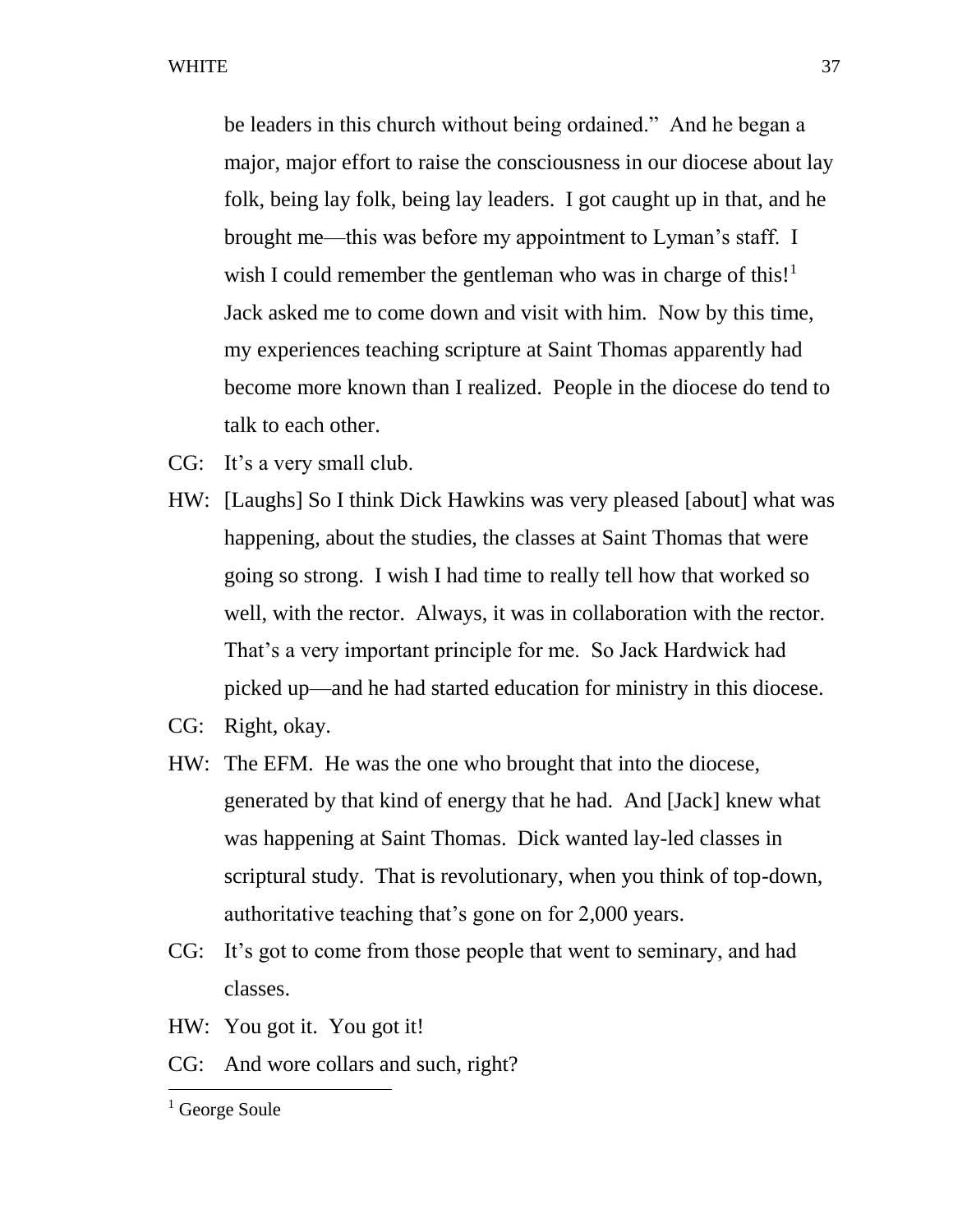be leaders in this church without being ordained." And he began a major, major effort to raise the consciousness in our diocese about lay folk, being lay folk, being lay leaders. I got caught up in that, and he brought me—this was before my appointment to Lyman's staff. I wish I could remember the gentleman who was in charge of this![1] Jack asked me to come down and visit with him. Now by this time, my experiences teaching scripture at Saint Thomas apparently had become more known than I realized. People in the diocese do tend to talk to each other.

CG: It's a very small club.

HW: [Laughs] So I think Dick Hawkins was very pleased [about] what was happening, about the studies, the classes at Saint Thomas that were going so strong. I wish I had time to really tell how that worked so well, with the rector. Always, it was in collaboration with the rector. That's a very important principle for me. So Jack Hardwick had picked up—and he had started education for ministry in this diocese.

CG: Right, okay.

HW: The EFM. He was the one who brought that into the diocese, generated by that kind of energy that he had. And [Jack] knew what was happening at Saint Thomas. Dick wanted lay-led classes in scriptural study. That is revolutionary, when you think of top-down, authoritative teaching that's gone on for 2,000 years.

CG: It's got to come from those people that went to seminary, and had classes.

HW: You got it. You got it!

CG: And wore collars and such, right?

---

[1] George Soule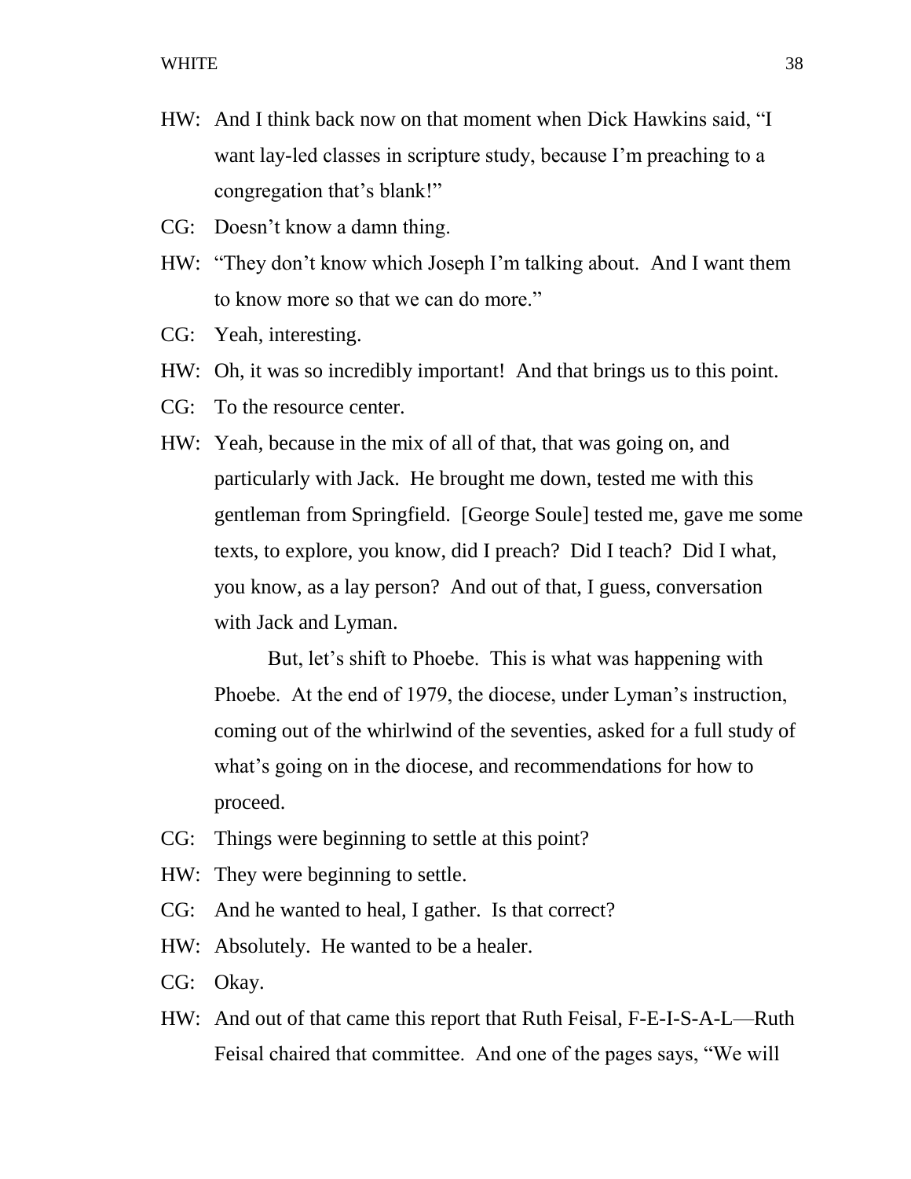HW: And I think back now on that moment when Dick Hawkins said, "I want lay-led classes in scripture study, because I'm preaching to a congregation that's blank!"

CG: Doesn't know a damn thing.

HW: "They don't know which Joseph I'm talking about. And I want them to know more so that we can do more."

CG: Yeah, interesting.

HW: Oh, it was so incredibly important! And that brings us to this point.

CG: To the resource center.

HW: Yeah, because in the mix of all of that, that was going on, and particularly with Jack. He brought me down, tested me with this gentleman from Springfield. [George Soule] tested me, gave me some texts, to explore, you know, did I preach? Did I teach? Did I what, you know, as a lay person? And out of that, I guess, conversation with Jack and Lyman.

But, let's shift to Phoebe. This is what was happening with Phoebe. At the end of 1979, the diocese, under Lyman's instruction, coming out of the whirlwind of the seventies, asked for a full study of what's going on in the diocese, and recommendations for how to proceed.

CG: Things were beginning to settle at this point?

HW: They were beginning to settle.

CG: And he wanted to heal, I gather. Is that correct?

HW: Absolutely. He wanted to be a healer.

CG: Okay.

HW: And out of that came this report that Ruth Feisal, F-E-I-S-A-L—Ruth Feisal chaired that committee. And one of the pages says, "We will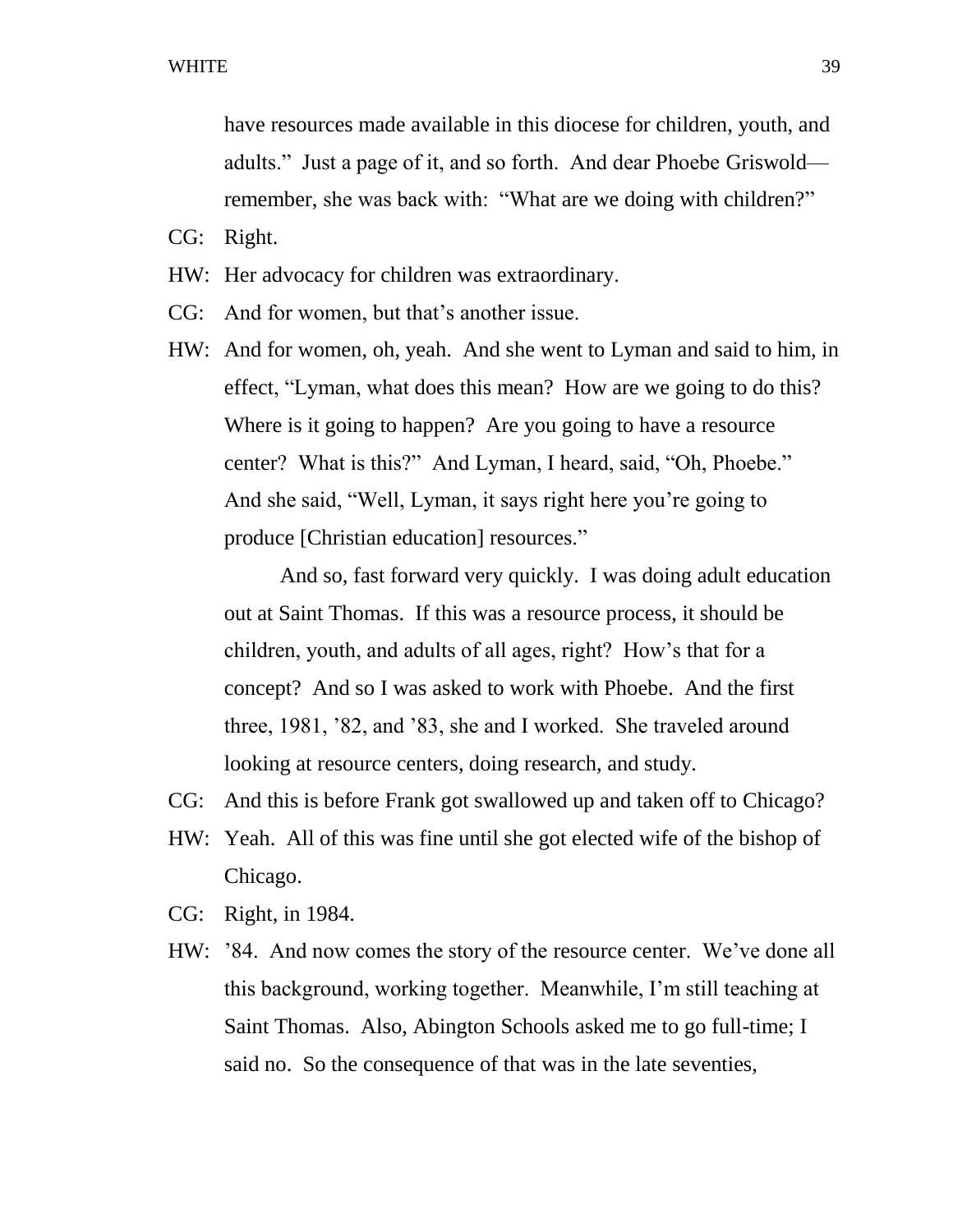have resources made available in this diocese for children, youth, and adults." Just a page of it, and so forth. And dear Phoebe Griswold—remember, she was back with: "What are we doing with children?"

CG: Right.

HW: Her advocacy for children was extraordinary.

CG: And for women, but that's another issue.

HW: And for women, oh, yeah. And she went to Lyman and said to him, in effect, "Lyman, what does this mean? How are we going to do this? Where is it going to happen? Are you going to have a resource center? What is this?" And Lyman, I heard, said, "Oh, Phoebe." And she said, "Well, Lyman, it says right here you're going to produce [Christian education] resources."

And so, fast forward very quickly. I was doing adult education out at Saint Thomas. If this was a resource process, it should be children, youth, and adults of all ages, right? How's that for a concept? And so I was asked to work with Phoebe. And the first three, 1981, '82, and '83, she and I worked. She traveled around looking at resource centers, doing research, and study.

CG: And this is before Frank got swallowed up and taken off to Chicago?

HW: Yeah. All of this was fine until she got elected wife of the bishop of Chicago.

CG: Right, in 1984.

HW: '84. And now comes the story of the resource center. We've done all this background, working together. Meanwhile, I'm still teaching at Saint Thomas. Also, Abington Schools asked me to go full-time; I said no. So the consequence of that was in the late seventies,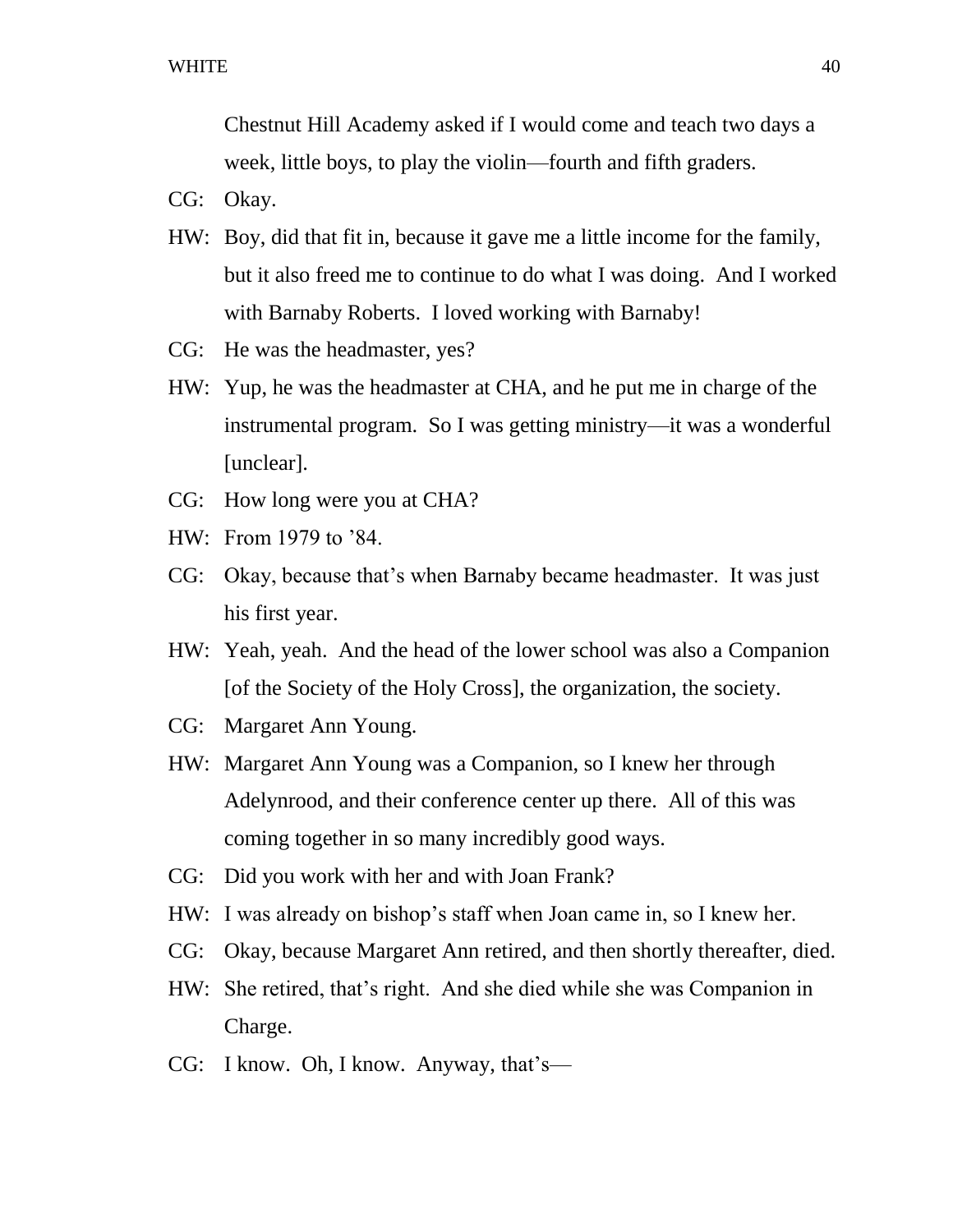Chestnut Hill Academy asked if I would come and teach two days a week, little boys, to play the violin—fourth and fifth graders.

CG: Okay.

HW: Boy, did that fit in, because it gave me a little income for the family, but it also freed me to continue to do what I was doing. And I worked with Barnaby Roberts. I loved working with Barnaby!

CG: He was the headmaster, yes?

HW: Yup, he was the headmaster at CHA, and he put me in charge of the instrumental program. So I was getting ministry—it was a wonderful [unclear].

CG: How long were you at CHA?

HW: From 1979 to '84.

CG: Okay, because that's when Barnaby became headmaster. It was just his first year.

HW: Yeah, yeah. And the head of the lower school was also a Companion [of the Society of the Holy Cross], the organization, the society.

CG: Margaret Ann Young.

HW: Margaret Ann Young was a Companion, so I knew her through Adelynrood, and their conference center up there. All of this was coming together in so many incredibly good ways.

CG: Did you work with her and with Joan Frank?

HW: I was already on bishop's staff when Joan came in, so I knew her.

CG: Okay, because Margaret Ann retired, and then shortly thereafter, died.

HW: She retired, that's right. And she died while she was Companion in Charge.

CG: I know. Oh, I know. Anyway, that's—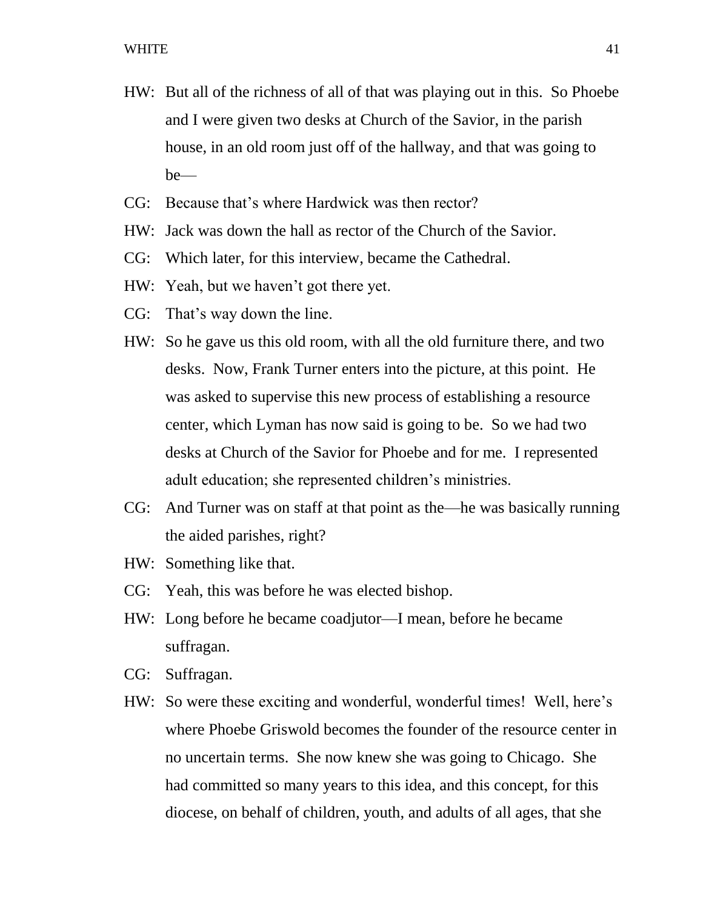HW: But all of the richness of all of that was playing out in this. So Phoebe and I were given two desks at Church of the Savior, in the parish house, in an old room just off of the hallway, and that was going to be—

CG: Because that's where Hardwick was then rector?

HW: Jack was down the hall as rector of the Church of the Savior.

CG: Which later, for this interview, became the Cathedral.

HW: Yeah, but we haven't got there yet.

CG: That's way down the line.

HW: So he gave us this old room, with all the old furniture there, and two desks. Now, Frank Turner enters into the picture, at this point. He was asked to supervise this new process of establishing a resource center, which Lyman has now said is going to be. So we had two desks at Church of the Savior for Phoebe and for me. I represented adult education; she represented children's ministries.

CG: And Turner was on staff at that point as the—he was basically running the aided parishes, right?

HW: Something like that.

CG: Yeah, this was before he was elected bishop.

HW: Long before he became coadjutor—I mean, before he became suffragan.

CG: Suffragan.

HW: So were these exciting and wonderful, wonderful times! Well, here's where Phoebe Griswold becomes the founder of the resource center in no uncertain terms. She now knew she was going to Chicago. She had committed so many years to this idea, and this concept, for this diocese, on behalf of children, youth, and adults of all ages, that she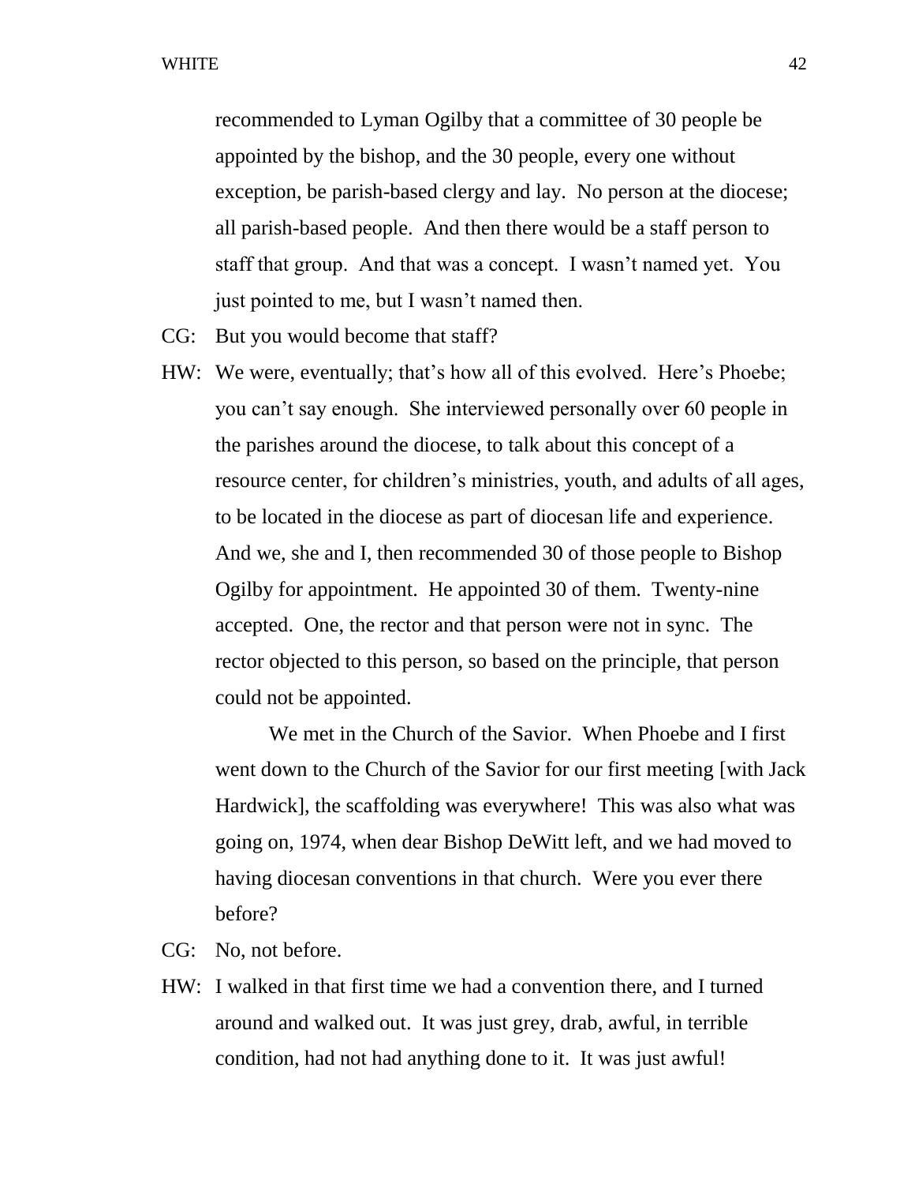recommended to Lyman Ogilby that a committee of 30 people be appointed by the bishop, and the 30 people, every one without exception, be parish-based clergy and lay. No person at the diocese; all parish-based people. And then there would be a staff person to staff that group. And that was a concept. I wasn't named yet. You just pointed to me, but I wasn't named then.

CG: But you would become that staff?

HW: We were, eventually; that's how all of this evolved. Here's Phoebe; you can't say enough. She interviewed personally over 60 people in the parishes around the diocese, to talk about this concept of a resource center, for children's ministries, youth, and adults of all ages, to be located in the diocese as part of diocesan life and experience. And we, she and I, then recommended 30 of those people to Bishop Ogilby for appointment. He appointed 30 of them. Twenty-nine accepted. One, the rector and that person were not in sync. The rector objected to this person, so based on the principle, that person could not be appointed.

We met in the Church of the Savior. When Phoebe and I first went down to the Church of the Savior for our first meeting [with Jack Hardwick], the scaffolding was everywhere! This was also what was going on, 1974, when dear Bishop DeWitt left, and we had moved to having diocesan conventions in that church. Were you ever there before?

CG: No, not before.

HW: I walked in that first time we had a convention there, and I turned around and walked out. It was just grey, drab, awful, in terrible condition, had not had anything done to it. It was just awful!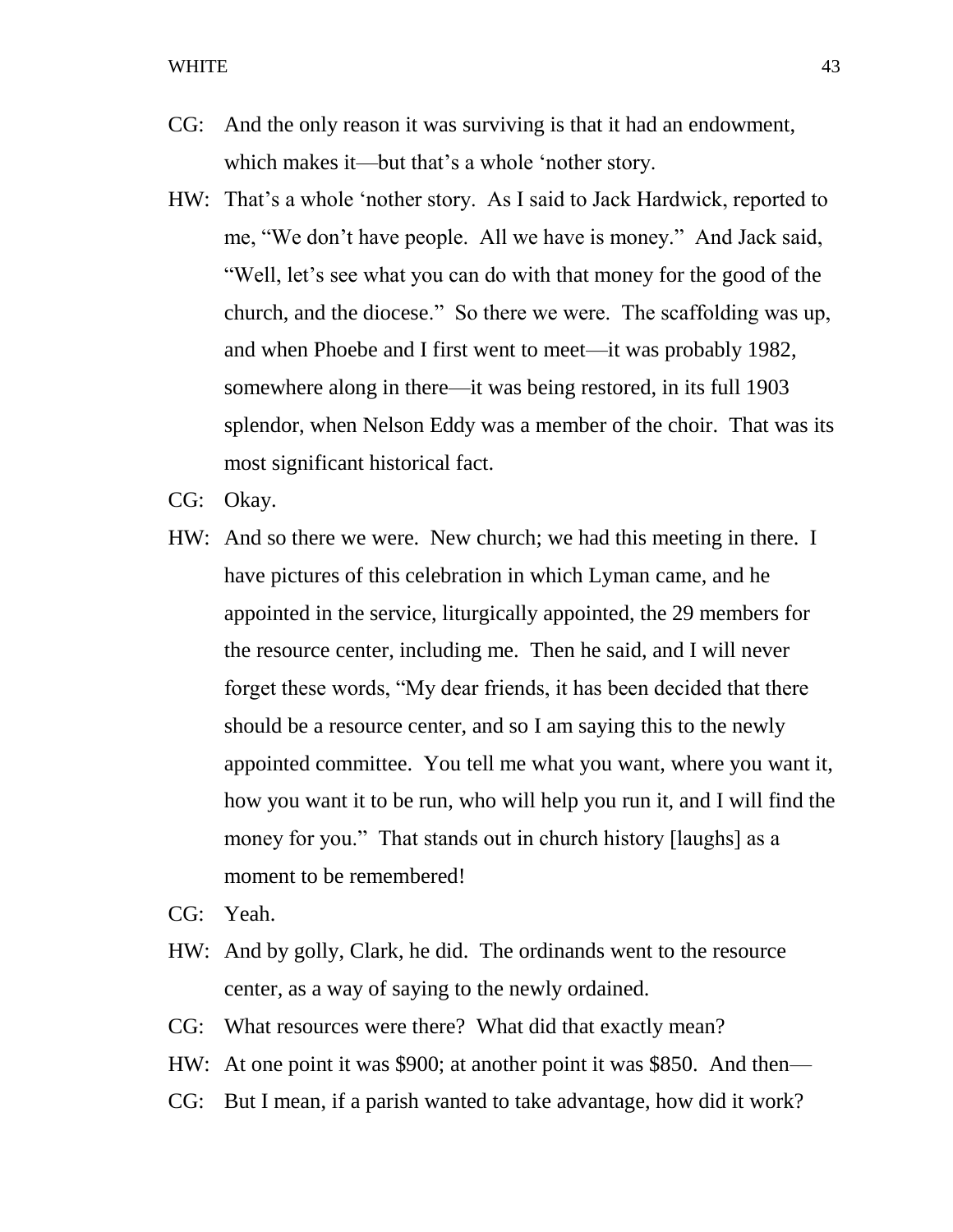CG: And the only reason it was surviving is that it had an endowment, which makes it—but that's a whole 'nother story.

HW: That's a whole 'nother story. As I said to Jack Hardwick, reported to me, "We don't have people. All we have is money." And Jack said, "Well, let's see what you can do with that money for the good of the church, and the diocese." So there we were. The scaffolding was up, and when Phoebe and I first went to meet—it was probably 1982, somewhere along in there—it was being restored, in its full 1903 splendor, when Nelson Eddy was a member of the choir. That was its most significant historical fact.

CG: Okay.

HW: And so there we were. New church; we had this meeting in there. I have pictures of this celebration in which Lyman came, and he appointed in the service, liturgically appointed, the 29 members for the resource center, including me. Then he said, and I will never forget these words, "My dear friends, it has been decided that there should be a resource center, and so I am saying this to the newly appointed committee. You tell me what you want, where you want it, how you want it to be run, who will help you run it, and I will find the money for you." That stands out in church history [laughs] as a moment to be remembered!

CG: Yeah.

HW: And by golly, Clark, he did. The ordinands went to the resource center, as a way of saying to the newly ordained.

CG: What resources were there? What did that exactly mean?

HW: At one point it was $900; at another point it was $850. And then—

CG: But I mean, if a parish wanted to take advantage, how did it work?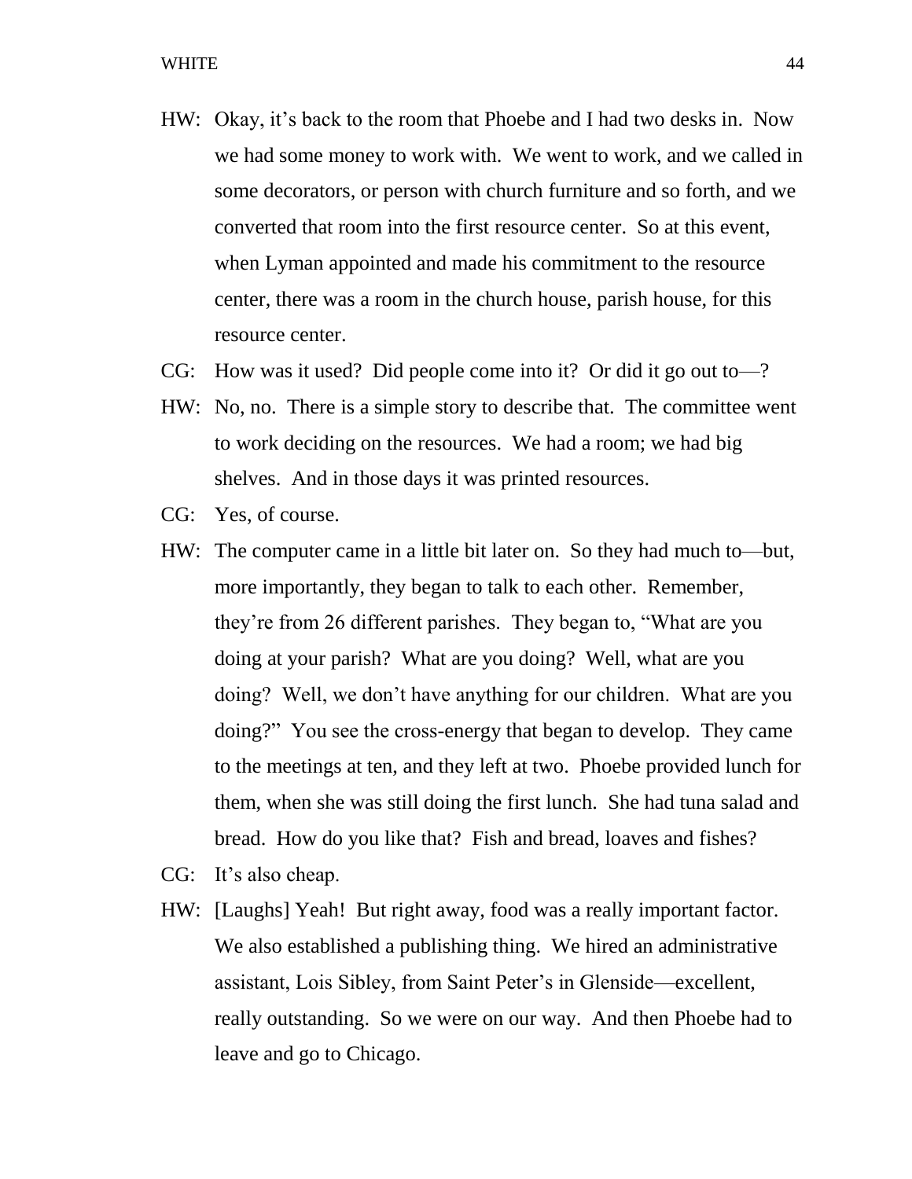HW: Okay, it's back to the room that Phoebe and I had two desks in. Now we had some money to work with. We went to work, and we called in some decorators, or person with church furniture and so forth, and we converted that room into the first resource center. So at this event, when Lyman appointed and made his commitment to the resource center, there was a room in the church house, parish house, for this resource center.

CG: How was it used? Did people come into it? Or did it go out to—?

HW: No, no. There is a simple story to describe that. The committee went to work deciding on the resources. We had a room; we had big shelves. And in those days it was printed resources.

CG: Yes, of course.

HW: The computer came in a little bit later on. So they had much to—but, more importantly, they began to talk to each other. Remember, they're from 26 different parishes. They began to, "What are you doing at your parish? What are you doing? Well, what are you doing? Well, we don't have anything for our children. What are you doing?" You see the cross-energy that began to develop. They came to the meetings at ten, and they left at two. Phoebe provided lunch for them, when she was still doing the first lunch. She had tuna salad and bread. How do you like that? Fish and bread, loaves and fishes?

CG: It's also cheap.

HW: [Laughs] Yeah! But right away, food was a really important factor. We also established a publishing thing. We hired an administrative assistant, Lois Sibley, from Saint Peter's in Glenside—excellent, really outstanding. So we were on our way. And then Phoebe had to leave and go to Chicago.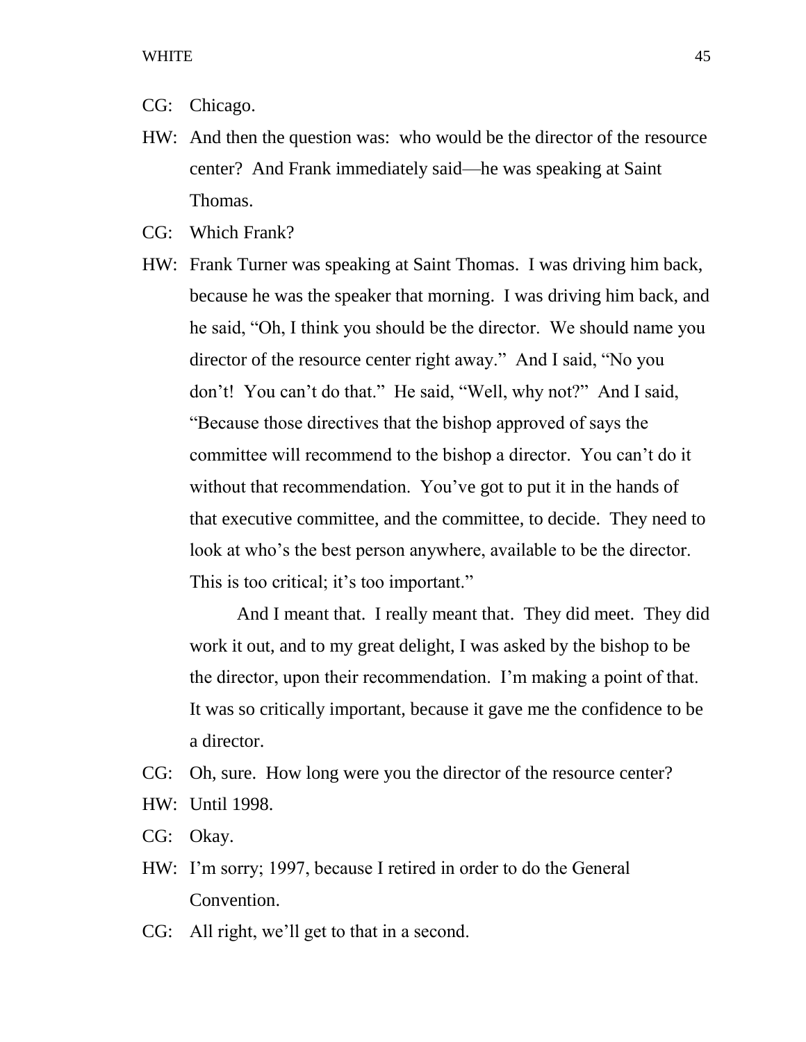CG: Chicago.

HW: And then the question was: who would be the director of the resource center? And Frank immediately said—he was speaking at Saint Thomas.

CG: Which Frank?

HW: Frank Turner was speaking at Saint Thomas. I was driving him back, because he was the speaker that morning. I was driving him back, and he said, "Oh, I think you should be the director. We should name you director of the resource center right away." And I said, "No you don't! You can't do that." He said, "Well, why not?" And I said, "Because those directives that the bishop approved of says the committee will recommend to the bishop a director. You can't do it without that recommendation. You've got to put it in the hands of that executive committee, and the committee, to decide. They need to look at who's the best person anywhere, available to be the director. This is too critical; it's too important."

And I meant that. I really meant that. They did meet. They did work it out, and to my great delight, I was asked by the bishop to be the director, upon their recommendation. I'm making a point of that. It was so critically important, because it gave me the confidence to be a director.

CG: Oh, sure. How long were you the director of the resource center?

HW: Until 1998.

CG: Okay.

HW: I'm sorry; 1997, because I retired in order to do the General Convention.

CG: All right, we'll get to that in a second.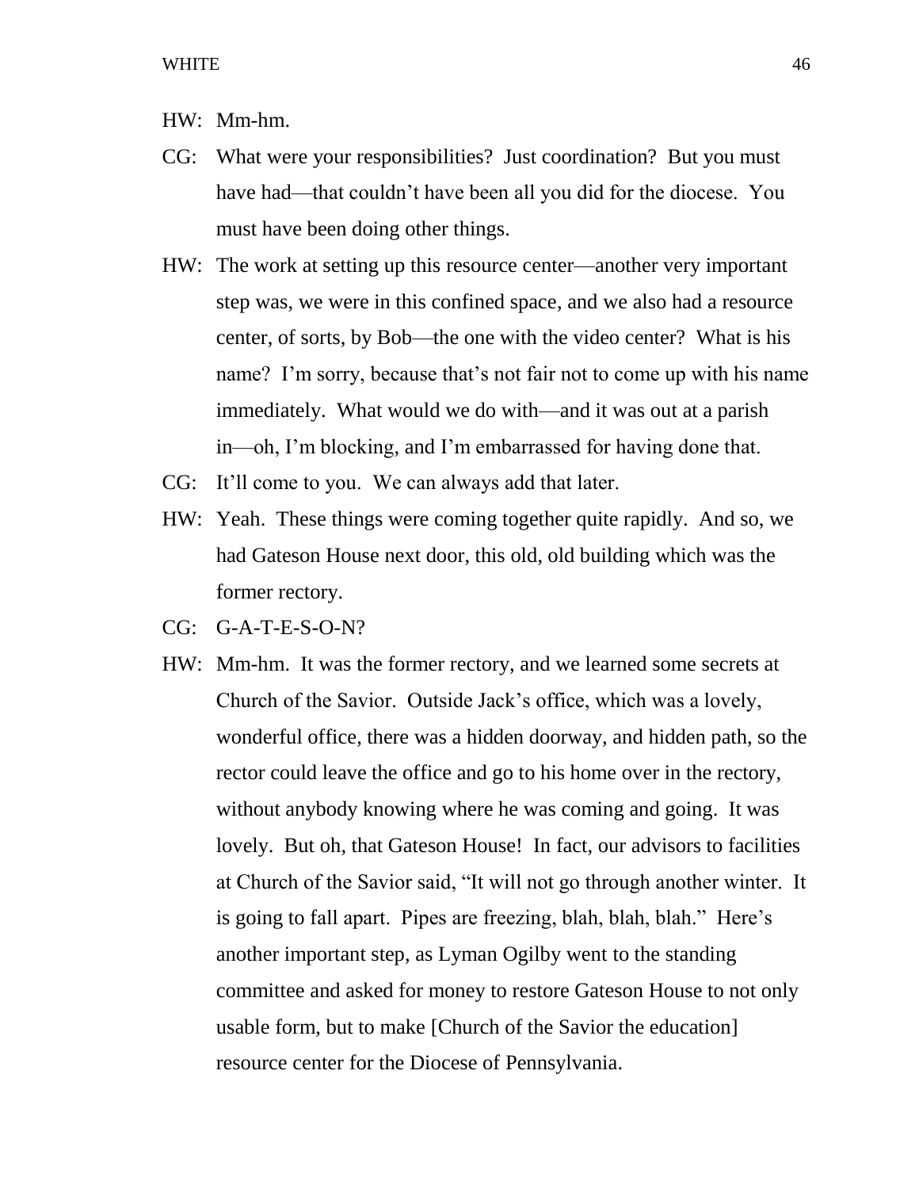HW: Mm-hm.

CG: What were your responsibilities? Just coordination? But you must have had—that couldn't have been all you did for the diocese. You must have been doing other things.

HW: The work at setting up this resource center—another very important step was, we were in this confined space, and we also had a resource center, of sorts, by Bob—the one with the video center? What is his name? I'm sorry, because that's not fair not to come up with his name immediately. What would we do with—and it was out at a parish in—oh, I'm blocking, and I'm embarrassed for having done that.

CG: It'll come to you. We can always add that later.

HW: Yeah. These things were coming together quite rapidly. And so, we had Gateson House next door, this old, old building which was the former rectory.

CG: G-A-T-E-S-O-N?

HW: Mm-hm. It was the former rectory, and we learned some secrets at Church of the Savior. Outside Jack's office, which was a lovely, wonderful office, there was a hidden doorway, and hidden path, so the rector could leave the office and go to his home over in the rectory, without anybody knowing where he was coming and going. It was lovely. But oh, that Gateson House! In fact, our advisors to facilities at Church of the Savior said, "It will not go through another winter. It is going to fall apart. Pipes are freezing, blah, blah, blah." Here's another important step, as Lyman Ogilby went to the standing committee and asked for money to restore Gateson House to not only usable form, but to make [Church of the Savior the education] resource center for the Diocese of Pennsylvania.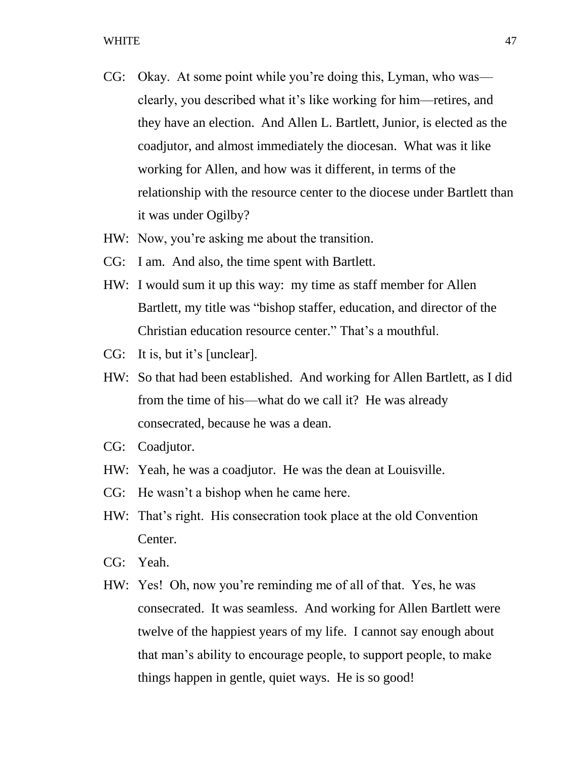CG: Okay. At some point while you're doing this, Lyman, who was—clearly, you described what it's like working for him—retires, and they have an election. And Allen L. Bartlett, Junior, is elected as the coadjutor, and almost immediately the diocesan. What was it like working for Allen, and how was it different, in terms of the relationship with the resource center to the diocese under Bartlett than it was under Ogilby?

HW: Now, you're asking me about the transition.

CG: I am. And also, the time spent with Bartlett.

HW: I would sum it up this way: my time as staff member for Allen Bartlett, my title was "bishop staffer, education, and director of the Christian education resource center." That's a mouthful.

CG: It is, but it's [unclear].

HW: So that had been established. And working for Allen Bartlett, as I did from the time of his—what do we call it? He was already consecrated, because he was a dean.

CG: Coadjutor.

HW: Yeah, he was a coadjutor. He was the dean at Louisville.

CG: He wasn't a bishop when he came here.

HW: That's right. His consecration took place at the old Convention Center.

CG: Yeah.

HW: Yes! Oh, now you're reminding me of all of that. Yes, he was consecrated. It was seamless. And working for Allen Bartlett were twelve of the happiest years of my life. I cannot say enough about that man's ability to encourage people, to support people, to make things happen in gentle, quiet ways. He is so good!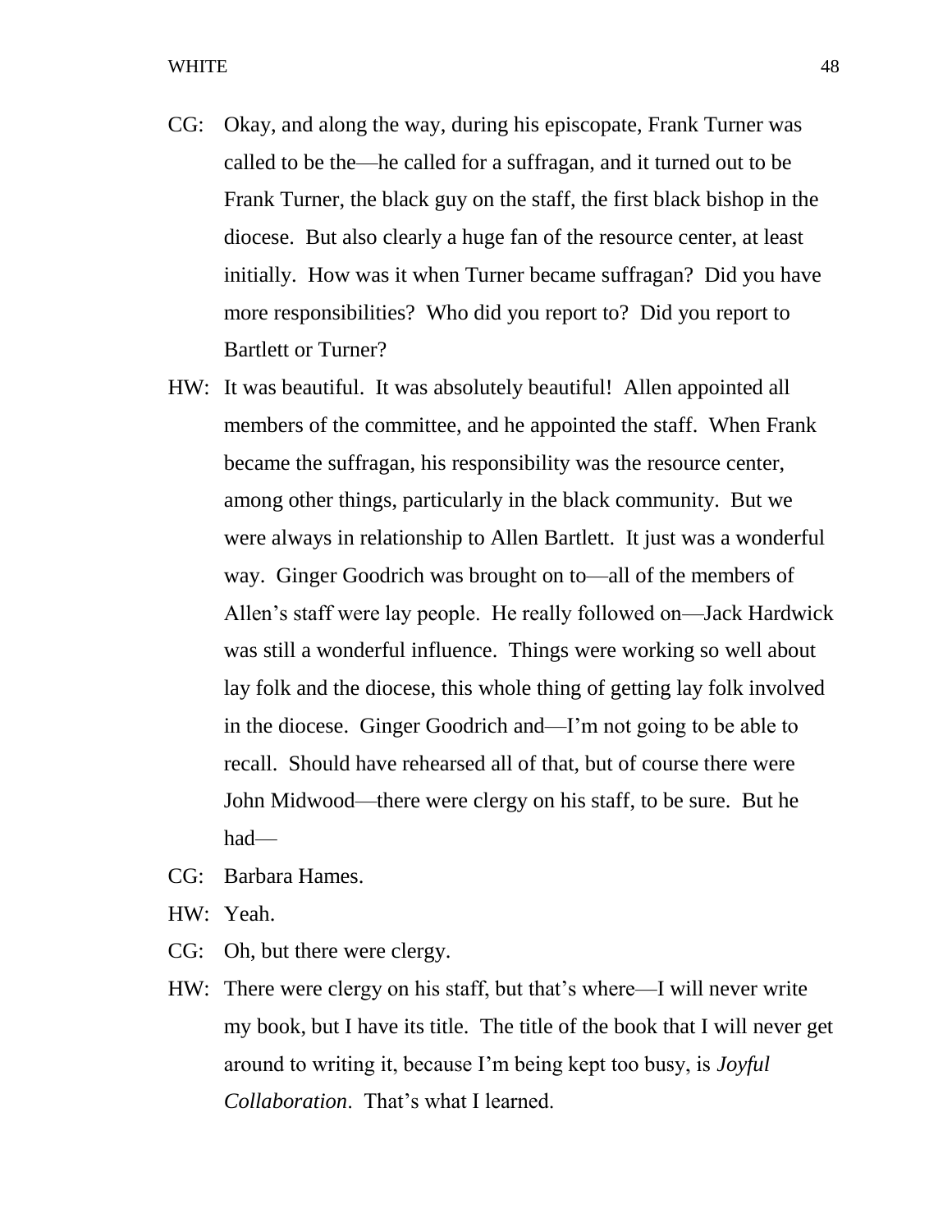CG: Okay, and along the way, during his episcopate, Frank Turner was called to be the—he called for a suffragan, and it turned out to be Frank Turner, the black guy on the staff, the first black bishop in the diocese. But also clearly a huge fan of the resource center, at least initially. How was it when Turner became suffragan? Did you have more responsibilities? Who did you report to? Did you report to Bartlett or Turner?

HW: It was beautiful. It was absolutely beautiful! Allen appointed all members of the committee, and he appointed the staff. When Frank became the suffragan, his responsibility was the resource center, among other things, particularly in the black community. But we were always in relationship to Allen Bartlett. It just was a wonderful way. Ginger Goodrich was brought on to—all of the members of Allen's staff were lay people. He really followed on—Jack Hardwick was still a wonderful influence. Things were working so well about lay folk and the diocese, this whole thing of getting lay folk involved in the diocese. Ginger Goodrich and—I'm not going to be able to recall. Should have rehearsed all of that, but of course there were John Midwood—there were clergy on his staff, to be sure. But he had—

CG: Barbara Hames.

HW: Yeah.

CG: Oh, but there were clergy.

HW: There were clergy on his staff, but that's where—I will never write my book, but I have its title. The title of the book that I will never get around to writing it, because I'm being kept too busy, is *Joyful Collaboration*. That's what I learned.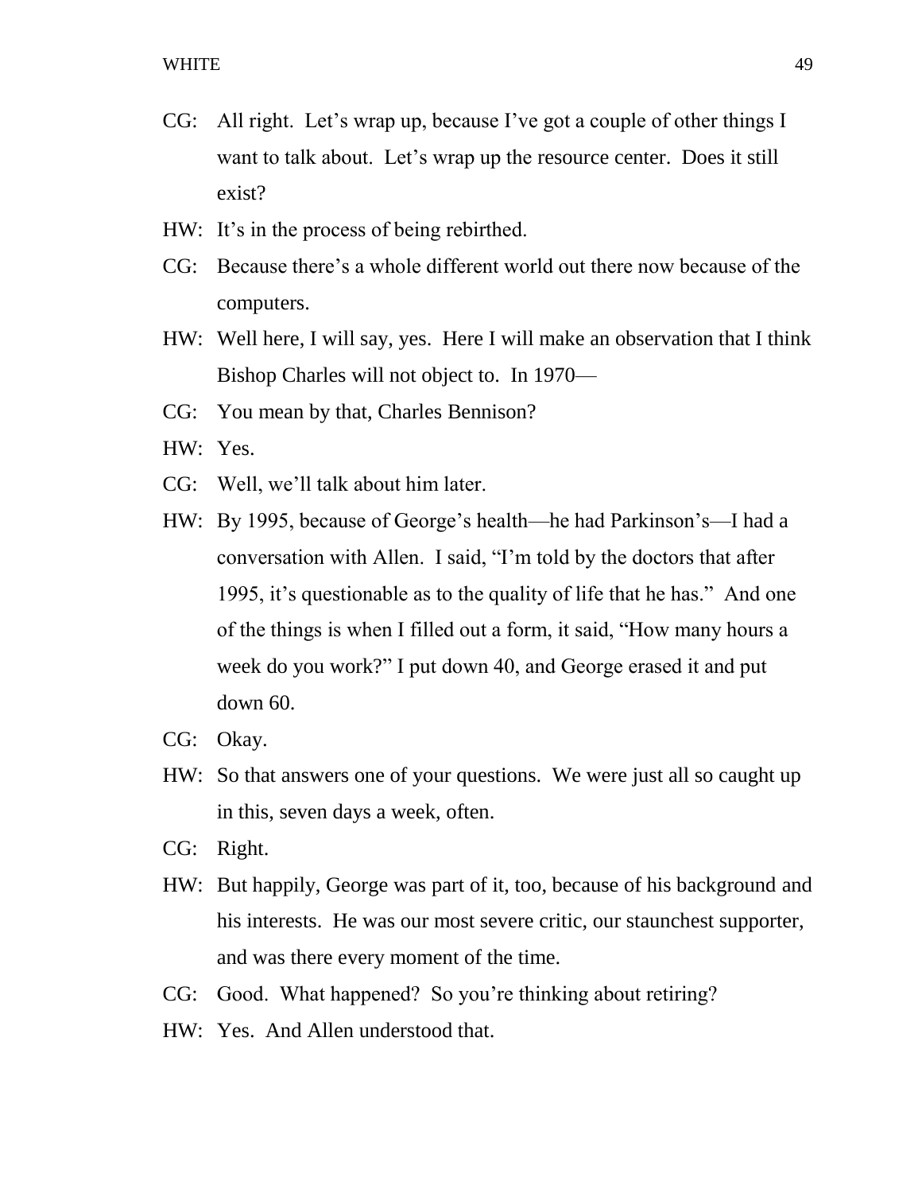CG: All right. Let's wrap up, because I've got a couple of other things I want to talk about. Let's wrap up the resource center. Does it still exist?

HW: It's in the process of being rebirthed.

CG: Because there's a whole different world out there now because of the computers.

HW: Well here, I will say, yes. Here I will make an observation that I think Bishop Charles will not object to. In 1970—

CG: You mean by that, Charles Bennison?

HW: Yes.

CG: Well, we'll talk about him later.

HW: By 1995, because of George's health—he had Parkinson's—I had a conversation with Allen. I said, "I'm told by the doctors that after 1995, it's questionable as to the quality of life that he has." And one of the things is when I filled out a form, it said, "How many hours a week do you work?" I put down 40, and George erased it and put down 60.

CG: Okay.

HW: So that answers one of your questions. We were just all so caught up in this, seven days a week, often.

CG: Right.

HW: But happily, George was part of it, too, because of his background and his interests. He was our most severe critic, our staunchest supporter, and was there every moment of the time.

CG: Good. What happened? So you're thinking about retiring?

HW: Yes. And Allen understood that.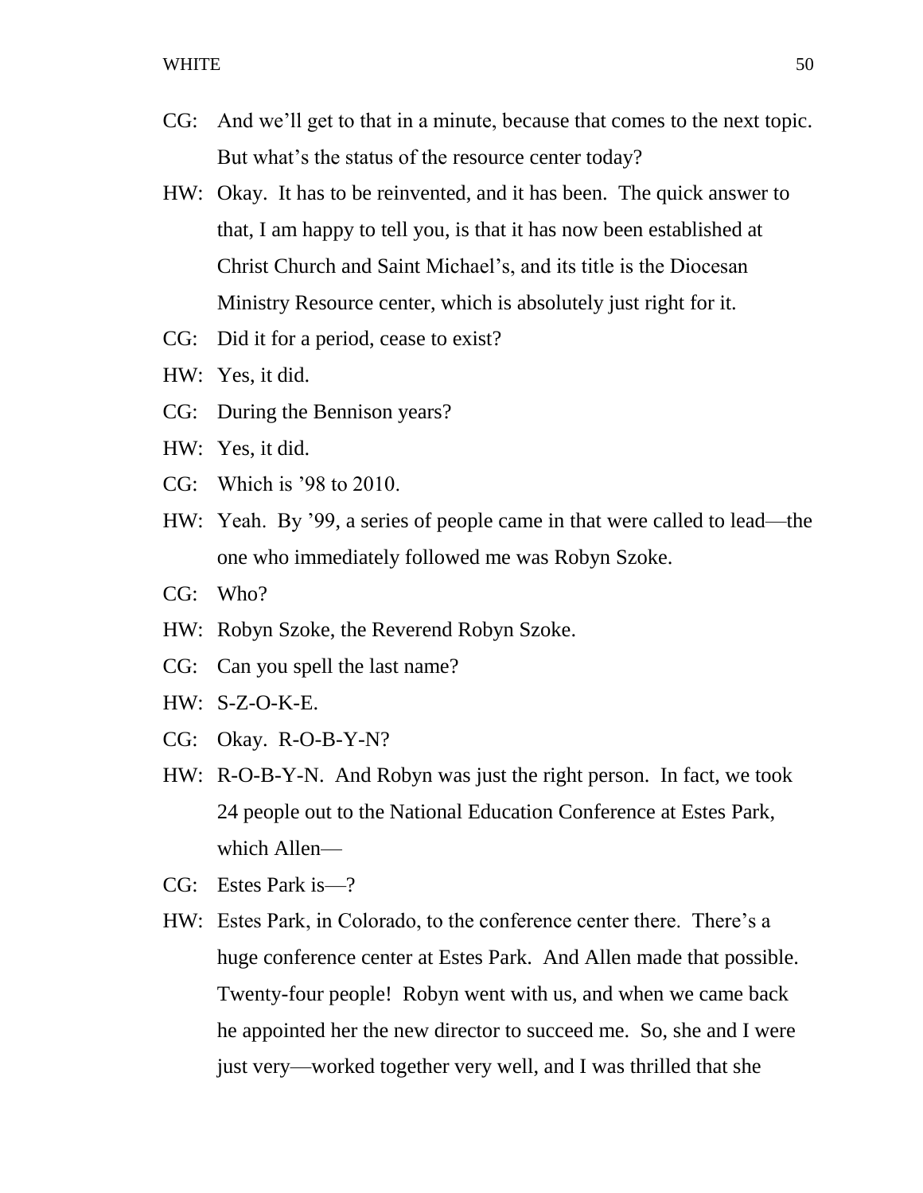CG: And we'll get to that in a minute, because that comes to the next topic. But what's the status of the resource center today?

HW: Okay. It has to be reinvented, and it has been. The quick answer to that, I am happy to tell you, is that it has now been established at Christ Church and Saint Michael's, and its title is the Diocesan Ministry Resource center, which is absolutely just right for it.

CG: Did it for a period, cease to exist?

HW: Yes, it did.

CG: During the Bennison years?

HW: Yes, it did.

CG: Which is '98 to 2010.

HW: Yeah. By '99, a series of people came in that were called to lead—the one who immediately followed me was Robyn Szoke.

CG: Who?

HW: Robyn Szoke, the Reverend Robyn Szoke.

CG: Can you spell the last name?

HW: S-Z-O-K-E.

CG: Okay. R-O-B-Y-N?

HW: R-O-B-Y-N. And Robyn was just the right person. In fact, we took 24 people out to the National Education Conference at Estes Park, which Allen—

CG: Estes Park is—?

HW: Estes Park, in Colorado, to the conference center there. There's a huge conference center at Estes Park. And Allen made that possible. Twenty-four people! Robyn went with us, and when we came back he appointed her the new director to succeed me. So, she and I were just very—worked together very well, and I was thrilled that she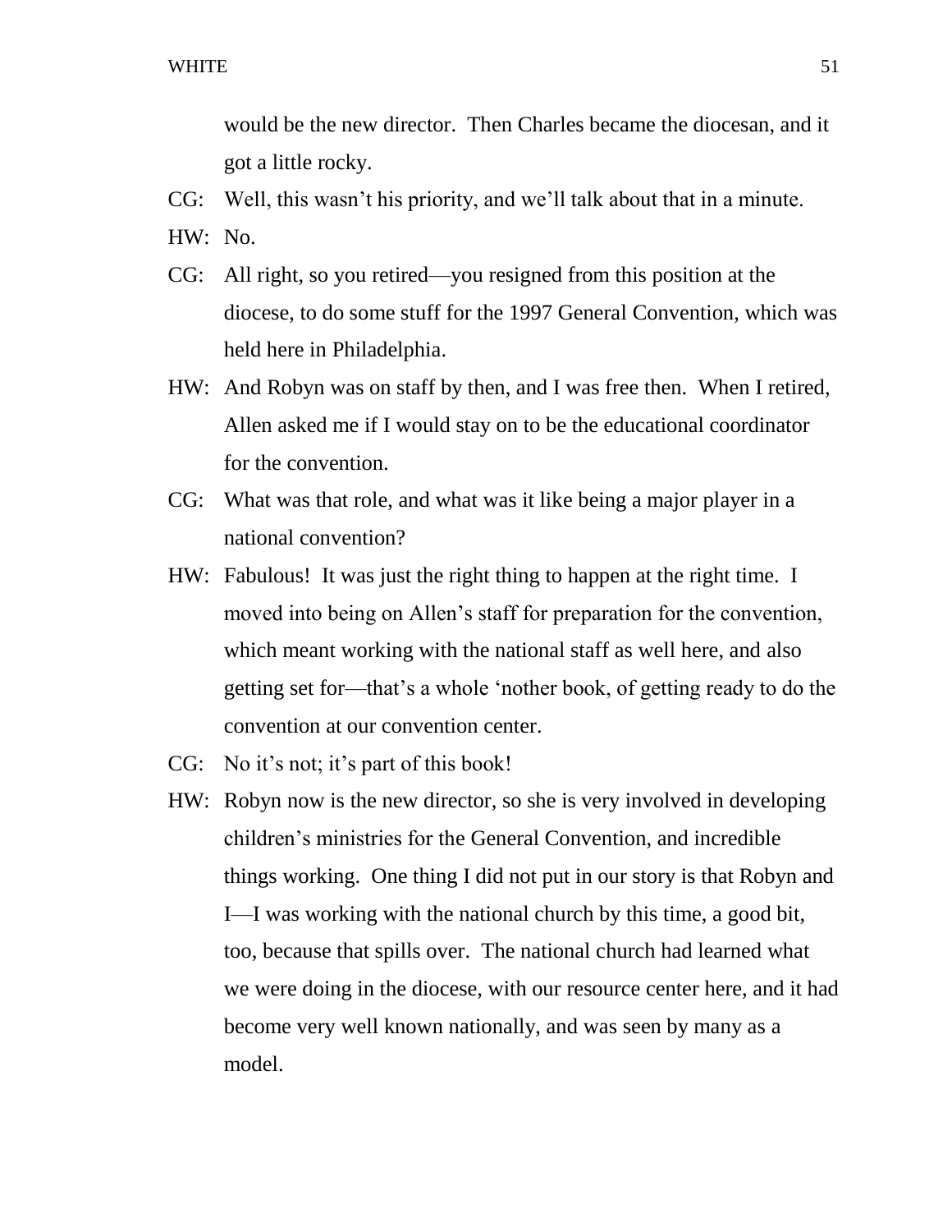would be the new director. Then Charles became the diocesan, and it got a little rocky.

CG: Well, this wasn't his priority, and we'll talk about that in a minute.

HW: No.

CG: All right, so you retired—you resigned from this position at the diocese, to do some stuff for the 1997 General Convention, which was held here in Philadelphia.

HW: And Robyn was on staff by then, and I was free then. When I retired, Allen asked me if I would stay on to be the educational coordinator for the convention.

CG: What was that role, and what was it like being a major player in a national convention?

HW: Fabulous! It was just the right thing to happen at the right time. I moved into being on Allen's staff for preparation for the convention, which meant working with the national staff as well here, and also getting set for—that's a whole 'nother book, of getting ready to do the convention at our convention center.

CG: No it's not; it's part of this book!

HW: Robyn now is the new director, so she is very involved in developing children's ministries for the General Convention, and incredible things working. One thing I did not put in our story is that Robyn and I—I was working with the national church by this time, a good bit, too, because that spills over. The national church had learned what we were doing in the diocese, with our resource center here, and it had become very well known nationally, and was seen by many as a model.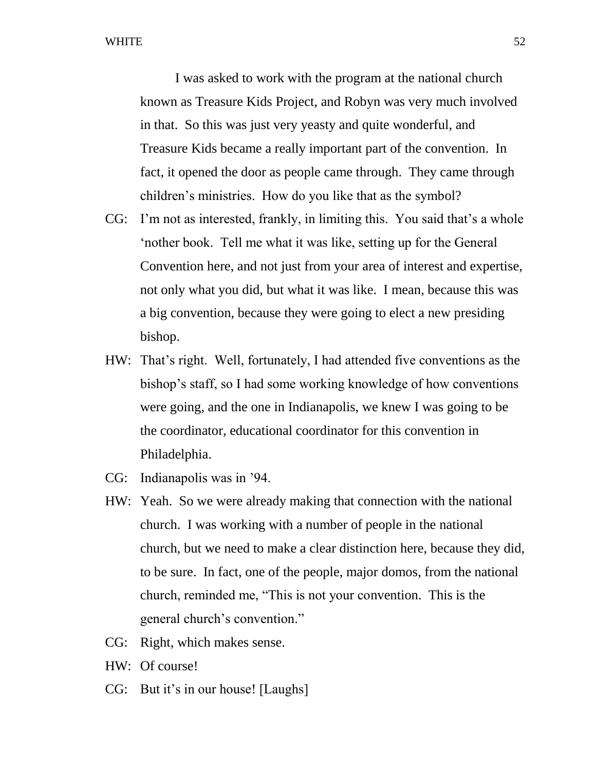I was asked to work with the program at the national church known as Treasure Kids Project, and Robyn was very much involved in that. So this was just very yeasty and quite wonderful, and Treasure Kids became a really important part of the convention. In fact, it opened the door as people came through. They came through children's ministries. How do you like that as the symbol?

CG: I'm not as interested, frankly, in limiting this. You said that's a whole 'nother book. Tell me what it was like, setting up for the General Convention here, and not just from your area of interest and expertise, not only what you did, but what it was like. I mean, because this was a big convention, because they were going to elect a new presiding bishop.

HW: That's right. Well, fortunately, I had attended five conventions as the bishop's staff, so I had some working knowledge of how conventions were going, and the one in Indianapolis, we knew I was going to be the coordinator, educational coordinator for this convention in Philadelphia.

CG: Indianapolis was in '94.

HW: Yeah. So we were already making that connection with the national church. I was working with a number of people in the national church, but we need to make a clear distinction here, because they did, to be sure. In fact, one of the people, major domos, from the national church, reminded me, "This is not your convention. This is the general church's convention."

CG: Right, which makes sense.

HW: Of course!

CG: But it's in our house! [Laughs]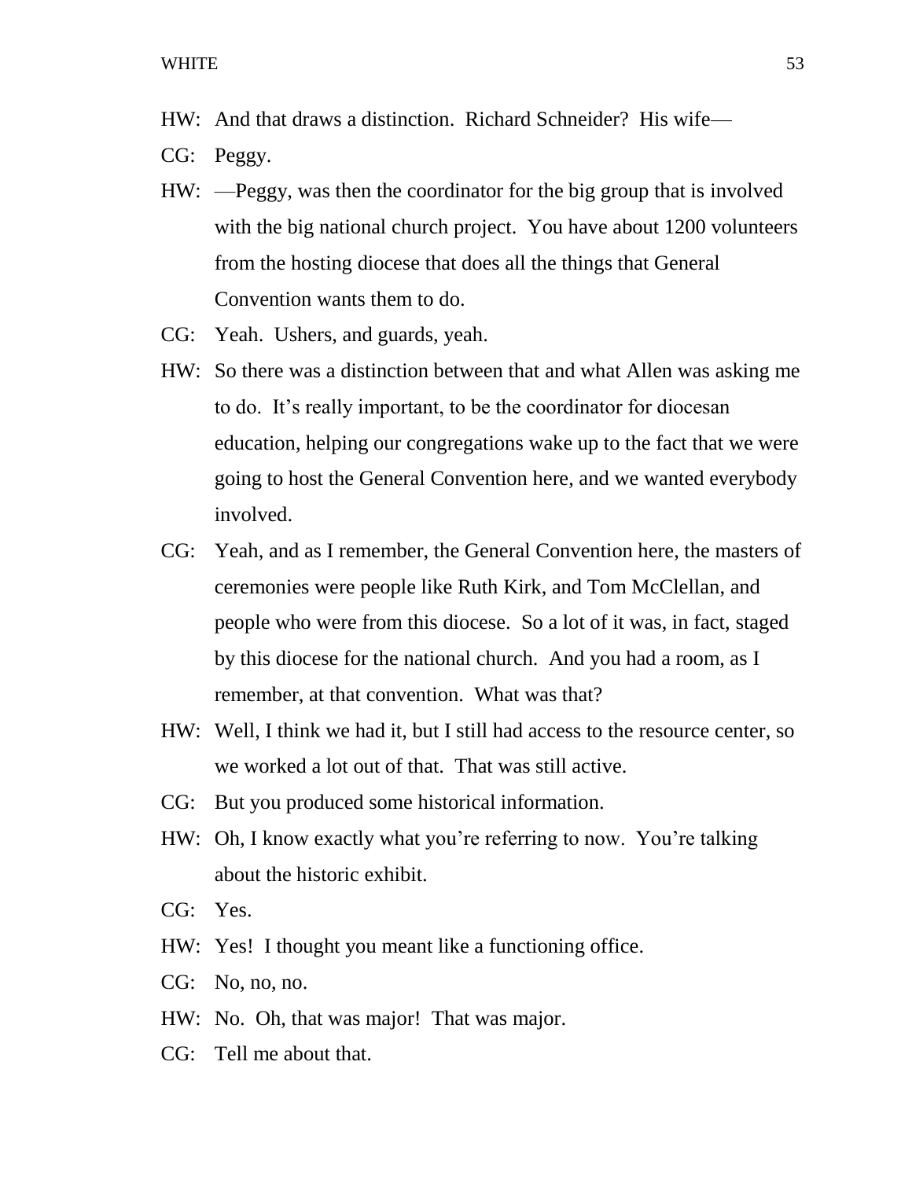HW: And that draws a distinction. Richard Schneider? His wife—

CG: Peggy.

HW: —Peggy, was then the coordinator for the big group that is involved with the big national church project. You have about 1200 volunteers from the hosting diocese that does all the things that General Convention wants them to do.

CG: Yeah. Ushers, and guards, yeah.

HW: So there was a distinction between that and what Allen was asking me to do. It's really important, to be the coordinator for diocesan education, helping our congregations wake up to the fact that we were going to host the General Convention here, and we wanted everybody involved.

CG: Yeah, and as I remember, the General Convention here, the masters of ceremonies were people like Ruth Kirk, and Tom McClellan, and people who were from this diocese. So a lot of it was, in fact, staged by this diocese for the national church. And you had a room, as I remember, at that convention. What was that?

HW: Well, I think we had it, but I still had access to the resource center, so we worked a lot out of that. That was still active.

CG: But you produced some historical information.

HW: Oh, I know exactly what you're referring to now. You're talking about the historic exhibit.

CG: Yes.

HW: Yes! I thought you meant like a functioning office.

CG: No, no, no.

HW: No. Oh, that was major! That was major.

CG: Tell me about that.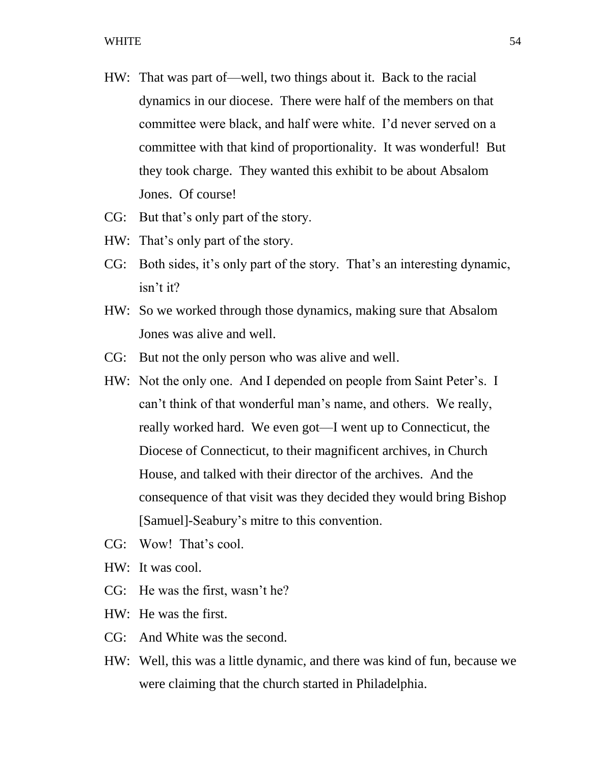HW: That was part of—well, two things about it. Back to the racial dynamics in our diocese. There were half of the members on that committee were black, and half were white. I'd never served on a committee with that kind of proportionality. It was wonderful! But they took charge. They wanted this exhibit to be about Absalom Jones. Of course!

CG: But that's only part of the story.

HW: That's only part of the story.

CG: Both sides, it's only part of the story. That's an interesting dynamic, isn't it?

HW: So we worked through those dynamics, making sure that Absalom Jones was alive and well.

CG: But not the only person who was alive and well.

HW: Not the only one. And I depended on people from Saint Peter's. I can't think of that wonderful man's name, and others. We really, really worked hard. We even got—I went up to Connecticut, the Diocese of Connecticut, to their magnificent archives, in Church House, and talked with their director of the archives. And the consequence of that visit was they decided they would bring Bishop [Samuel]-Seabury's mitre to this convention.

CG: Wow! That's cool.

HW: It was cool.

CG: He was the first, wasn't he?

HW: He was the first.

CG: And White was the second.

HW: Well, this was a little dynamic, and there was kind of fun, because we were claiming that the church started in Philadelphia.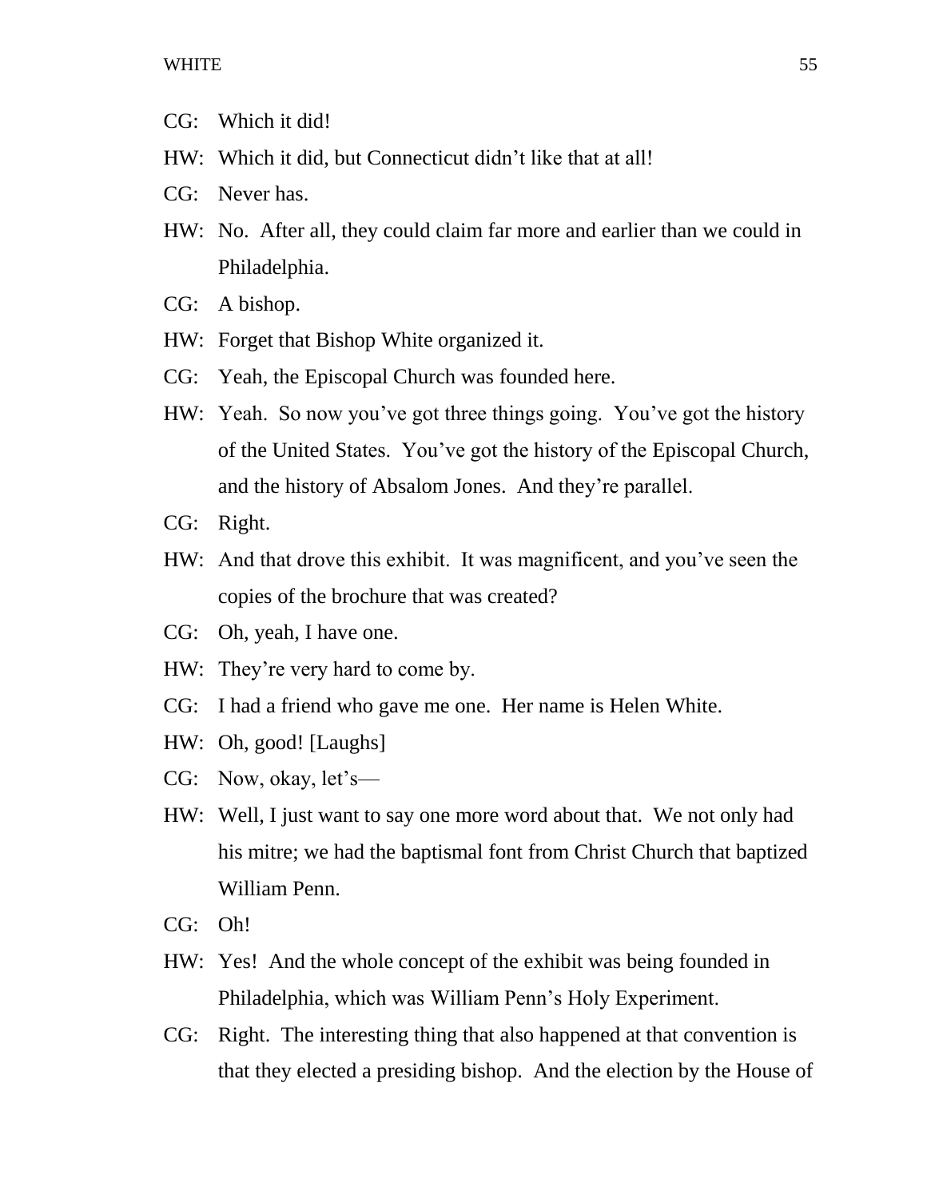CG: Which it did!

HW: Which it did, but Connecticut didn't like that at all!

CG: Never has.

HW: No. After all, they could claim far more and earlier than we could in Philadelphia.

CG: A bishop.

HW: Forget that Bishop White organized it.

CG: Yeah, the Episcopal Church was founded here.

HW: Yeah. So now you've got three things going. You've got the history of the United States. You've got the history of the Episcopal Church, and the history of Absalom Jones. And they're parallel.

CG: Right.

HW: And that drove this exhibit. It was magnificent, and you've seen the copies of the brochure that was created?

CG: Oh, yeah, I have one.

HW: They're very hard to come by.

CG: I had a friend who gave me one. Her name is Helen White.

HW: Oh, good! [Laughs]

CG: Now, okay, let's—

HW: Well, I just want to say one more word about that. We not only had his mitre; we had the baptismal font from Christ Church that baptized William Penn.

CG: Oh!

HW: Yes! And the whole concept of the exhibit was being founded in Philadelphia, which was William Penn's Holy Experiment.

CG: Right. The interesting thing that also happened at that convention is that they elected a presiding bishop. And the election by the House of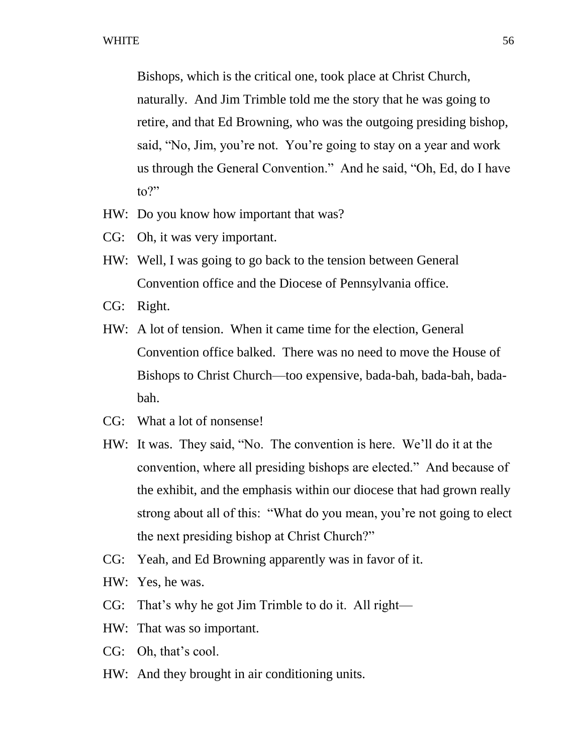Bishops, which is the critical one, took place at Christ Church, naturally. And Jim Trimble told me the story that he was going to retire, and that Ed Browning, who was the outgoing presiding bishop, said, "No, Jim, you're not. You're going to stay on a year and work us through the General Convention." And he said, "Oh, Ed, do I have to?"

HW: Do you know how important that was?

CG: Oh, it was very important.

HW: Well, I was going to go back to the tension between General Convention office and the Diocese of Pennsylvania office.

CG: Right.

HW: A lot of tension. When it came time for the election, General Convention office balked. There was no need to move the House of Bishops to Christ Church—too expensive, bada-bah, bada-bah, bada-bah.

CG: What a lot of nonsense!

HW: It was. They said, "No. The convention is here. We'll do it at the convention, where all presiding bishops are elected." And because of the exhibit, and the emphasis within our diocese that had grown really strong about all of this: "What do you mean, you're not going to elect the next presiding bishop at Christ Church?"

CG: Yeah, and Ed Browning apparently was in favor of it.

HW: Yes, he was.

CG: That's why he got Jim Trimble to do it. All right—

HW: That was so important.

CG: Oh, that's cool.

HW: And they brought in air conditioning units.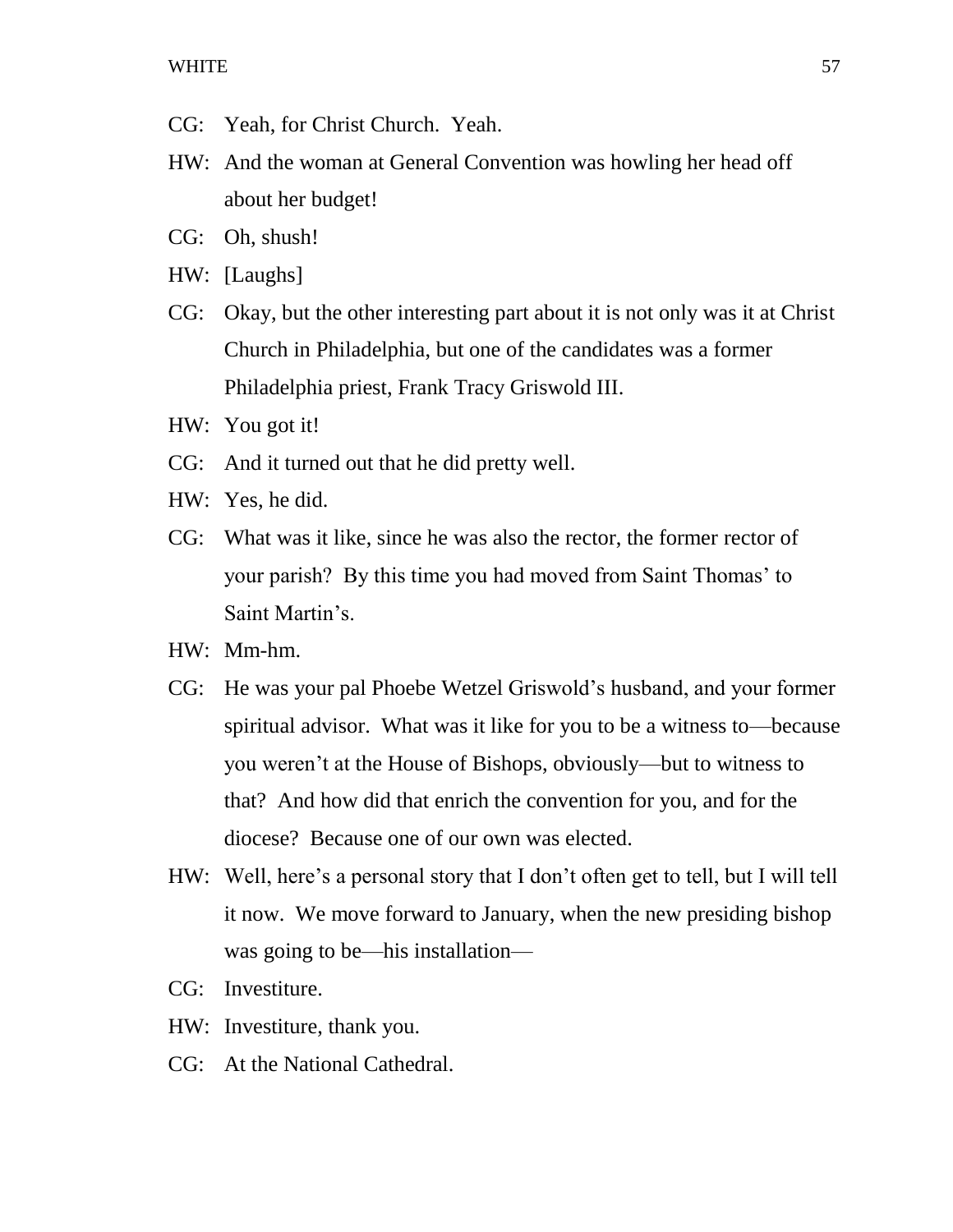CG: Yeah, for Christ Church. Yeah.

HW: And the woman at General Convention was howling her head off about her budget!

CG: Oh, shush!

HW: [Laughs]

CG: Okay, but the other interesting part about it is not only was it at Christ Church in Philadelphia, but one of the candidates was a former Philadelphia priest, Frank Tracy Griswold III.

HW: You got it!

CG: And it turned out that he did pretty well.

HW: Yes, he did.

CG: What was it like, since he was also the rector, the former rector of your parish? By this time you had moved from Saint Thomas' to Saint Martin's.

HW: Mm-hm.

CG: He was your pal Phoebe Wetzel Griswold's husband, and your former spiritual advisor. What was it like for you to be a witness to—because you weren't at the House of Bishops, obviously—but to witness to that? And how did that enrich the convention for you, and for the diocese? Because one of our own was elected.

HW: Well, here's a personal story that I don't often get to tell, but I will tell it now. We move forward to January, when the new presiding bishop was going to be—his installation—

CG: Investiture.

HW: Investiture, thank you.

CG: At the National Cathedral.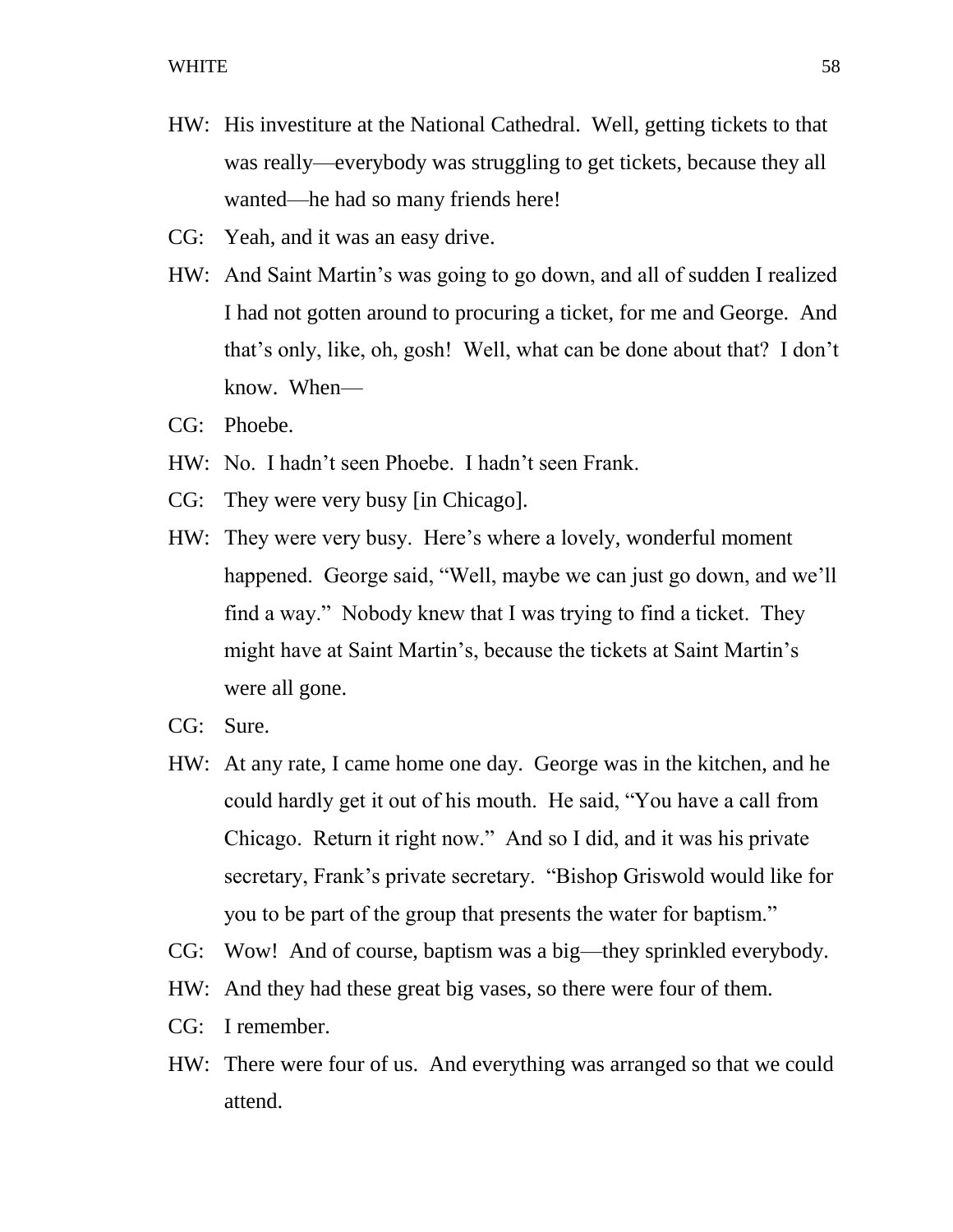HW: His investiture at the National Cathedral. Well, getting tickets to that was really—everybody was struggling to get tickets, because they all wanted—he had so many friends here!

CG: Yeah, and it was an easy drive.

HW: And Saint Martin's was going to go down, and all of sudden I realized I had not gotten around to procuring a ticket, for me and George. And that's only, like, oh, gosh! Well, what can be done about that? I don't know. When—

CG: Phoebe.

HW: No. I hadn't seen Phoebe. I hadn't seen Frank.

CG: They were very busy [in Chicago].

HW: They were very busy. Here's where a lovely, wonderful moment happened. George said, "Well, maybe we can just go down, and we'll find a way." Nobody knew that I was trying to find a ticket. They might have at Saint Martin's, because the tickets at Saint Martin's were all gone.

CG: Sure.

HW: At any rate, I came home one day. George was in the kitchen, and he could hardly get it out of his mouth. He said, "You have a call from Chicago. Return it right now." And so I did, and it was his private secretary, Frank's private secretary. "Bishop Griswold would like for you to be part of the group that presents the water for baptism."

CG: Wow! And of course, baptism was a big—they sprinkled everybody.

HW: And they had these great big vases, so there were four of them.

CG: I remember.

HW: There were four of us. And everything was arranged so that we could attend.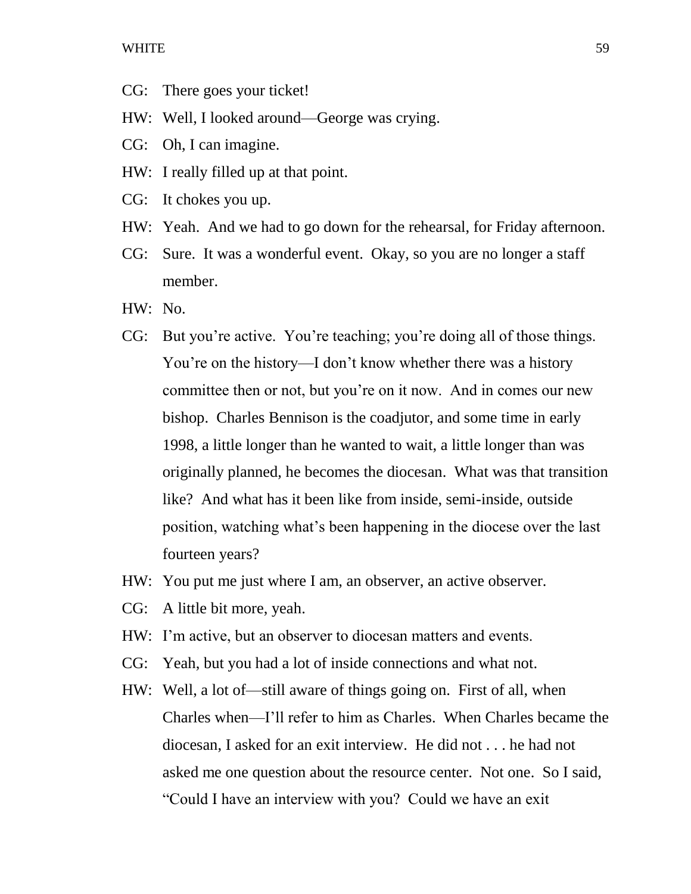CG: There goes your ticket!

HW: Well, I looked around—George was crying.

CG: Oh, I can imagine.

HW: I really filled up at that point.

CG: It chokes you up.

HW: Yeah. And we had to go down for the rehearsal, for Friday afternoon.

CG: Sure. It was a wonderful event. Okay, so you are no longer a staff member.

HW: No.

CG: But you're active. You're teaching; you're doing all of those things. You're on the history—I don't know whether there was a history committee then or not, but you're on it now. And in comes our new bishop. Charles Bennison is the coadjutor, and some time in early 1998, a little longer than he wanted to wait, a little longer than was originally planned, he becomes the diocesan. What was that transition like? And what has it been like from inside, semi-inside, outside position, watching what's been happening in the diocese over the last fourteen years?

HW: You put me just where I am, an observer, an active observer.

CG: A little bit more, yeah.

HW: I'm active, but an observer to diocesan matters and events.

CG: Yeah, but you had a lot of inside connections and what not.

HW: Well, a lot of—still aware of things going on. First of all, when Charles when—I'll refer to him as Charles. When Charles became the diocesan, I asked for an exit interview. He did not . . . he had not asked me one question about the resource center. Not one. So I said, "Could I have an interview with you? Could we have an exit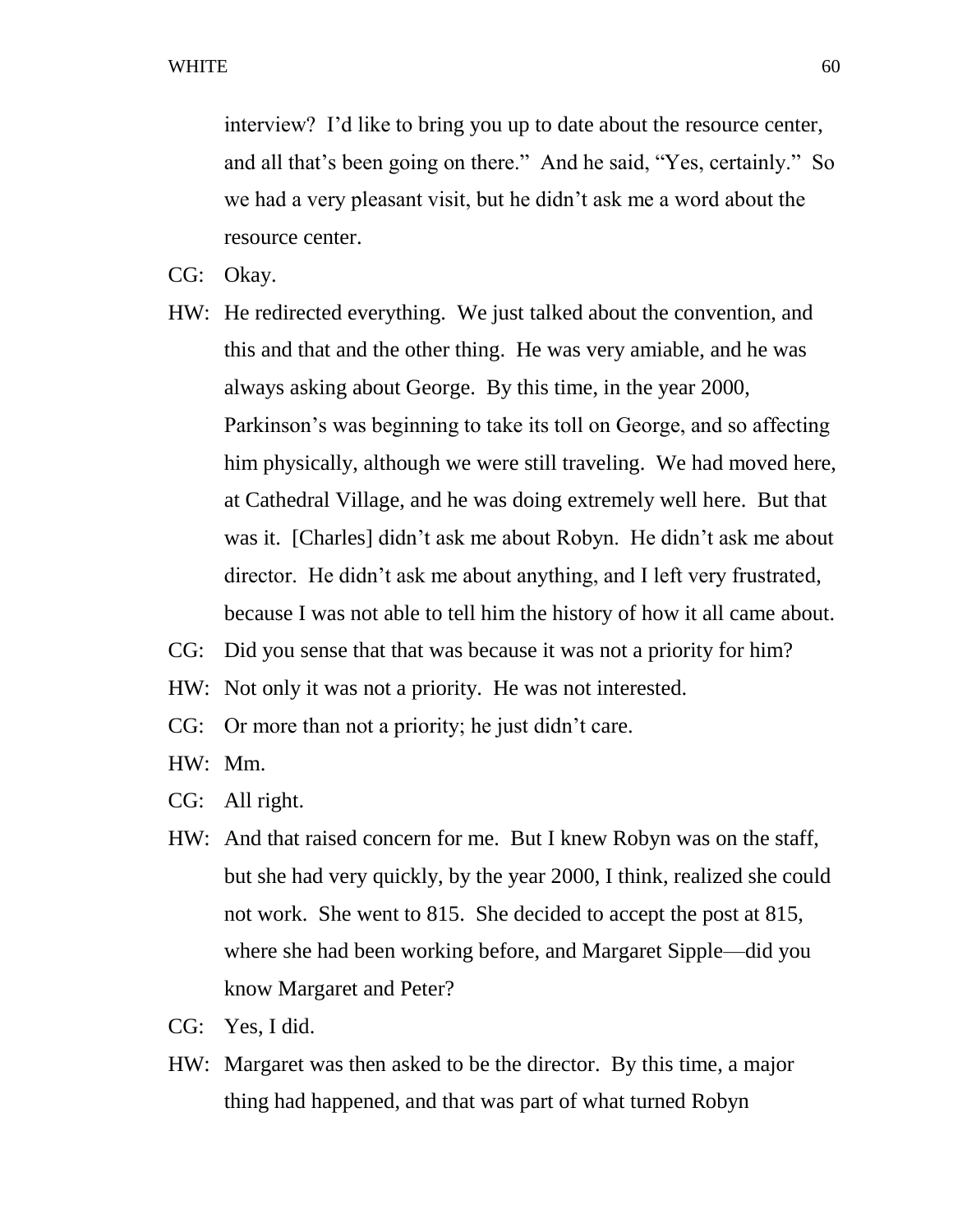interview? I'd like to bring you up to date about the resource center, and all that's been going on there." And he said, "Yes, certainly." So we had a very pleasant visit, but he didn't ask me a word about the resource center.

CG: Okay.

HW: He redirected everything. We just talked about the convention, and this and that and the other thing. He was very amiable, and he was always asking about George. By this time, in the year 2000, Parkinson's was beginning to take its toll on George, and so affecting him physically, although we were still traveling. We had moved here, at Cathedral Village, and he was doing extremely well here. But that was it. [Charles] didn't ask me about Robyn. He didn't ask me about director. He didn't ask me about anything, and I left very frustrated, because I was not able to tell him the history of how it all came about.

CG: Did you sense that that was because it was not a priority for him?

HW: Not only it was not a priority. He was not interested.

CG: Or more than not a priority; he just didn't care.

HW: Mm.

CG: All right.

HW: And that raised concern for me. But I knew Robyn was on the staff, but she had very quickly, by the year 2000, I think, realized she could not work. She went to 815. She decided to accept the post at 815, where she had been working before, and Margaret Sipple—did you know Margaret and Peter?

CG: Yes, I did.

HW: Margaret was then asked to be the director. By this time, a major thing had happened, and that was part of what turned Robyn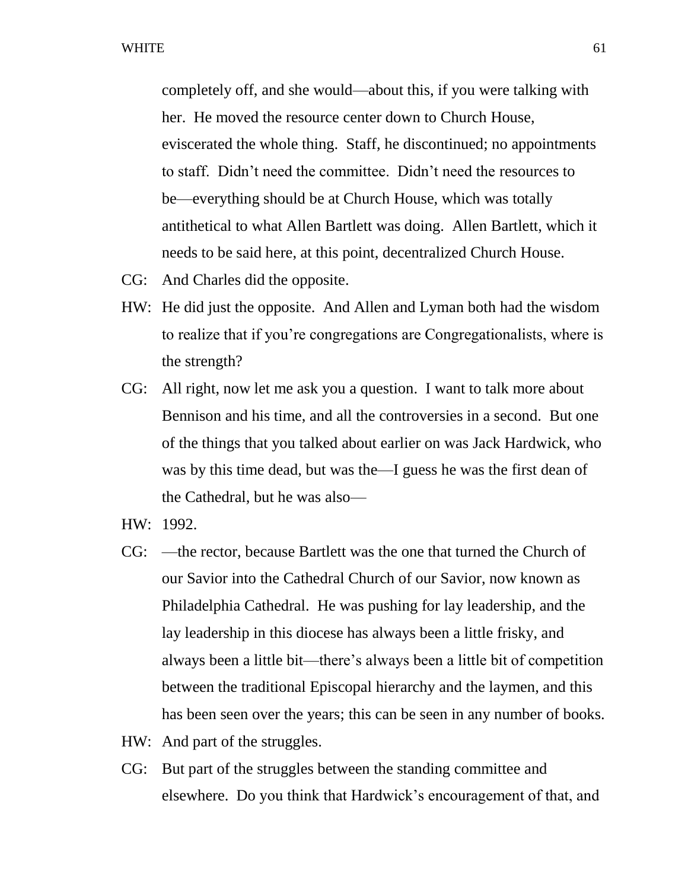completely off, and she would—about this, if you were talking with her. He moved the resource center down to Church House, eviscerated the whole thing. Staff, he discontinued; no appointments to staff. Didn't need the committee. Didn't need the resources to be—everything should be at Church House, which was totally antithetical to what Allen Bartlett was doing. Allen Bartlett, which it needs to be said here, at this point, decentralized Church House.

CG: And Charles did the opposite.

HW: He did just the opposite. And Allen and Lyman both had the wisdom to realize that if you're congregations are Congregationalists, where is the strength?

CG: All right, now let me ask you a question. I want to talk more about Bennison and his time, and all the controversies in a second. But one of the things that you talked about earlier on was Jack Hardwick, who was by this time dead, but was the—I guess he was the first dean of the Cathedral, but he was also—

HW: 1992.

CG: —the rector, because Bartlett was the one that turned the Church of our Savior into the Cathedral Church of our Savior, now known as Philadelphia Cathedral. He was pushing for lay leadership, and the lay leadership in this diocese has always been a little frisky, and always been a little bit—there's always been a little bit of competition between the traditional Episcopal hierarchy and the laymen, and this has been seen over the years; this can be seen in any number of books.

HW: And part of the struggles.

CG: But part of the struggles between the standing committee and elsewhere. Do you think that Hardwick's encouragement of that, and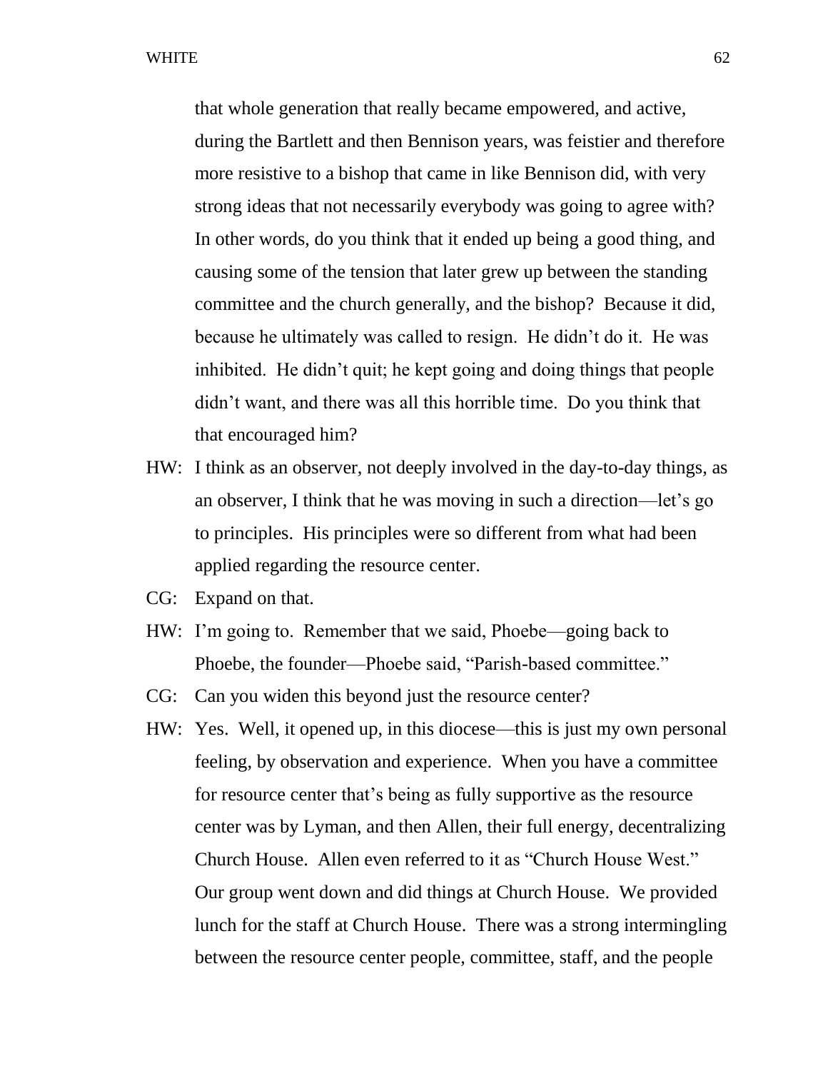that whole generation that really became empowered, and active, during the Bartlett and then Bennison years, was feistier and therefore more resistive to a bishop that came in like Bennison did, with very strong ideas that not necessarily everybody was going to agree with? In other words, do you think that it ended up being a good thing, and causing some of the tension that later grew up between the standing committee and the church generally, and the bishop? Because it did, because he ultimately was called to resign. He didn't do it. He was inhibited. He didn't quit; he kept going and doing things that people didn't want, and there was all this horrible time. Do you think that that encouraged him?

HW: I think as an observer, not deeply involved in the day-to-day things, as an observer, I think that he was moving in such a direction—let's go to principles. His principles were so different from what had been applied regarding the resource center.

CG: Expand on that.

HW: I'm going to. Remember that we said, Phoebe—going back to Phoebe, the founder—Phoebe said, "Parish-based committee."

CG: Can you widen this beyond just the resource center?

HW: Yes. Well, it opened up, in this diocese—this is just my own personal feeling, by observation and experience. When you have a committee for resource center that's being as fully supportive as the resource center was by Lyman, and then Allen, their full energy, decentralizing Church House. Allen even referred to it as "Church House West." Our group went down and did things at Church House. We provided lunch for the staff at Church House. There was a strong intermingling between the resource center people, committee, staff, and the people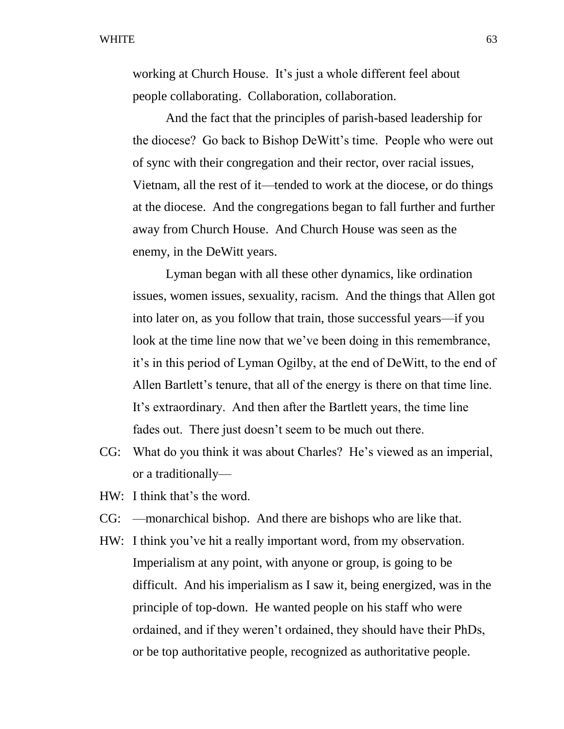working at Church House. It's just a whole different feel about people collaborating. Collaboration, collaboration.

And the fact that the principles of parish-based leadership for the diocese? Go back to Bishop DeWitt's time. People who were out of sync with their congregation and their rector, over racial issues, Vietnam, all the rest of it—tended to work at the diocese, or do things at the diocese. And the congregations began to fall further and further away from Church House. And Church House was seen as the enemy, in the DeWitt years.

Lyman began with all these other dynamics, like ordination issues, women issues, sexuality, racism. And the things that Allen got into later on, as you follow that train, those successful years—if you look at the time line now that we've been doing in this remembrance, it's in this period of Lyman Ogilby, at the end of DeWitt, to the end of Allen Bartlett's tenure, that all of the energy is there on that time line. It's extraordinary. And then after the Bartlett years, the time line fades out. There just doesn't seem to be much out there.

CG: What do you think it was about Charles? He's viewed as an imperial, or a traditionally—

HW: I think that's the word.

CG: —monarchical bishop. And there are bishops who are like that.

HW: I think you've hit a really important word, from my observation. Imperialism at any point, with anyone or group, is going to be difficult. And his imperialism as I saw it, being energized, was in the principle of top-down. He wanted people on his staff who were ordained, and if they weren't ordained, they should have their PhDs, or be top authoritative people, recognized as authoritative people.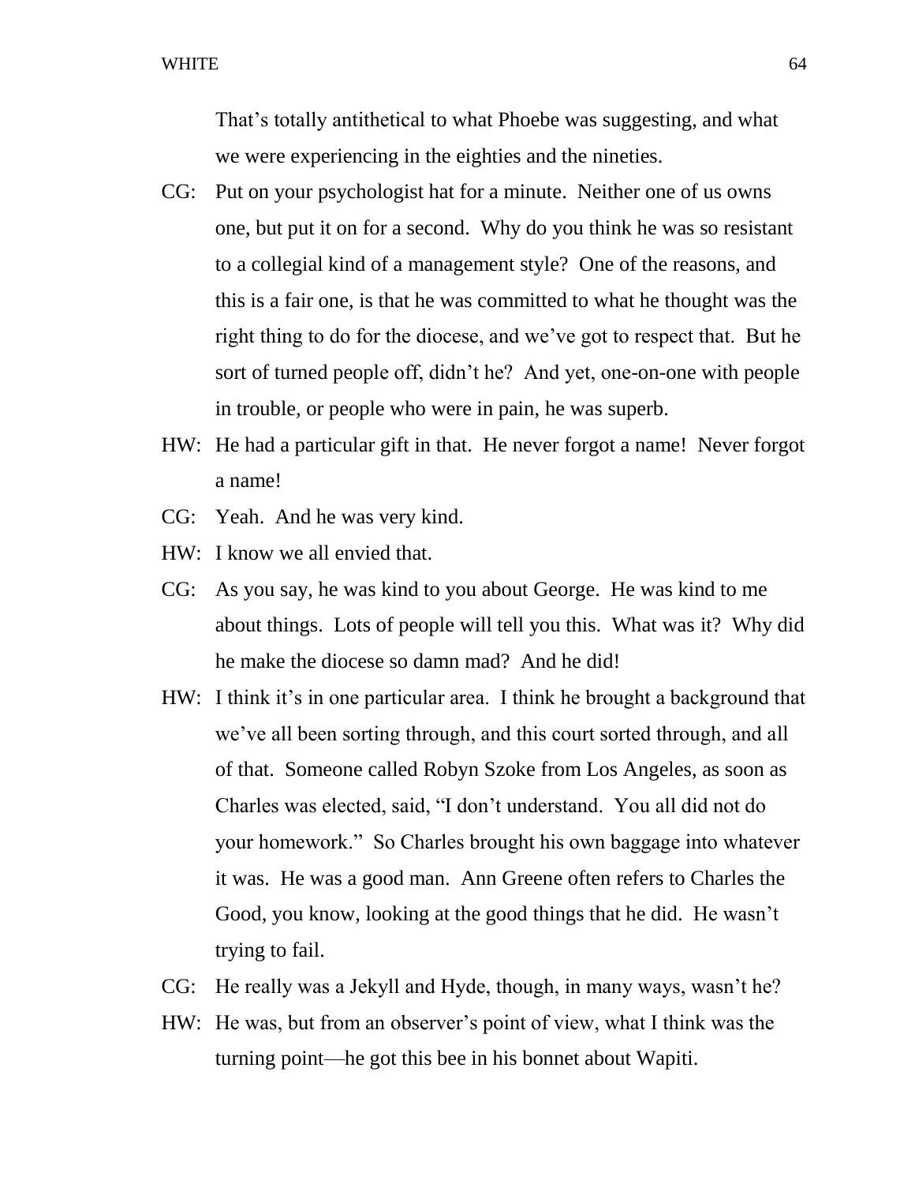That's totally antithetical to what Phoebe was suggesting, and what we were experiencing in the eighties and the nineties.

CG: Put on your psychologist hat for a minute. Neither one of us owns one, but put it on for a second. Why do you think he was so resistant to a collegial kind of a management style? One of the reasons, and this is a fair one, is that he was committed to what he thought was the right thing to do for the diocese, and we've got to respect that. But he sort of turned people off, didn't he? And yet, one-on-one with people in trouble, or people who were in pain, he was superb.

HW: He had a particular gift in that. He never forgot a name! Never forgot a name!

CG: Yeah. And he was very kind.

HW: I know we all envied that.

CG: As you say, he was kind to you about George. He was kind to me about things. Lots of people will tell you this. What was it? Why did he make the diocese so damn mad? And he did!

HW: I think it's in one particular area. I think he brought a background that we've all been sorting through, and this court sorted through, and all of that. Someone called Robyn Szoke from Los Angeles, as soon as Charles was elected, said, "I don't understand. You all did not do your homework." So Charles brought his own baggage into whatever it was. He was a good man. Ann Greene often refers to Charles the Good, you know, looking at the good things that he did. He wasn't trying to fail.

CG: He really was a Jekyll and Hyde, though, in many ways, wasn't he?

HW: He was, but from an observer's point of view, what I think was the turning point—he got this bee in his bonnet about Wapiti.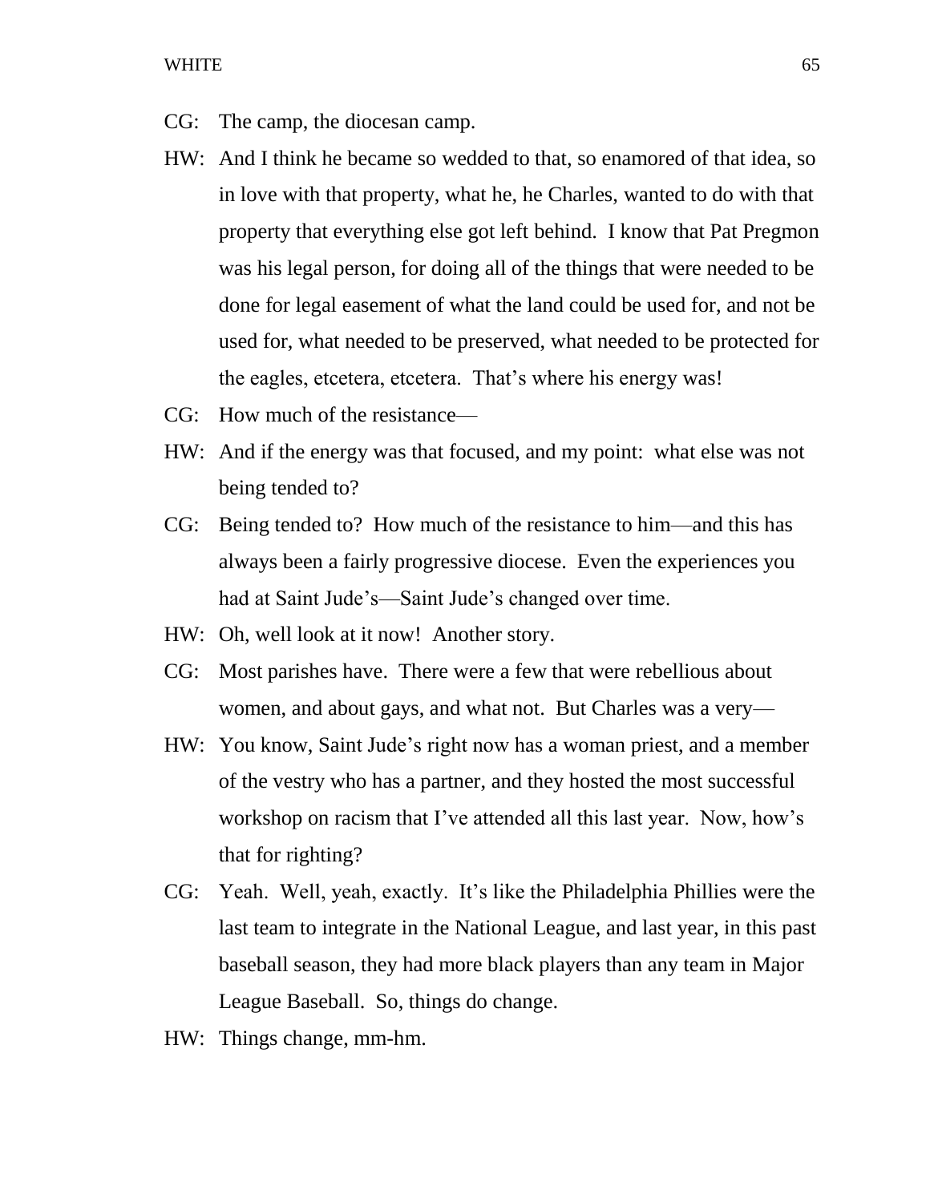CG: The camp, the diocesan camp.

HW: And I think he became so wedded to that, so enamored of that idea, so in love with that property, what he, he Charles, wanted to do with that property that everything else got left behind. I know that Pat Pregmon was his legal person, for doing all of the things that were needed to be done for legal easement of what the land could be used for, and not be used for, what needed to be preserved, what needed to be protected for the eagles, etcetera, etcetera. That's where his energy was!

CG: How much of the resistance—

HW: And if the energy was that focused, and my point: what else was not being tended to?

CG: Being tended to? How much of the resistance to him—and this has always been a fairly progressive diocese. Even the experiences you had at Saint Jude's—Saint Jude's changed over time.

HW: Oh, well look at it now! Another story.

CG: Most parishes have. There were a few that were rebellious about women, and about gays, and what not. But Charles was a very—

HW: You know, Saint Jude's right now has a woman priest, and a member of the vestry who has a partner, and they hosted the most successful workshop on racism that I've attended all this last year. Now, how's that for righting?

CG: Yeah. Well, yeah, exactly. It's like the Philadelphia Phillies were the last team to integrate in the National League, and last year, in this past baseball season, they had more black players than any team in Major League Baseball. So, things do change.

HW: Things change, mm-hm.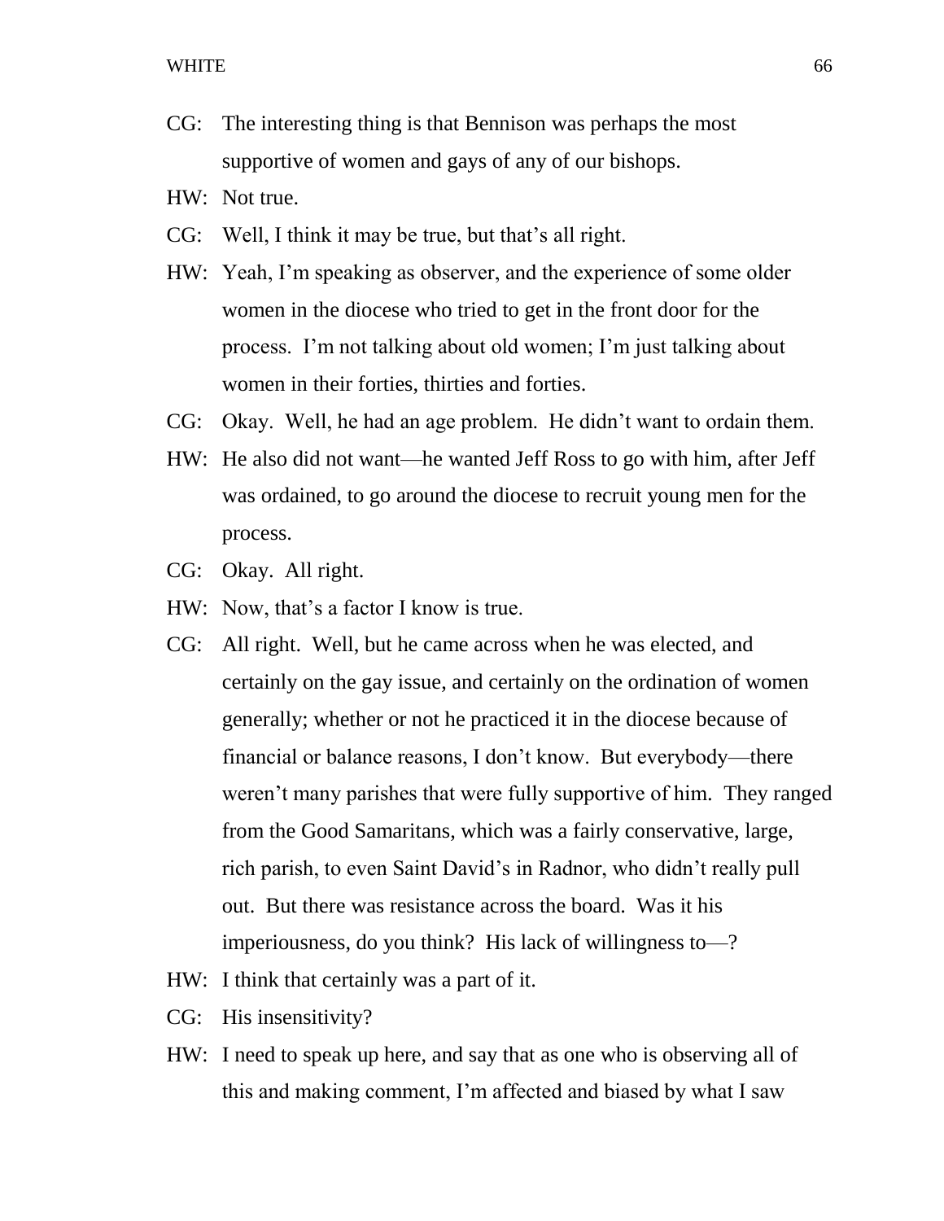CG: The interesting thing is that Bennison was perhaps the most supportive of women and gays of any of our bishops.

HW: Not true.

CG: Well, I think it may be true, but that's all right.

HW: Yeah, I'm speaking as observer, and the experience of some older women in the diocese who tried to get in the front door for the process. I'm not talking about old women; I'm just talking about women in their forties, thirties and forties.

CG: Okay. Well, he had an age problem. He didn't want to ordain them.

HW: He also did not want—he wanted Jeff Ross to go with him, after Jeff was ordained, to go around the diocese to recruit young men for the process.

CG: Okay. All right.

HW: Now, that's a factor I know is true.

CG: All right. Well, but he came across when he was elected, and certainly on the gay issue, and certainly on the ordination of women generally; whether or not he practiced it in the diocese because of financial or balance reasons, I don't know. But everybody—there weren't many parishes that were fully supportive of him. They ranged from the Good Samaritans, which was a fairly conservative, large, rich parish, to even Saint David's in Radnor, who didn't really pull out. But there was resistance across the board. Was it his imperiousness, do you think? His lack of willingness to—?

HW: I think that certainly was a part of it.

CG: His insensitivity?

HW: I need to speak up here, and say that as one who is observing all of this and making comment, I'm affected and biased by what I saw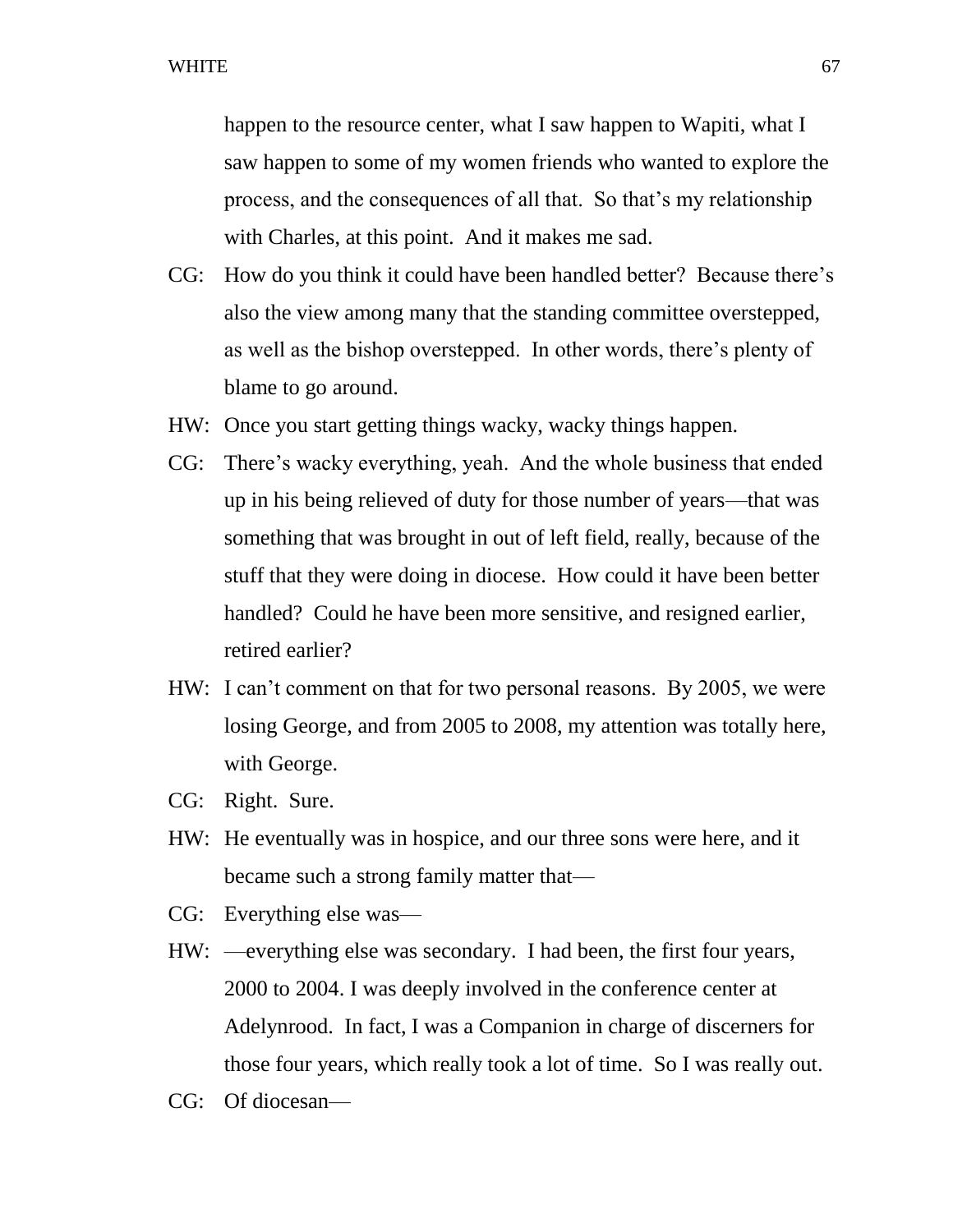happen to the resource center, what I saw happen to Wapiti, what I saw happen to some of my women friends who wanted to explore the process, and the consequences of all that. So that's my relationship with Charles, at this point. And it makes me sad.

CG: How do you think it could have been handled better? Because there's also the view among many that the standing committee overstepped, as well as the bishop overstepped. In other words, there's plenty of blame to go around.

HW: Once you start getting things wacky, wacky things happen.

CG: There's wacky everything, yeah. And the whole business that ended up in his being relieved of duty for those number of years—that was something that was brought in out of left field, really, because of the stuff that they were doing in diocese. How could it have been better handled? Could he have been more sensitive, and resigned earlier, retired earlier?

HW: I can't comment on that for two personal reasons. By 2005, we were losing George, and from 2005 to 2008, my attention was totally here, with George.

CG: Right. Sure.

HW: He eventually was in hospice, and our three sons were here, and it became such a strong family matter that—

CG: Everything else was—

HW: —everything else was secondary. I had been, the first four years, 2000 to 2004. I was deeply involved in the conference center at Adelynrood. In fact, I was a Companion in charge of discerners for those four years, which really took a lot of time. So I was really out.

CG: Of diocesan—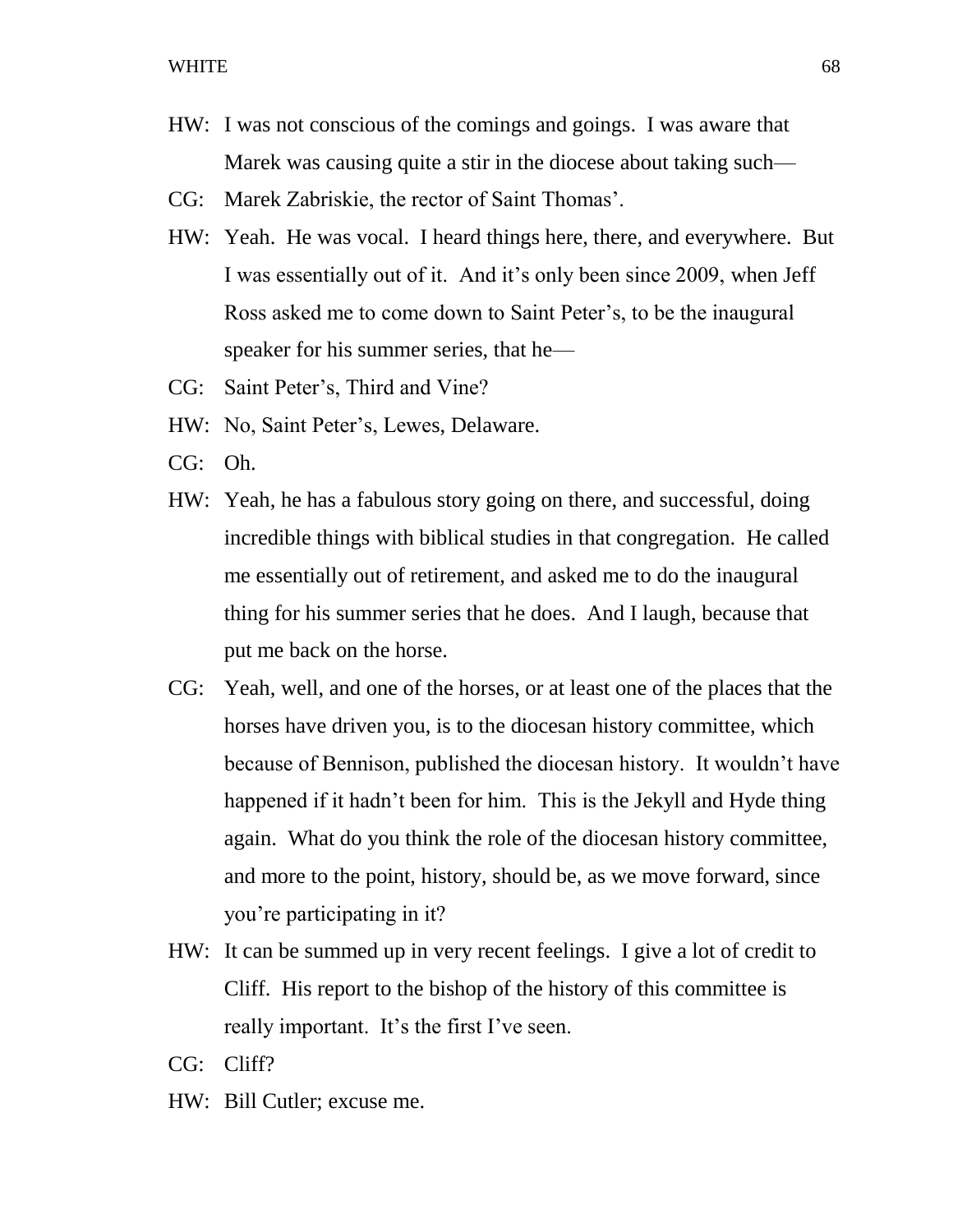HW: I was not conscious of the comings and goings. I was aware that Marek was causing quite a stir in the diocese about taking such—

CG: Marek Zabriskie, the rector of Saint Thomas'.

HW: Yeah. He was vocal. I heard things here, there, and everywhere. But I was essentially out of it. And it's only been since 2009, when Jeff Ross asked me to come down to Saint Peter's, to be the inaugural speaker for his summer series, that he—

CG: Saint Peter's, Third and Vine?

HW: No, Saint Peter's, Lewes, Delaware.

CG: Oh.

HW: Yeah, he has a fabulous story going on there, and successful, doing incredible things with biblical studies in that congregation. He called me essentially out of retirement, and asked me to do the inaugural thing for his summer series that he does. And I laugh, because that put me back on the horse.

CG: Yeah, well, and one of the horses, or at least one of the places that the horses have driven you, is to the diocesan history committee, which because of Bennison, published the diocesan history. It wouldn't have happened if it hadn't been for him. This is the Jekyll and Hyde thing again. What do you think the role of the diocesan history committee, and more to the point, history, should be, as we move forward, since you're participating in it?

HW: It can be summed up in very recent feelings. I give a lot of credit to Cliff. His report to the bishop of the history of this committee is really important. It's the first I've seen.

CG: Cliff?

HW: Bill Cutler; excuse me.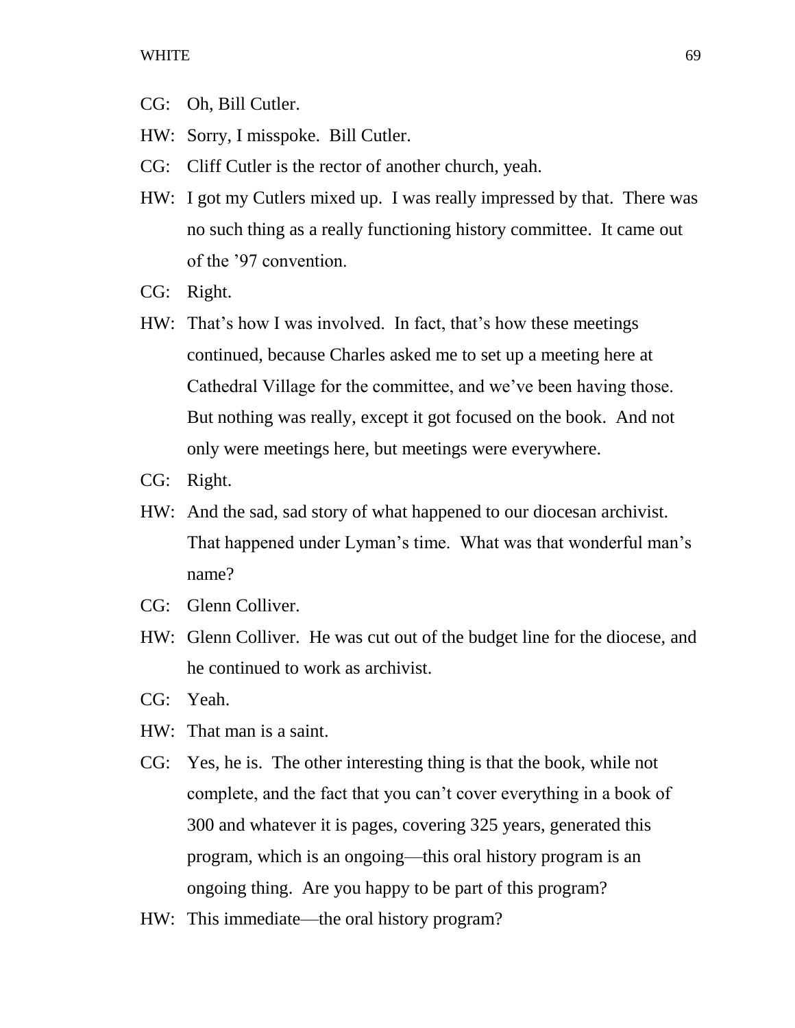CG: Oh, Bill Cutler.

HW: Sorry, I misspoke. Bill Cutler.

CG: Cliff Cutler is the rector of another church, yeah.

HW: I got my Cutlers mixed up. I was really impressed by that. There was no such thing as a really functioning history committee. It came out of the '97 convention.

CG: Right.

HW: That's how I was involved. In fact, that's how these meetings continued, because Charles asked me to set up a meeting here at Cathedral Village for the committee, and we've been having those. But nothing was really, except it got focused on the book. And not only were meetings here, but meetings were everywhere.

CG: Right.

HW: And the sad, sad story of what happened to our diocesan archivist. That happened under Lyman's time. What was that wonderful man's name?

CG: Glenn Colliver.

HW: Glenn Colliver. He was cut out of the budget line for the diocese, and he continued to work as archivist.

CG: Yeah.

HW: That man is a saint.

CG: Yes, he is. The other interesting thing is that the book, while not complete, and the fact that you can't cover everything in a book of 300 and whatever it is pages, covering 325 years, generated this program, which is an ongoing—this oral history program is an ongoing thing. Are you happy to be part of this program?

HW: This immediate—the oral history program?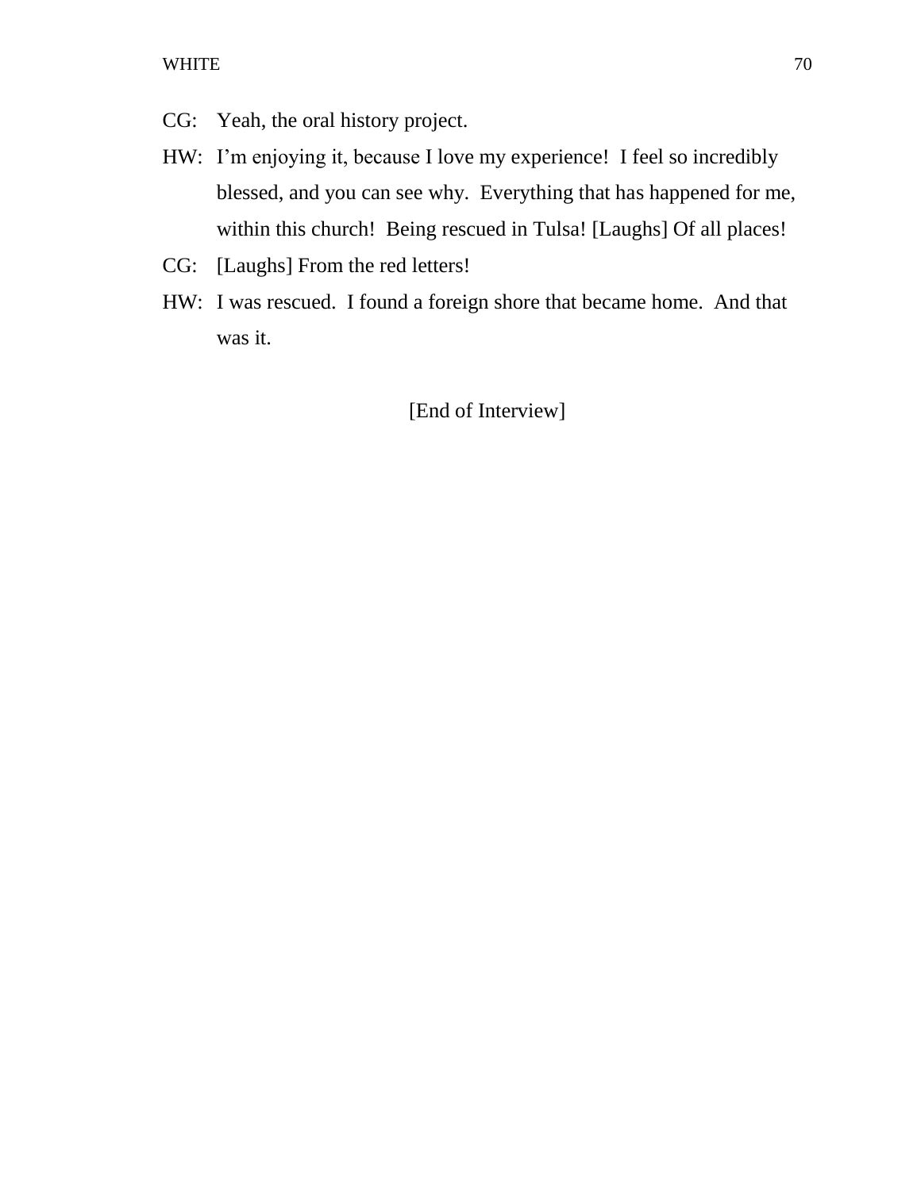CG: Yeah, the oral history project.

HW: I'm enjoying it, because I love my experience! I feel so incredibly blessed, and you can see why. Everything that has happened for me, within this church! Being rescued in Tulsa! [Laughs] Of all places!

CG: [Laughs] From the red letters!

HW: I was rescued. I found a foreign shore that became home. And that was it.

[End of Interview]